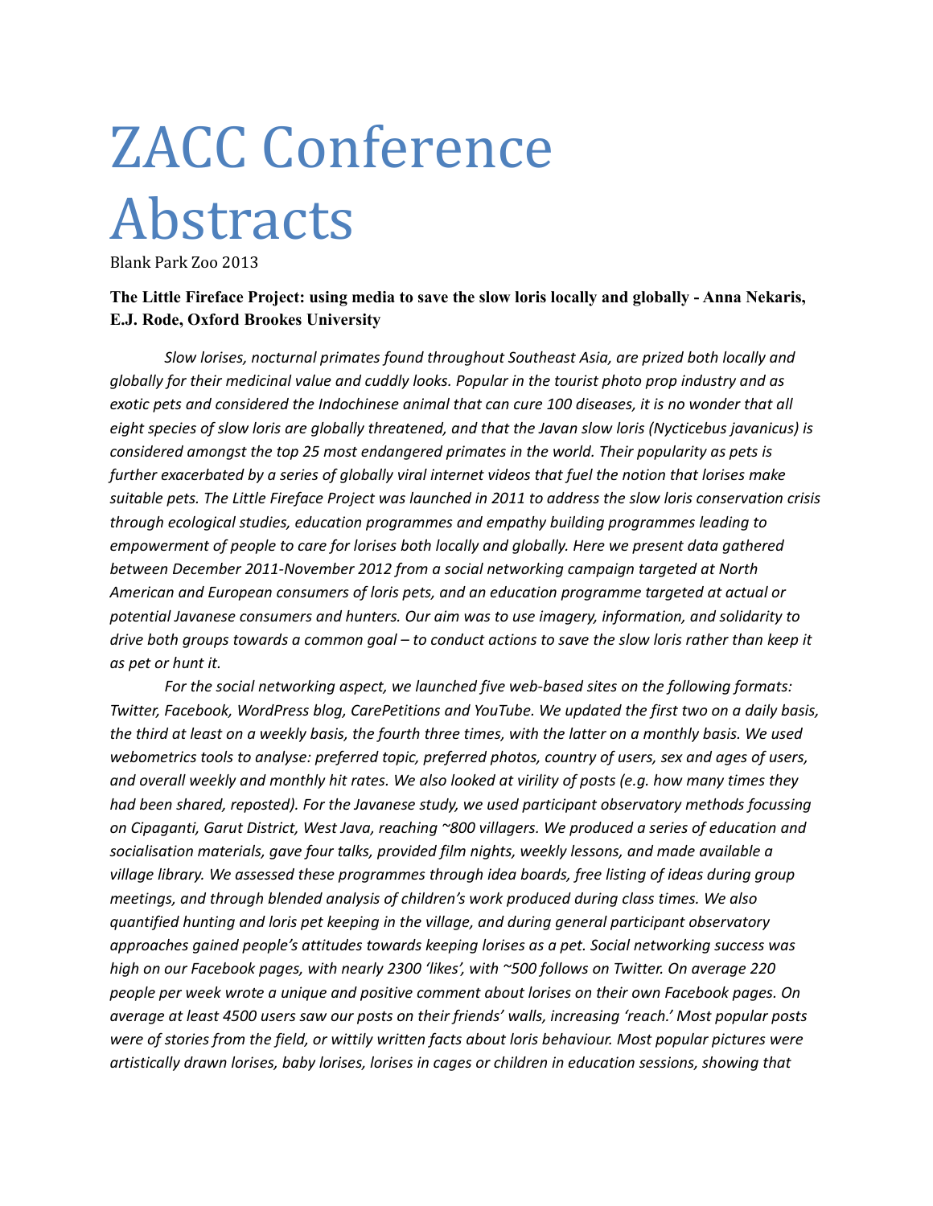# ZACC Conference Abstracts

Blank Park Zoo 2013

**The Little Fireface Project: using media to save the slow loris locally and globally - Anna Nekaris, E.J. Rode, Oxford Brookes University**

*Slow lorises, nocturnal primates found throughout Southeast Asia, are prized both locally and globally for their medicinal value and cuddly looks. Popular in the tourist photo prop industry and as exotic pets and considered the Indochinese animal that can cure 100 diseases, it is no wonder that all eight species of slow loris are globally threatened, and that the Javan slow loris (Nycticebus javanicus) is considered amongst the top 25 most endangered primates in the world. Their popularity as pets is further exacerbated by a series of globally viral internet videos that fuel the notion that lorises make suitable pets. The Little Fireface Project was launched in 2011 to address the slow loris conservation crisis through ecological studies, education programmes and empathy building programmes leading to empowerment of people to care for lorises both locally and globally. Here we present data gathered between December 2011-November 2012 from a social networking campaign targeted at North American and European consumers of loris pets, and an education programme targeted at actual or potential Javanese consumers and hunters. Our aim was to use imagery, information, and solidarity to drive both groups towards a common goal – to conduct actions to save the slow loris rather than keep it as pet or hunt it.*

*For the social networking aspect, we launched five web-based sites on the following formats: Twitter, Facebook, WordPress blog, CarePetitions and YouTube. We updated the first two on a daily basis, the third at least on a weekly basis, the fourth three times, with the latter on a monthly basis. We used webometrics tools to analyse: preferred topic, preferred photos, country of users, sex and ages of users, and overall weekly and monthly hit rates. We also looked at virility of posts (e.g. how many times they had been shared, reposted). For the Javanese study, we used participant observatory methods focussing on Cipaganti, Garut District, West Java, reaching ~800 villagers. We produced a series of education and socialisation materials, gave four talks, provided film nights, weekly lessons, and made available a village library. We assessed these programmes through idea boards, free listing of ideas during group meetings, and through blended analysis of children's work produced during class times. We also quantified hunting and loris pet keeping in the village, and during general participant observatory approaches gained people's attitudes towards keeping lorises as a pet. Social networking success was high on our Facebook pages, with nearly 2300 'likes', with ~500 follows on Twitter. On average 220 people per week wrote a unique and positive comment about lorises on their own Facebook pages. On average at least 4500 users saw our posts on their friends' walls, increasing 'reach.' Most popular posts were of stories from the field, or wittily written facts about loris behaviour. Most popular pictures were artistically drawn lorises, baby lorises, lorises in cages or children in education sessions, showing that*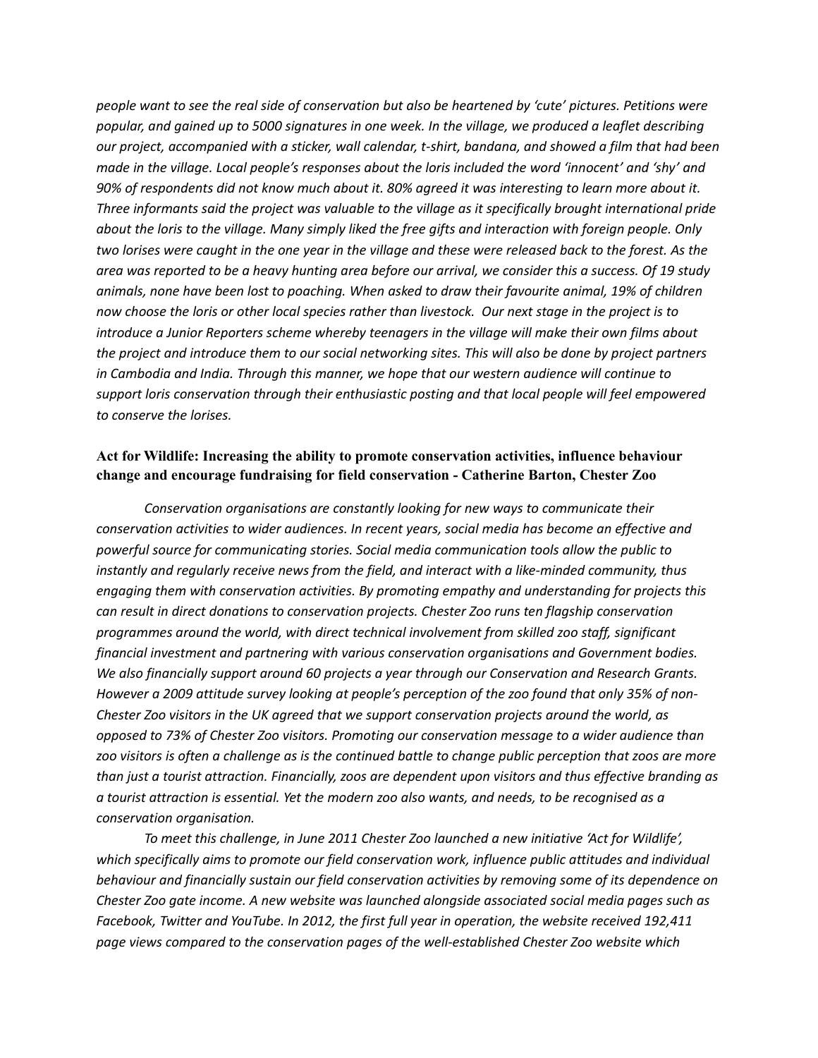*people want to see the real side of conservation but also be heartened by 'cute' pictures. Petitions were popular, and gained up to 5000 signatures in one week. In the village, we produced a leaflet describing our project, accompanied with a sticker, wall calendar, t-shirt, bandana, and showed a film that had been made in the village. Local people's responses about the loris included the word 'innocent' and 'shy' and 90% of respondents did not know much about it. 80% agreed it was interesting to learn more about it. Three informants said the project was valuable to the village as it specifically brought international pride about the loris to the village. Many simply liked the free gifts and interaction with foreign people. Only two lorises were caught in the one year in the village and these were released back to the forest. As the area was reported to be a heavy hunting area before our arrival, we consider this a success. Of 19 study animals, none have been lost to poaching. When asked to draw their favourite animal, 19% of children now choose the loris or other local species rather than livestock. Our next stage in the project is to introduce a Junior Reporters scheme whereby teenagers in the village will make their own films about the project and introduce them to our social networking sites. This will also be done by project partners in Cambodia and India. Through this manner, we hope that our western audience will continue to support loris conservation through their enthusiastic posting and that local people will feel empowered to conserve the lorises.*

**Act for Wildlife: Increasing the ability to promote conservation activities, influence behaviour change and encourage fundraising for field conservation - Catherine Barton, Chester Zoo**

*Conservation organisations are constantly looking for new ways to communicate their conservation activities to wider audiences. In recent years, social media has become an effective and powerful source for communicating stories. Social media communication tools allow the public to instantly and regularly receive news from the field, and interact with a like-minded community, thus engaging them with conservation activities. By promoting empathy and understanding for projects this can result in direct donations to conservation projects. Chester Zoo runs ten flagship conservation programmes around the world, with direct technical involvement from skilled zoo staff, significant financial investment and partnering with various conservation organisations and Government bodies. We also financially support around 60 projects a year through our Conservation and Research Grants. However a 2009 attitude survey looking at people's perception of the zoo found that only 35% of non-Chester Zoo visitors in the UK agreed that we support conservation projects around the world, as opposed to 73% of Chester Zoo visitors. Promoting our conservation message to a wider audience than zoo visitors is often a challenge as is the continued battle to change public perception that zoos are more than just a tourist attraction. Financially, zoos are dependent upon visitors and thus effective branding as a tourist attraction is essential. Yet the modern zoo also wants, and needs, to be recognised as a conservation organisation.*

*To meet this challenge, in June 2011 Chester Zoo launched a new initiative 'Act for Wildlife', which specifically aims to promote our field conservation work, influence public attitudes and individual behaviour and financially sustain our field conservation activities by removing some of its dependence on Chester Zoo gate income. A new website was launched alongside associated social media pages such as Facebook, Twitter and YouTube. In 2012, the first full year in operation, the website received 192,411 page views compared to the conservation pages of the well-established Chester Zoo website which*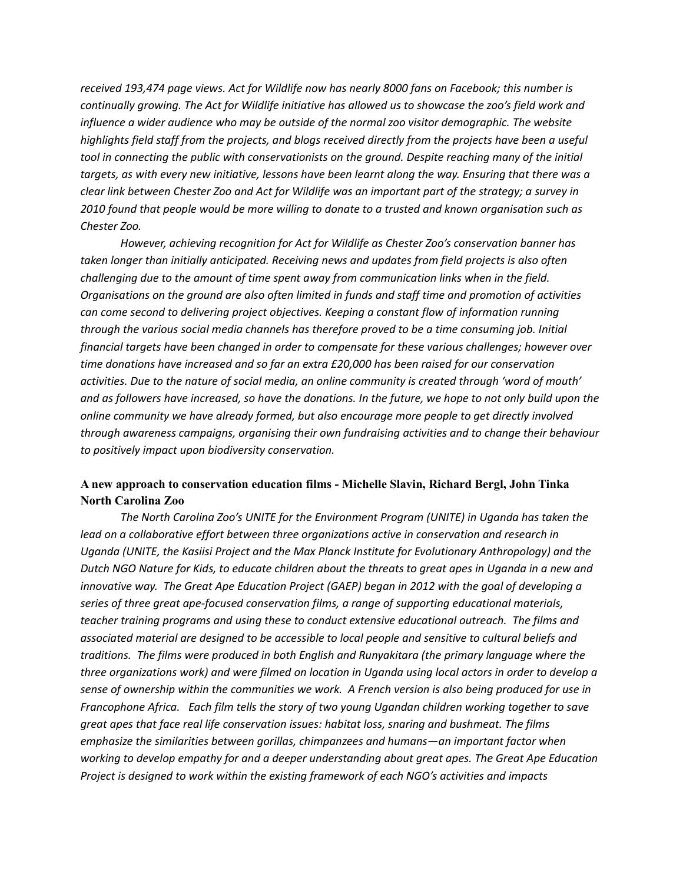*received 193,474 page views. Act for Wildlife now has nearly 8000 fans on Facebook; this number is continually growing. The Act for Wildlife initiative has allowed us to showcase the zoo's field work and influence a wider audience who may be outside of the normal zoo visitor demographic. The website highlights field staff from the projects, and blogs received directly from the projects have been a useful tool in connecting the public with conservationists on the ground. Despite reaching many of the initial targets, as with every new initiative, lessons have been learnt along the way. Ensuring that there was a clear link between Chester Zoo and Act for Wildlife was an important part of the strategy; a survey in 2010 found that people would be more willing to donate to a trusted and known organisation such as Chester Zoo.*

*However, achieving recognition for Act for Wildlife as Chester Zoo's conservation banner has taken longer than initially anticipated. Receiving news and updates from field projects is also often challenging due to the amount of time spent away from communication links when in the field. Organisations on the ground are also often limited in funds and staff time and promotion of activities can come second to delivering project objectives. Keeping a constant flow of information running through the various social media channels has therefore proved to be a time consuming job. Initial financial targets have been changed in order to compensate for these various challenges; however over time donations have increased and so far an extra £20,000 has been raised for our conservation activities. Due to the nature of social media, an online community is created through 'word of mouth' and as followers have increased, so have the donations. In the future, we hope to not only build upon the online community we have already formed, but also encourage more people to get directly involved through awareness campaigns, organising their own fundraising activities and to change their behaviour to positively impact upon biodiversity conservation.*

**A new approach to conservation education films - Michelle Slavin, Richard Bergl, John Tinka North Carolina Zoo**

*The North Carolina Zoo's UNITE for the Environment Program (UNITE) in Uganda has taken the lead on a collaborative effort between three organizations active in conservation and research in Uganda (UNITE, the Kasiisi Project and the Max Planck Institute for Evolutionary Anthropology) and the Dutch NGO Nature for Kids, to educate children about the threats to great apes in Uganda in a new and innovative way. The Great Ape Education Project (GAEP) began in 2012 with the goal of developing a series of three great ape-focused conservation films, a range of supporting educational materials, teacher training programs and using these to conduct extensive educational outreach. The films and associated material are designed to be accessible to local people and sensitive to cultural beliefs and traditions. The films were produced in both English and Runyakitara (the primary language where the three organizations work) and were filmed on location in Uganda using local actors in order to develop a sense of ownership within the communities we work. A French version is also being produced for use in Francophone Africa. Each film tells the story of two young Ugandan children working together to save great apes that face real life conservation issues: habitat loss, snaring and bushmeat. The films emphasize the similarities between gorillas, chimpanzees and humans—an important factor when working to develop empathy for and a deeper understanding about great apes. The Great Ape Education Project is designed to work within the existing framework of each NGO's activities and impacts*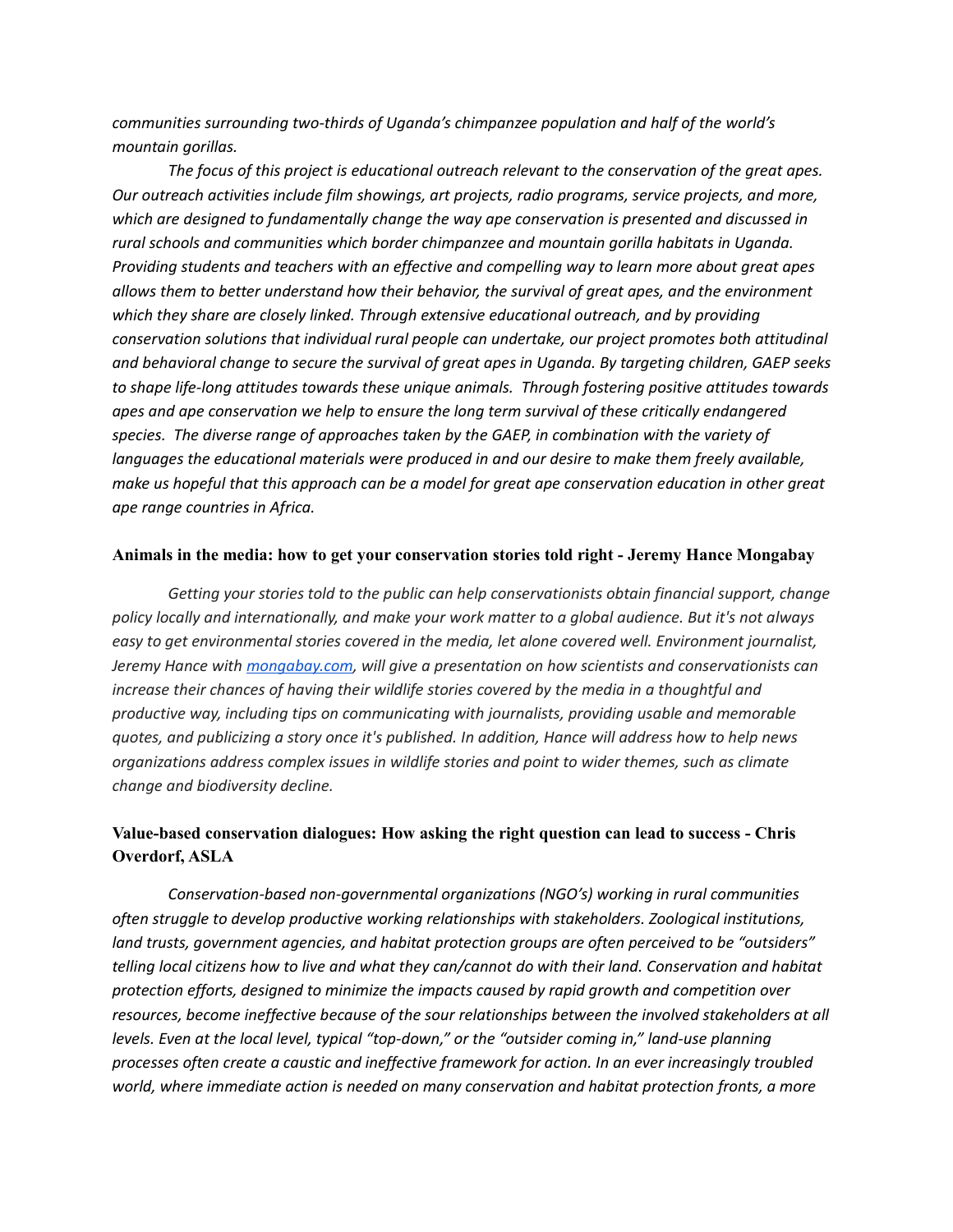*communities surrounding two-thirds of Uganda's chimpanzee population and half of the world's mountain gorillas.*

*The focus of this project is educational outreach relevant to the conservation of the great apes. Our outreach activities include film showings, art projects, radio programs, service projects, and more, which are designed to fundamentally change the way ape conservation is presented and discussed in rural schools and communities which border chimpanzee and mountain gorilla habitats in Uganda. Providing students and teachers with an effective and compelling way to learn more about great apes allows them to better understand how their behavior, the survival of great apes, and the environment which they share are closely linked. Through extensive educational outreach, and by providing conservation solutions that individual rural people can undertake, our project promotes both attitudinal and behavioral change to secure the survival of great apes in Uganda. By targeting children, GAEP seeks to shape life-long attitudes towards these unique animals. Through fostering positive attitudes towards apes and ape conservation we help to ensure the long term survival of these critically endangered species. The diverse range of approaches taken by the GAEP, in combination with the variety of languages the educational materials were produced in and our desire to make them freely available, make us hopeful that this approach can be a model for great ape conservation education in other great ape range countries in Africa.*

### Animals in the media: how to get your conservation stories told right - Jeremy Hance Mongabay

*Getting your stories told to the public can help conservationists obtain financial support, change policy locally and internationally, and make your work matter to a global audience. But it's not always easy to get environmental stories covered in the media, let alone covered well. Environment journalist, Jeremy Hance with [mongabay.com](mongabay.com), will give a presentation on how scientists and conservationists can increase their chances of having their wildlife stories covered by the media in a thoughtful and productive way, including tips on communicating with journalists, providing usable and memorable quotes, and publicizing a story once it's published. In addition, Hance will address how to help news organizations address complex issues in wildlife stories and point to wider themes, such as climate change and biodiversity decline.*

### Value-based conservation dialogues: How asking the right question can lead to success - Chris Overdorf, ASLA

*Conservation-based non-governmental organizations (NGO's) working in rural communities often struggle to develop productive working relationships with stakeholders. Zoological institutions, land trusts, government agencies, and habitat protection groups are often perceived to be "outsiders" telling local citizens how to live and what they can/cannot do with their land. Conservation and habitat protection efforts, designed to minimize the impacts caused by rapid growth and competition over resources, become ineffective because of the sour relationships between the involved stakeholders at all levels. Even at the local level, typical "top-down," or the "outsider coming in," land-use planning processes often create a caustic and ineffective framework for action. In an ever increasingly troubled world, where immediate action is needed on many conservation and habitat protection fronts, a more*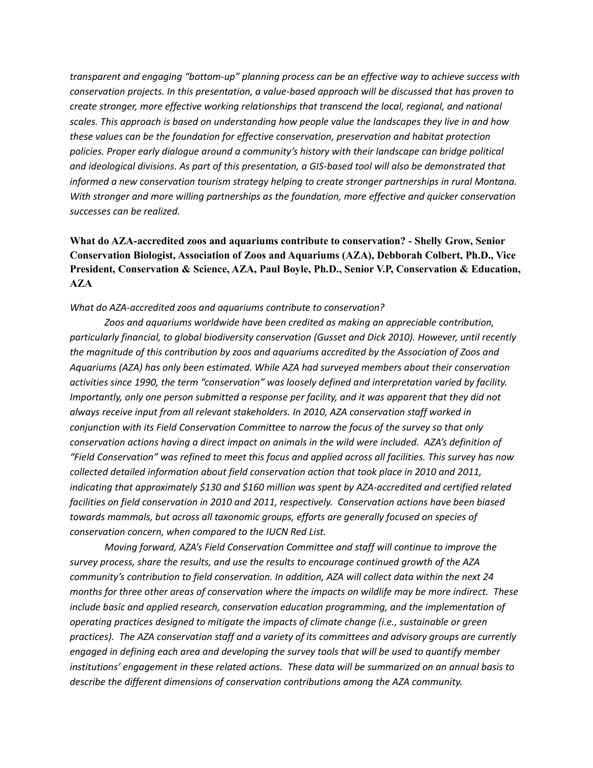*transparent and engaging "bottom-up" planning process can be an effective way to achieve success with conservation projects. In this presentation, a value-based approach will be discussed that has proven to create stronger, more effective working relationships that transcend the local, regional, and national scales. This approach is based on understanding how people value the landscapes they live in and how these values can be the foundation for effective conservation, preservation and habitat protection policies. Proper early dialogue around a community's history with their landscape can bridge political and ideological divisions. As part of this presentation, a GIS-based tool will also be demonstrated that informed a new conservation tourism strategy helping to create stronger partnerships in rural Montana. With stronger and more willing partnerships as the foundation, more effective and quicker conservation successes can be realized.*

**What do AZA-accredited zoos and aquariums contribute to conservation? - Shelly Grow, Senior Conservation Biologist, Association of Zoos and Aquariums (AZA), Debborah Colbert, Ph.D., Vice President, Conservation & Science, AZA, Paul Boyle, Ph.D., Senior V.P, Conservation & Education, AZA**

*What do AZA-accredited zoos and aquariums contribute to conservation?*

*Zoos and aquariums worldwide have been credited as making an appreciable contribution, particularly financial, to global biodiversity conservation (Gusset and Dick 2010). However, until recently the magnitude of this contribution by zoos and aquariums accredited by the Association of Zoos and Aquariums (AZA) has only been estimated. While AZA had surveyed members about their conservation activities since 1990, the term "conservation" was loosely defined and interpretation varied by facility. Importantly, only one person submitted a response per facility, and it was apparent that they did not always receive input from all relevant stakeholders. In 2010, AZA conservation staff worked in conjunction with its Field Conservation Committee to narrow the focus of the survey so that only conservation actions having a direct impact on animals in the wild were included. AZA's definition of "Field Conservation" was refined to meet this focus and applied across all facilities. This survey has now collected detailed information about field conservation action that took place in 2010 and 2011, indicating that approximately $130 and $160 million was spent by AZA-accredited and certified related facilities on field conservation in 2010 and 2011, respectively. Conservation actions have been biased towards mammals, but across all taxonomic groups, efforts are generally focused on species of conservation concern, when compared to the IUCN Red List.*

*Moving forward, AZA's Field Conservation Committee and staff will continue to improve the survey process, share the results, and use the results to encourage continued growth of the AZA community's contribution to field conservation. In addition, AZA will collect data within the next 24 months for three other areas of conservation where the impacts on wildlife may be more indirect. These include basic and applied research, conservation education programming, and the implementation of operating practices designed to mitigate the impacts of climate change (i.e., sustainable or green practices). The AZA conservation staff and a variety of its committees and advisory groups are currently engaged in defining each area and developing the survey tools that will be used to quantify member institutions' engagement in these related actions. These data will be summarized on an annual basis to describe the different dimensions of conservation contributions among the AZA community.*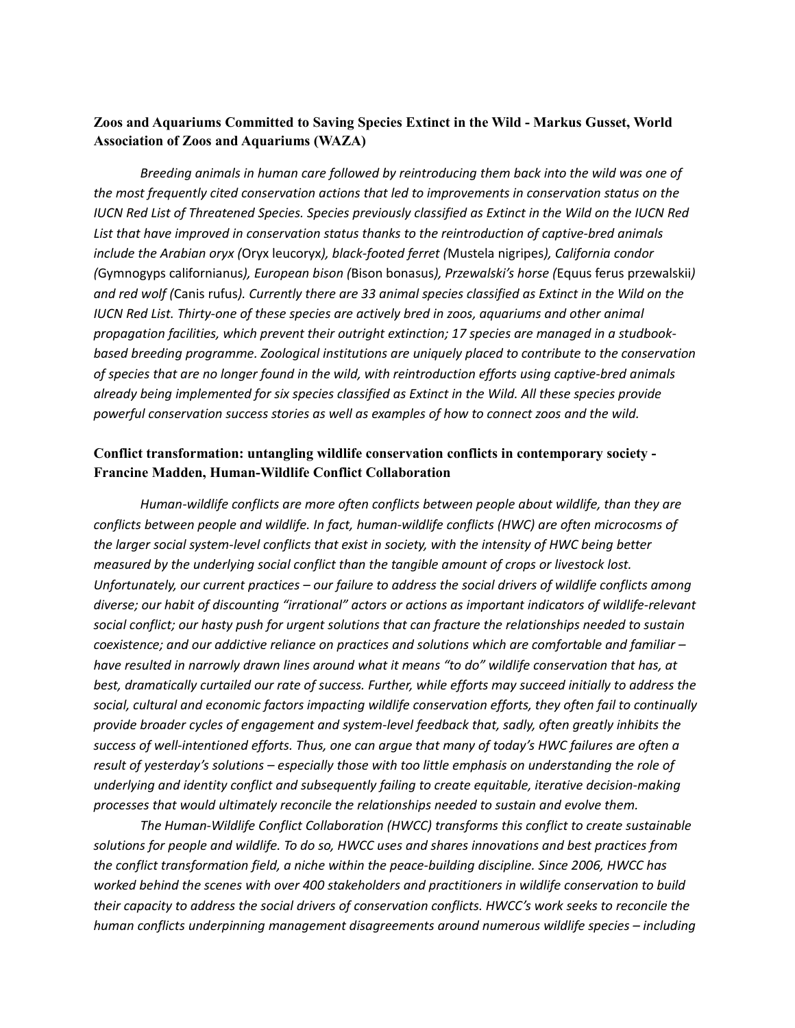**Zoos and Aquariums Committed to Saving Species Extinct in the Wild - Markus Gusset, World Association of Zoos and Aquariums (WAZA)**

*Breeding animals in human care followed by reintroducing them back into the wild was one of the most frequently cited conservation actions that led to improvements in conservation status on the IUCN Red List of Threatened Species. Species previously classified as Extinct in the Wild on the IUCN Red List that have improved in conservation status thanks to the reintroduction of captive-bred animals include the Arabian oryx (*Oryx leucoryx*), black-footed ferret (*Mustela nigripes*), California condor (*Gymnogyps californianus*), European bison (*Bison bonasus*), Przewalski's horse (*Equus ferus przewalskii*) and red wolf (*Canis rufus*). Currently there are 33 animal species classified as Extinct in the Wild on the IUCN Red List. Thirty-one of these species are actively bred in zoos, aquariums and other animal propagation facilities, which prevent their outright extinction; 17 species are managed in a studbook-based breeding programme. Zoological institutions are uniquely placed to contribute to the conservation of species that are no longer found in the wild, with reintroduction efforts using captive-bred animals already being implemented for six species classified as Extinct in the Wild. All these species provide powerful conservation success stories as well as examples of how to connect zoos and the wild.*

**Conflict transformation: untangling wildlife conservation conflicts in contemporary society - Francine Madden, Human-Wildlife Conflict Collaboration**

*Human-wildlife conflicts are more often conflicts between people about wildlife, than they are conflicts between people and wildlife. In fact, human-wildlife conflicts (HWC) are often microcosms of the larger social system-level conflicts that exist in society, with the intensity of HWC being better measured by the underlying social conflict than the tangible amount of crops or livestock lost. Unfortunately, our current practices – our failure to address the social drivers of wildlife conflicts among diverse; our habit of discounting "irrational" actors or actions as important indicators of wildlife-relevant social conflict; our hasty push for urgent solutions that can fracture the relationships needed to sustain coexistence; and our addictive reliance on practices and solutions which are comfortable and familiar – have resulted in narrowly drawn lines around what it means "to do" wildlife conservation that has, at best, dramatically curtailed our rate of success. Further, while efforts may succeed initially to address the social, cultural and economic factors impacting wildlife conservation efforts, they often fail to continually provide broader cycles of engagement and system-level feedback that, sadly, often greatly inhibits the success of well-intentioned efforts. Thus, one can argue that many of today's HWC failures are often a result of yesterday's solutions – especially those with too little emphasis on understanding the role of underlying and identity conflict and subsequently failing to create equitable, iterative decision-making processes that would ultimately reconcile the relationships needed to sustain and evolve them.*

*The Human-Wildlife Conflict Collaboration (HWCC) transforms this conflict to create sustainable solutions for people and wildlife. To do so, HWCC uses and shares innovations and best practices from the conflict transformation field, a niche within the peace-building discipline. Since 2006, HWCC has worked behind the scenes with over 400 stakeholders and practitioners in wildlife conservation to build their capacity to address the social drivers of conservation conflicts. HWCC's work seeks to reconcile the human conflicts underpinning management disagreements around numerous wildlife species – including*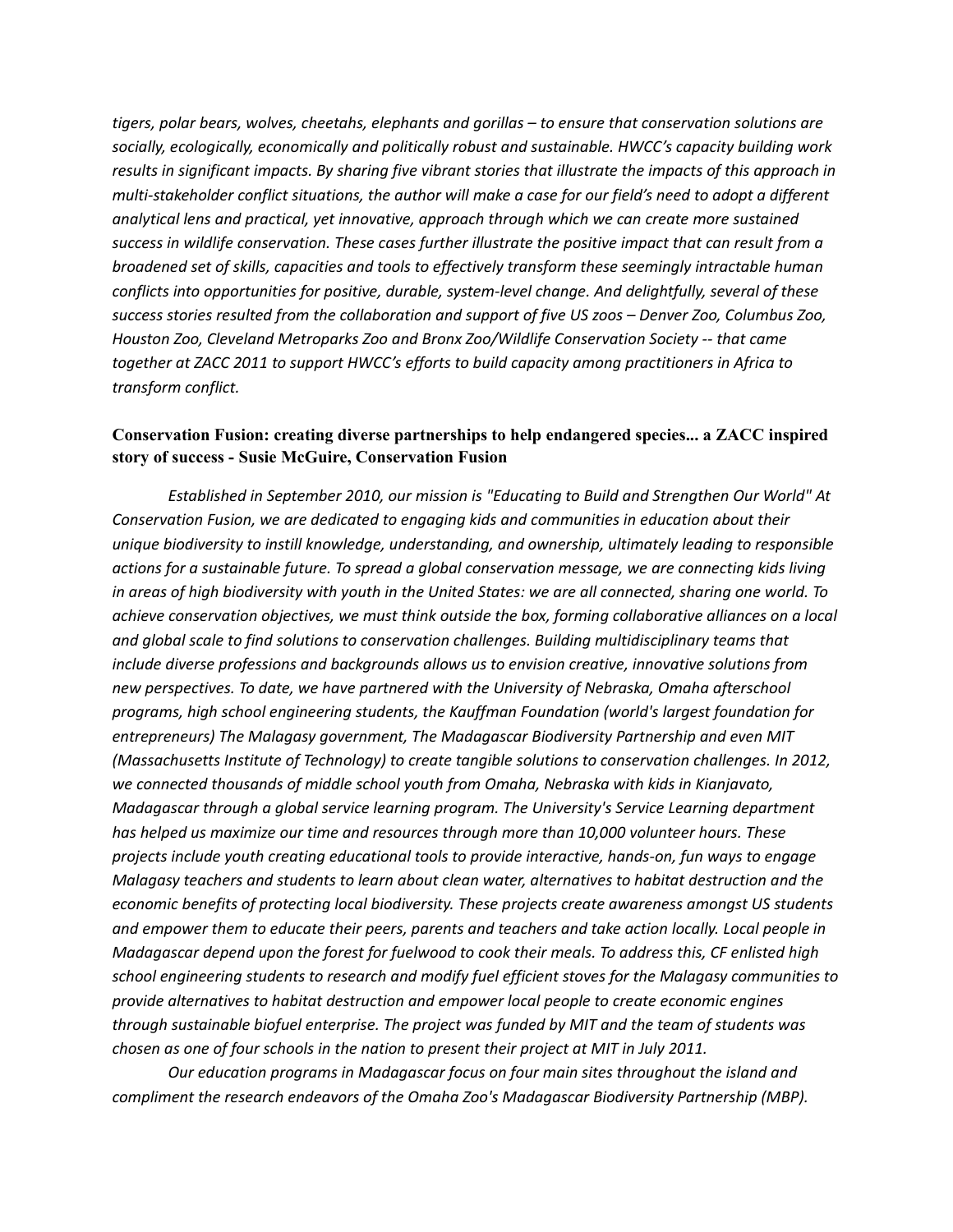*tigers, polar bears, wolves, cheetahs, elephants and gorillas – to ensure that conservation solutions are socially, ecologically, economically and politically robust and sustainable. HWCC's capacity building work results in significant impacts. By sharing five vibrant stories that illustrate the impacts of this approach in multi-stakeholder conflict situations, the author will make a case for our field's need to adopt a different analytical lens and practical, yet innovative, approach through which we can create more sustained success in wildlife conservation. These cases further illustrate the positive impact that can result from a broadened set of skills, capacities and tools to effectively transform these seemingly intractable human conflicts into opportunities for positive, durable, system-level change. And delightfully, several of these success stories resulted from the collaboration and support of five US zoos – Denver Zoo, Columbus Zoo, Houston Zoo, Cleveland Metroparks Zoo and Bronx Zoo/Wildlife Conservation Society -- that came together at ZACC 2011 to support HWCC's efforts to build capacity among practitioners in Africa to transform conflict.*

### Conservation Fusion: creating diverse partnerships to help endangered species... a ZACC inspired story of success - Susie McGuire, Conservation Fusion

*Established in September 2010, our mission is "Educating to Build and Strengthen Our World" At Conservation Fusion, we are dedicated to engaging kids and communities in education about their unique biodiversity to instill knowledge, understanding, and ownership, ultimately leading to responsible actions for a sustainable future. To spread a global conservation message, we are connecting kids living in areas of high biodiversity with youth in the United States: we are all connected, sharing one world. To achieve conservation objectives, we must think outside the box, forming collaborative alliances on a local and global scale to find solutions to conservation challenges. Building multidisciplinary teams that include diverse professions and backgrounds allows us to envision creative, innovative solutions from new perspectives. To date, we have partnered with the University of Nebraska, Omaha afterschool programs, high school engineering students, the Kauffman Foundation (world's largest foundation for entrepreneurs) The Malagasy government, The Madagascar Biodiversity Partnership and even MIT (Massachusetts Institute of Technology) to create tangible solutions to conservation challenges. In 2012, we connected thousands of middle school youth from Omaha, Nebraska with kids in Kianjavato, Madagascar through a global service learning program. The University's Service Learning department has helped us maximize our time and resources through more than 10,000 volunteer hours. These projects include youth creating educational tools to provide interactive, hands-on, fun ways to engage Malagasy teachers and students to learn about clean water, alternatives to habitat destruction and the economic benefits of protecting local biodiversity. These projects create awareness amongst US students and empower them to educate their peers, parents and teachers and take action locally. Local people in Madagascar depend upon the forest for fuelwood to cook their meals. To address this, CF enlisted high school engineering students to research and modify fuel efficient stoves for the Malagasy communities to provide alternatives to habitat destruction and empower local people to create economic engines through sustainable biofuel enterprise. The project was funded by MIT and the team of students was chosen as one of four schools in the nation to present their project at MIT in July 2011.*

*Our education programs in Madagascar focus on four main sites throughout the island and compliment the research endeavors of the Omaha Zoo's Madagascar Biodiversity Partnership (MBP).*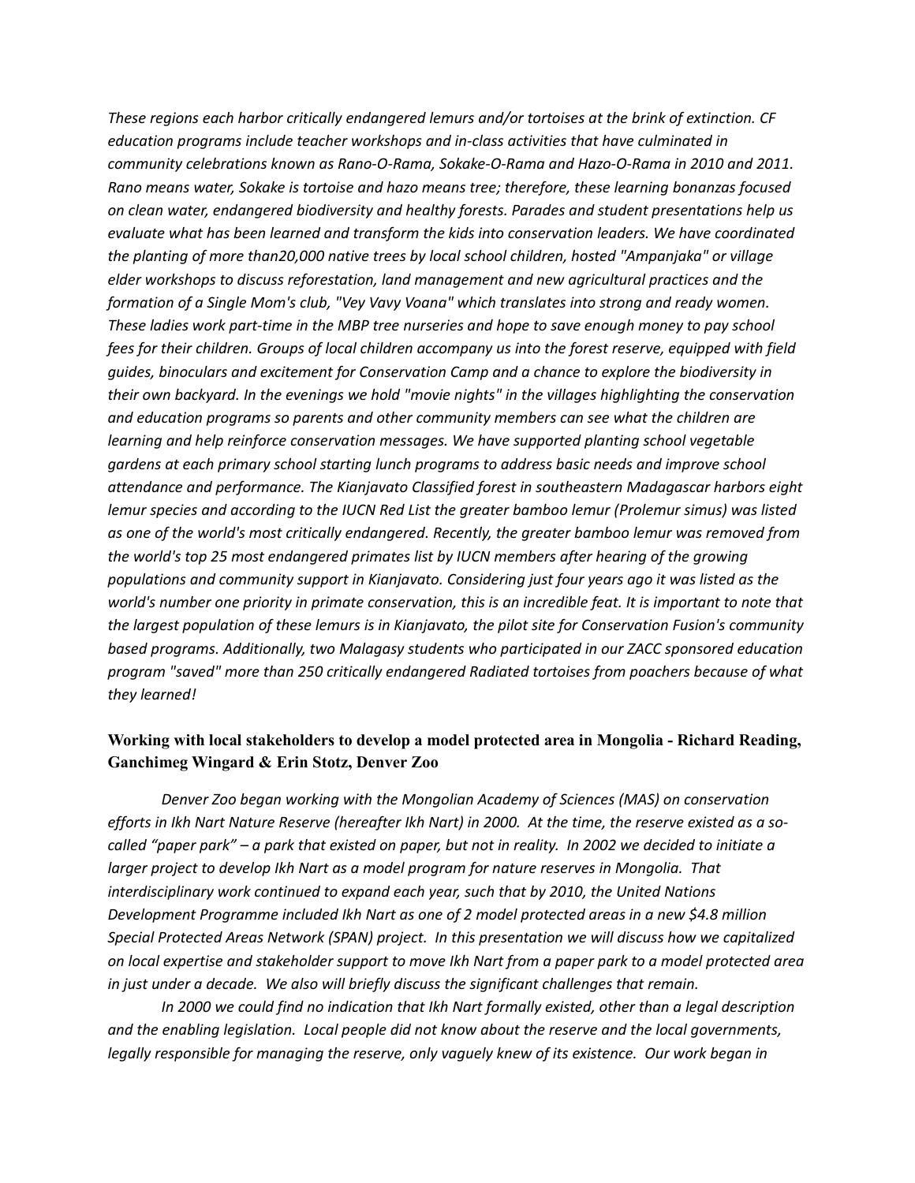*These regions each harbor critically endangered lemurs and/or tortoises at the brink of extinction. CF education programs include teacher workshops and in-class activities that have culminated in community celebrations known as Rano-O-Rama, Sokake-O-Rama and Hazo-O-Rama in 2010 and 2011. Rano means water, Sokake is tortoise and hazo means tree; therefore, these learning bonanzas focused on clean water, endangered biodiversity and healthy forests. Parades and student presentations help us evaluate what has been learned and transform the kids into conservation leaders. We have coordinated the planting of more than20,000 native trees by local school children, hosted "Ampanjaka" or village elder workshops to discuss reforestation, land management and new agricultural practices and the formation of a Single Mom's club, "Vey Vavy Voana" which translates into strong and ready women. These ladies work part-time in the MBP tree nurseries and hope to save enough money to pay school fees for their children. Groups of local children accompany us into the forest reserve, equipped with field guides, binoculars and excitement for Conservation Camp and a chance to explore the biodiversity in their own backyard. In the evenings we hold "movie nights" in the villages highlighting the conservation and education programs so parents and other community members can see what the children are learning and help reinforce conservation messages. We have supported planting school vegetable gardens at each primary school starting lunch programs to address basic needs and improve school attendance and performance. The Kianjavato Classified forest in southeastern Madagascar harbors eight lemur species and according to the IUCN Red List the greater bamboo lemur (Prolemur simus) was listed as one of the world's most critically endangered. Recently, the greater bamboo lemur was removed from the world's top 25 most endangered primates list by IUCN members after hearing of the growing populations and community support in Kianjavato. Considering just four years ago it was listed as the world's number one priority in primate conservation, this is an incredible feat. It is important to note that the largest population of these lemurs is in Kianjavato, the pilot site for Conservation Fusion's community based programs. Additionally, two Malagasy students who participated in our ZACC sponsored education program "saved" more than 250 critically endangered Radiated tortoises from poachers because of what they learned!*

### Working with local stakeholders to develop a model protected area in Mongolia - Richard Reading, Ganchimeg Wingard & Erin Stotz, Denver Zoo

*Denver Zoo began working with the Mongolian Academy of Sciences (MAS) on conservation efforts in Ikh Nart Nature Reserve (hereafter Ikh Nart) in 2000. At the time, the reserve existed as a so-called "paper park" – a park that existed on paper, but not in reality. In 2002 we decided to initiate a larger project to develop Ikh Nart as a model program for nature reserves in Mongolia. That interdisciplinary work continued to expand each year, such that by 2010, the United Nations Development Programme included Ikh Nart as one of 2 model protected areas in a new $4.8 million Special Protected Areas Network (SPAN) project. In this presentation we will discuss how we capitalized on local expertise and stakeholder support to move Ikh Nart from a paper park to a model protected area in just under a decade. We also will briefly discuss the significant challenges that remain.*

*In 2000 we could find no indication that Ikh Nart formally existed, other than a legal description and the enabling legislation. Local people did not know about the reserve and the local governments, legally responsible for managing the reserve, only vaguely knew of its existence. Our work began in*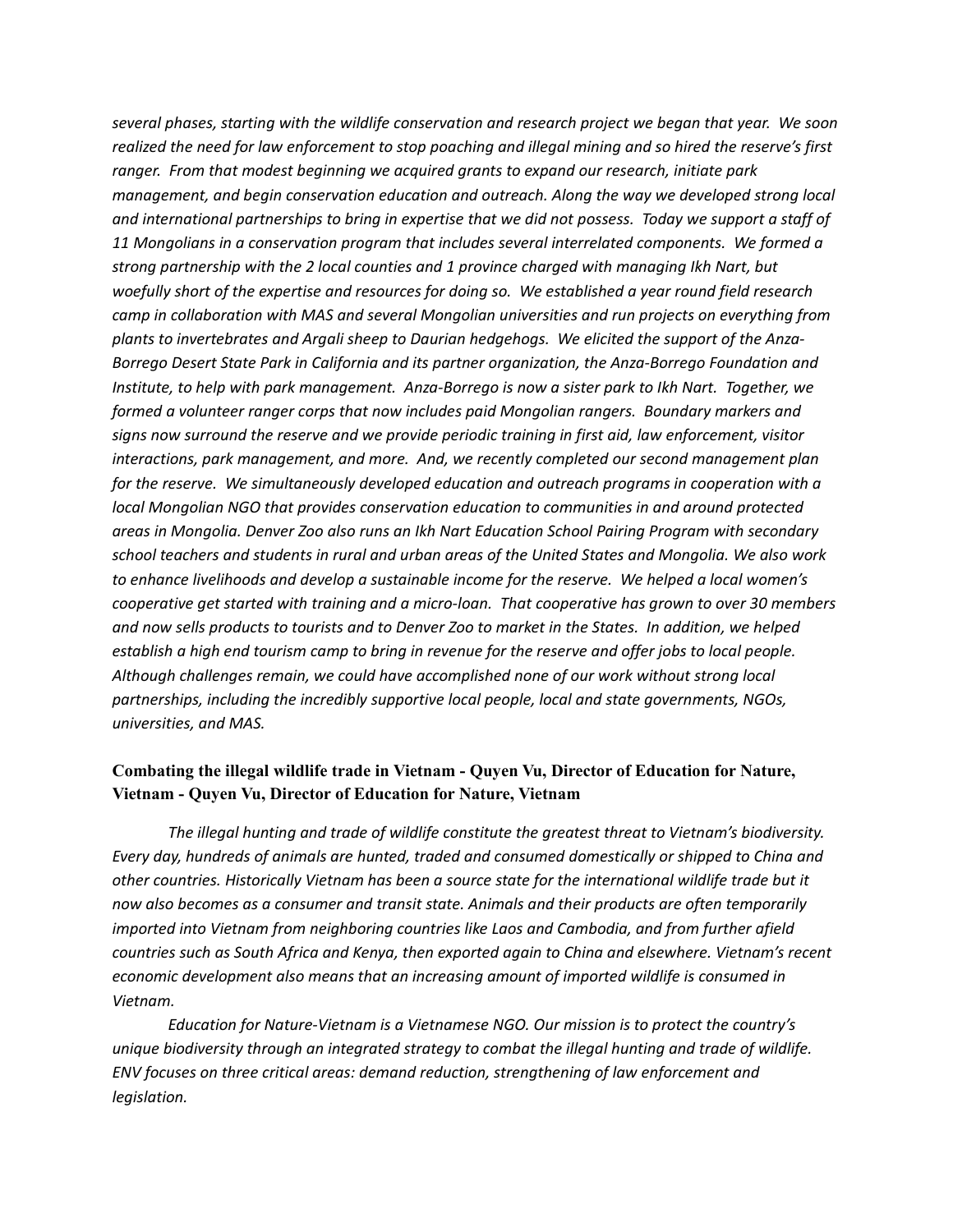*several phases, starting with the wildlife conservation and research project we began that year. We soon realized the need for law enforcement to stop poaching and illegal mining and so hired the reserve's first ranger. From that modest beginning we acquired grants to expand our research, initiate park management, and begin conservation education and outreach. Along the way we developed strong local and international partnerships to bring in expertise that we did not possess. Today we support a staff of 11 Mongolians in a conservation program that includes several interrelated components. We formed a strong partnership with the 2 local counties and 1 province charged with managing Ikh Nart, but woefully short of the expertise and resources for doing so. We established a year round field research camp in collaboration with MAS and several Mongolian universities and run projects on everything from plants to invertebrates and Argali sheep to Daurian hedgehogs. We elicited the support of the Anza-Borrego Desert State Park in California and its partner organization, the Anza-Borrego Foundation and Institute, to help with park management. Anza-Borrego is now a sister park to Ikh Nart. Together, we formed a volunteer ranger corps that now includes paid Mongolian rangers. Boundary markers and signs now surround the reserve and we provide periodic training in first aid, law enforcement, visitor interactions, park management, and more. And, we recently completed our second management plan for the reserve. We simultaneously developed education and outreach programs in cooperation with a local Mongolian NGO that provides conservation education to communities in and around protected areas in Mongolia. Denver Zoo also runs an Ikh Nart Education School Pairing Program with secondary school teachers and students in rural and urban areas of the United States and Mongolia. We also work to enhance livelihoods and develop a sustainable income for the reserve. We helped a local women's cooperative get started with training and a micro-loan. That cooperative has grown to over 30 members and now sells products to tourists and to Denver Zoo to market in the States. In addition, we helped establish a high end tourism camp to bring in revenue for the reserve and offer jobs to local people. Although challenges remain, we could have accomplished none of our work without strong local partnerships, including the incredibly supportive local people, local and state governments, NGOs, universities, and MAS.*

### Combating the illegal wildlife trade in Vietnam - Quyen Vu, Director of Education for Nature, Vietnam - Quyen Vu, Director of Education for Nature, Vietnam

*The illegal hunting and trade of wildlife constitute the greatest threat to Vietnam's biodiversity. Every day, hundreds of animals are hunted, traded and consumed domestically or shipped to China and other countries. Historically Vietnam has been a source state for the international wildlife trade but it now also becomes as a consumer and transit state. Animals and their products are often temporarily imported into Vietnam from neighboring countries like Laos and Cambodia, and from further afield countries such as South Africa and Kenya, then exported again to China and elsewhere. Vietnam's recent economic development also means that an increasing amount of imported wildlife is consumed in Vietnam.*

*Education for Nature-Vietnam is a Vietnamese NGO. Our mission is to protect the country's unique biodiversity through an integrated strategy to combat the illegal hunting and trade of wildlife. ENV focuses on three critical areas: demand reduction, strengthening of law enforcement and legislation.*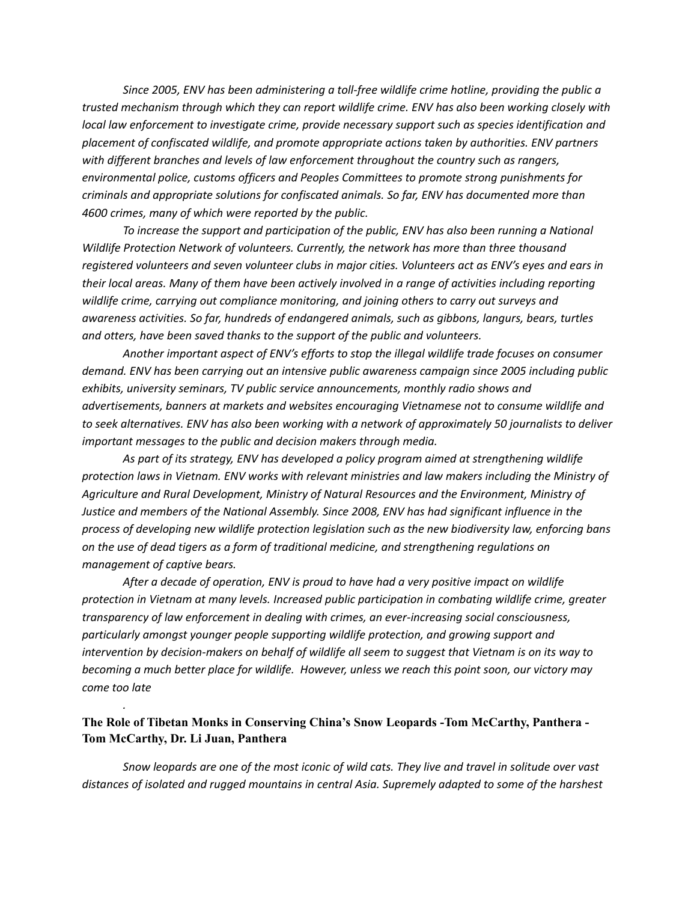*Since 2005, ENV has been administering a toll-free wildlife crime hotline, providing the public a trusted mechanism through which they can report wildlife crime. ENV has also been working closely with local law enforcement to investigate crime, provide necessary support such as species identification and placement of confiscated wildlife, and promote appropriate actions taken by authorities. ENV partners with different branches and levels of law enforcement throughout the country such as rangers, environmental police, customs officers and Peoples Committees to promote strong punishments for criminals and appropriate solutions for confiscated animals. So far, ENV has documented more than 4600 crimes, many of which were reported by the public.*

*To increase the support and participation of the public, ENV has also been running a National Wildlife Protection Network of volunteers. Currently, the network has more than three thousand registered volunteers and seven volunteer clubs in major cities. Volunteers act as ENV's eyes and ears in their local areas. Many of them have been actively involved in a range of activities including reporting wildlife crime, carrying out compliance monitoring, and joining others to carry out surveys and awareness activities. So far, hundreds of endangered animals, such as gibbons, langurs, bears, turtles and otters, have been saved thanks to the support of the public and volunteers.*

*Another important aspect of ENV's efforts to stop the illegal wildlife trade focuses on consumer demand. ENV has been carrying out an intensive public awareness campaign since 2005 including public exhibits, university seminars, TV public service announcements, monthly radio shows and advertisements, banners at markets and websites encouraging Vietnamese not to consume wildlife and to seek alternatives. ENV has also been working with a network of approximately 50 journalists to deliver important messages to the public and decision makers through media.*

*As part of its strategy, ENV has developed a policy program aimed at strengthening wildlife protection laws in Vietnam. ENV works with relevant ministries and law makers including the Ministry of Agriculture and Rural Development, Ministry of Natural Resources and the Environment, Ministry of Justice and members of the National Assembly. Since 2008, ENV has had significant influence in the process of developing new wildlife protection legislation such as the new biodiversity law, enforcing bans on the use of dead tigers as a form of traditional medicine, and strengthening regulations on management of captive bears.*

*After a decade of operation, ENV is proud to have had a very positive impact on wildlife protection in Vietnam at many levels. Increased public participation in combating wildlife crime, greater transparency of law enforcement in dealing with crimes, an ever-increasing social consciousness, particularly amongst younger people supporting wildlife protection, and growing support and intervention by decision-makers on behalf of wildlife all seem to suggest that Vietnam is on its way to becoming a much better place for wildlife. However, unless we reach this point soon, our victory may come too late*

*.*

**The Role of Tibetan Monks in Conserving China's Snow Leopards -Tom McCarthy, Panthera - Tom McCarthy, Dr. Li Juan, Panthera**

*Snow leopards are one of the most iconic of wild cats. They live and travel in solitude over vast distances of isolated and rugged mountains in central Asia. Supremely adapted to some of the harshest*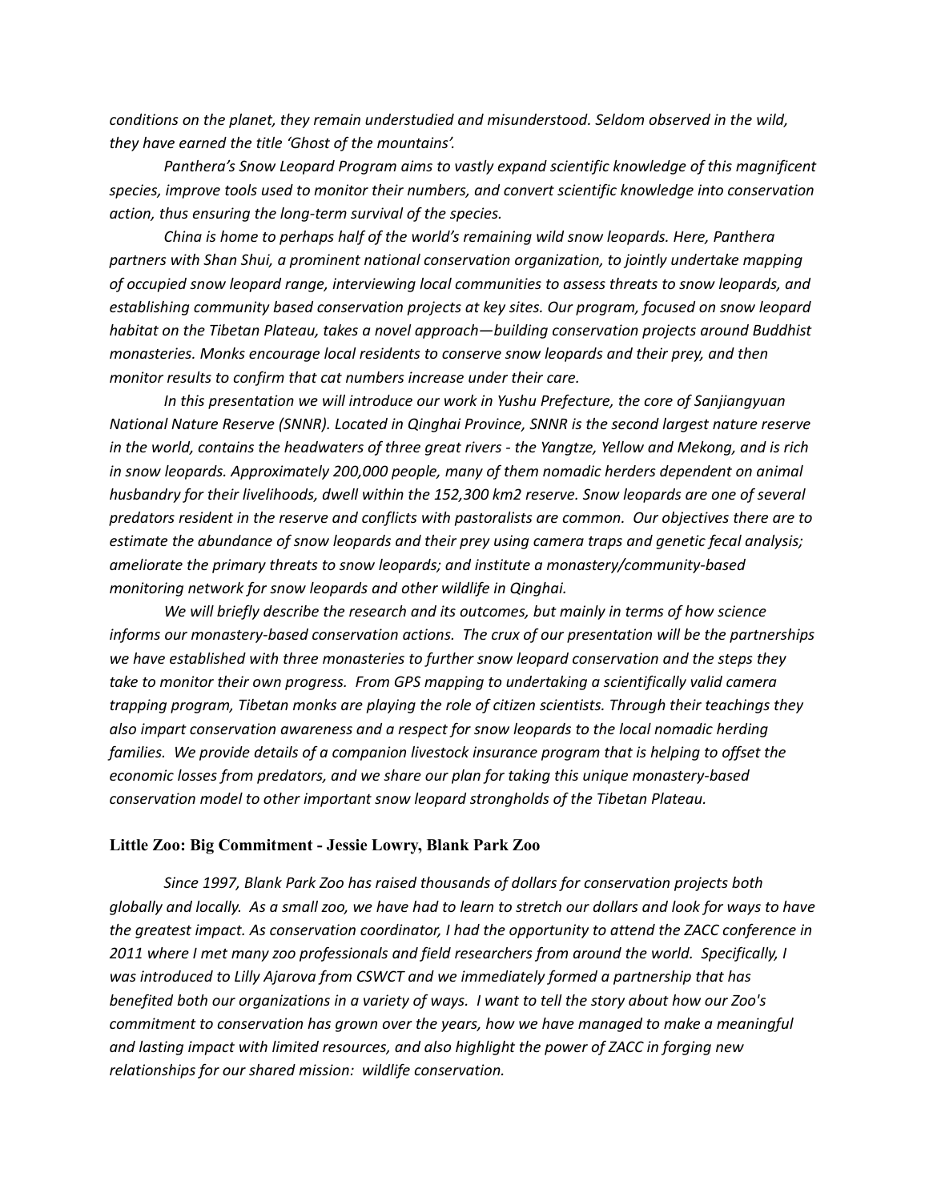*conditions on the planet, they remain understudied and misunderstood. Seldom observed in the wild, they have earned the title 'Ghost of the mountains'.*

*Panthera's Snow Leopard Program aims to vastly expand scientific knowledge of this magnificent species, improve tools used to monitor their numbers, and convert scientific knowledge into conservation action, thus ensuring the long-term survival of the species.*

*China is home to perhaps half of the world's remaining wild snow leopards. Here, Panthera partners with Shan Shui, a prominent national conservation organization, to jointly undertake mapping of occupied snow leopard range, interviewing local communities to assess threats to snow leopards, and establishing community based conservation projects at key sites. Our program, focused on snow leopard habitat on the Tibetan Plateau, takes a novel approach—building conservation projects around Buddhist monasteries. Monks encourage local residents to conserve snow leopards and their prey, and then monitor results to confirm that cat numbers increase under their care.*

*In this presentation we will introduce our work in Yushu Prefecture, the core of Sanjiangyuan National Nature Reserve (SNNR). Located in Qinghai Province, SNNR is the second largest nature reserve in the world, contains the headwaters of three great rivers - the Yangtze, Yellow and Mekong, and is rich in snow leopards. Approximately 200,000 people, many of them nomadic herders dependent on animal husbandry for their livelihoods, dwell within the 152,300 km2 reserve. Snow leopards are one of several predators resident in the reserve and conflicts with pastoralists are common. Our objectives there are to estimate the abundance of snow leopards and their prey using camera traps and genetic fecal analysis; ameliorate the primary threats to snow leopards; and institute a monastery/community-based monitoring network for snow leopards and other wildlife in Qinghai.*

*We will briefly describe the research and its outcomes, but mainly in terms of how science informs our monastery-based conservation actions. The crux of our presentation will be the partnerships we have established with three monasteries to further snow leopard conservation and the steps they take to monitor their own progress. From GPS mapping to undertaking a scientifically valid camera trapping program, Tibetan monks are playing the role of citizen scientists. Through their teachings they also impart conservation awareness and a respect for snow leopards to the local nomadic herding families. We provide details of a companion livestock insurance program that is helping to offset the economic losses from predators, and we share our plan for taking this unique monastery-based conservation model to other important snow leopard strongholds of the Tibetan Plateau.*

### Little Zoo: Big Commitment - Jessie Lowry, Blank Park Zoo

*Since 1997, Blank Park Zoo has raised thousands of dollars for conservation projects both globally and locally. As a small zoo, we have had to learn to stretch our dollars and look for ways to have the greatest impact. As conservation coordinator, I had the opportunity to attend the ZACC conference in 2011 where I met many zoo professionals and field researchers from around the world. Specifically, I was introduced to Lilly Ajarova from CSWCT and we immediately formed a partnership that has benefited both our organizations in a variety of ways. I want to tell the story about how our Zoo's commitment to conservation has grown over the years, how we have managed to make a meaningful and lasting impact with limited resources, and also highlight the power of ZACC in forging new relationships for our shared mission: wildlife conservation.*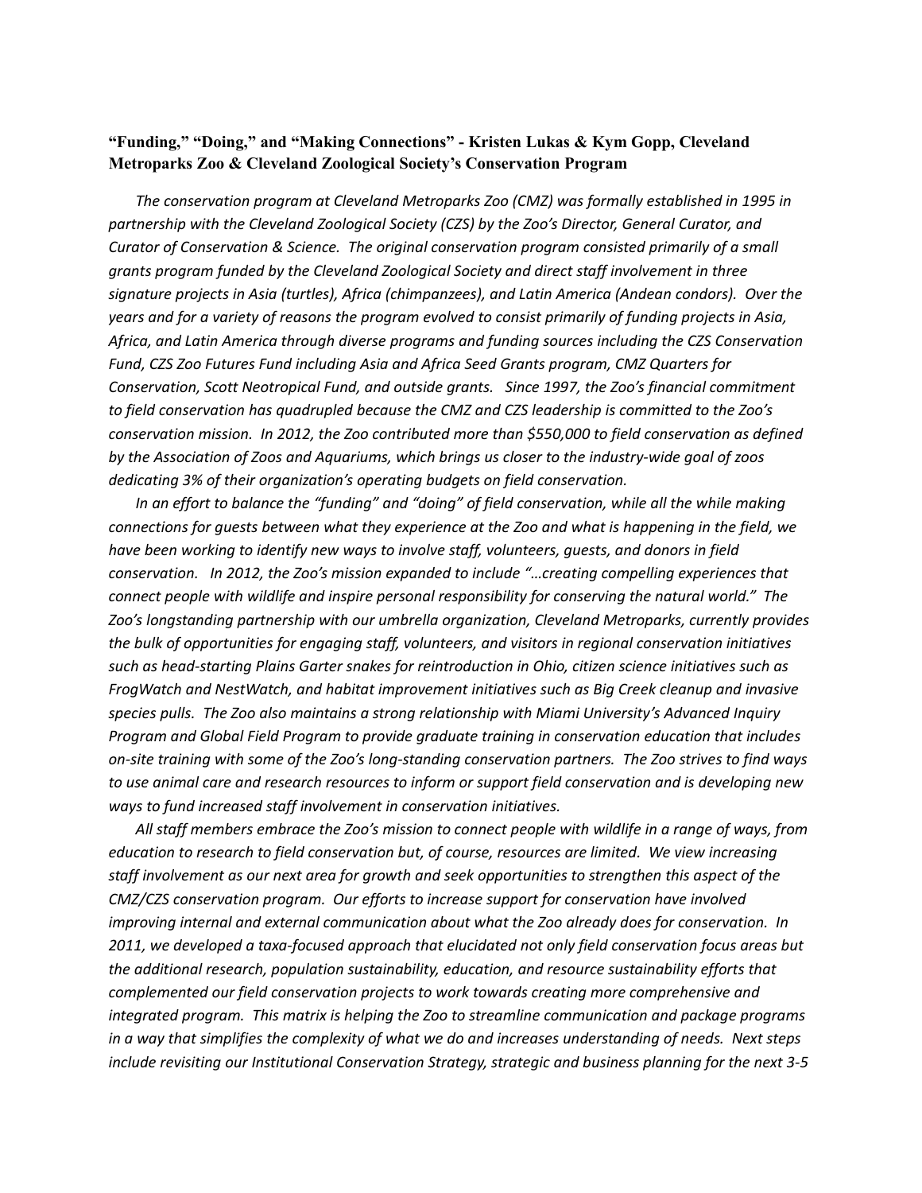**"Funding," "Doing," and "Making Connections" - Kristen Lukas & Kym Gopp, Cleveland Metroparks Zoo & Cleveland Zoological Society's Conservation Program**

*The conservation program at Cleveland Metroparks Zoo (CMZ) was formally established in 1995 in partnership with the Cleveland Zoological Society (CZS) by the Zoo's Director, General Curator, and Curator of Conservation & Science. The original conservation program consisted primarily of a small grants program funded by the Cleveland Zoological Society and direct staff involvement in three signature projects in Asia (turtles), Africa (chimpanzees), and Latin America (Andean condors). Over the years and for a variety of reasons the program evolved to consist primarily of funding projects in Asia, Africa, and Latin America through diverse programs and funding sources including the CZS Conservation Fund, CZS Zoo Futures Fund including Asia and Africa Seed Grants program, CMZ Quarters for Conservation, Scott Neotropical Fund, and outside grants. Since 1997, the Zoo's financial commitment to field conservation has quadrupled because the CMZ and CZS leadership is committed to the Zoo's conservation mission. In 2012, the Zoo contributed more than $550,000 to field conservation as defined by the Association of Zoos and Aquariums, which brings us closer to the industry-wide goal of zoos dedicating 3% of their organization's operating budgets on field conservation.*

*In an effort to balance the "funding" and "doing" of field conservation, while all the while making connections for guests between what they experience at the Zoo and what is happening in the field, we have been working to identify new ways to involve staff, volunteers, guests, and donors in field conservation. In 2012, the Zoo's mission expanded to include "…creating compelling experiences that connect people with wildlife and inspire personal responsibility for conserving the natural world." The Zoo's longstanding partnership with our umbrella organization, Cleveland Metroparks, currently provides the bulk of opportunities for engaging staff, volunteers, and visitors in regional conservation initiatives such as head-starting Plains Garter snakes for reintroduction in Ohio, citizen science initiatives such as FrogWatch and NestWatch, and habitat improvement initiatives such as Big Creek cleanup and invasive species pulls. The Zoo also maintains a strong relationship with Miami University's Advanced Inquiry Program and Global Field Program to provide graduate training in conservation education that includes on-site training with some of the Zoo's long-standing conservation partners. The Zoo strives to find ways to use animal care and research resources to inform or support field conservation and is developing new ways to fund increased staff involvement in conservation initiatives.*

*All staff members embrace the Zoo's mission to connect people with wildlife in a range of ways, from education to research to field conservation but, of course, resources are limited. We view increasing staff involvement as our next area for growth and seek opportunities to strengthen this aspect of the CMZ/CZS conservation program. Our efforts to increase support for conservation have involved improving internal and external communication about what the Zoo already does for conservation. In 2011, we developed a taxa-focused approach that elucidated not only field conservation focus areas but the additional research, population sustainability, education, and resource sustainability efforts that complemented our field conservation projects to work towards creating more comprehensive and integrated program. This matrix is helping the Zoo to streamline communication and package programs in a way that simplifies the complexity of what we do and increases understanding of needs. Next steps include revisiting our Institutional Conservation Strategy, strategic and business planning for the next 3-5*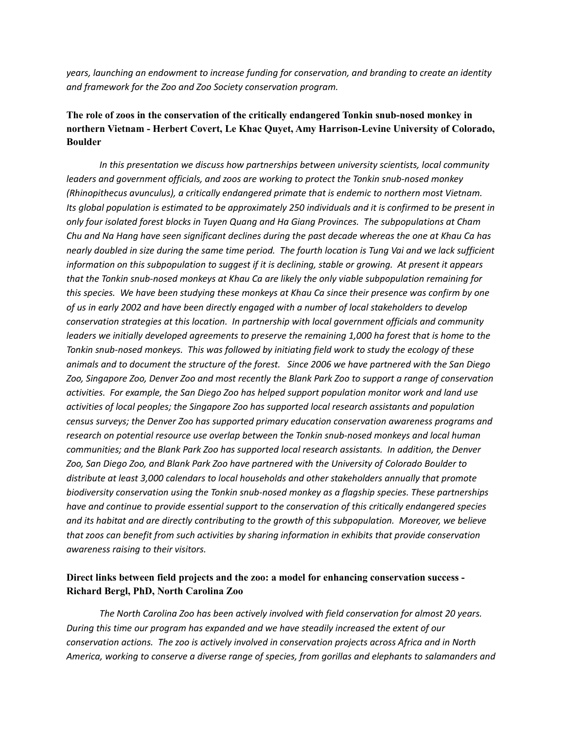*years, launching an endowment to increase funding for conservation, and branding to create an identity and framework for the Zoo and Zoo Society conservation program.*

### The role of zoos in the conservation of the critically endangered Tonkin snub-nosed monkey in northern Vietnam - Herbert Covert, Le Khac Quyet, Amy Harrison-Levine University of Colorado, Boulder

*In this presentation we discuss how partnerships between university scientists, local community leaders and government officials, and zoos are working to protect the Tonkin snub-nosed monkey (Rhinopithecus avunculus), a critically endangered primate that is endemic to northern most Vietnam. Its global population is estimated to be approximately 250 individuals and it is confirmed to be present in only four isolated forest blocks in Tuyen Quang and Ha Giang Provinces. The subpopulations at Cham Chu and Na Hang have seen significant declines during the past decade whereas the one at Khau Ca has nearly doubled in size during the same time period. The fourth location is Tung Vai and we lack sufficient information on this subpopulation to suggest if it is declining, stable or growing. At present it appears that the Tonkin snub-nosed monkeys at Khau Ca are likely the only viable subpopulation remaining for this species. We have been studying these monkeys at Khau Ca since their presence was confirm by one of us in early 2002 and have been directly engaged with a number of local stakeholders to develop conservation strategies at this location. In partnership with local government officials and community leaders we initially developed agreements to preserve the remaining 1,000 ha forest that is home to the Tonkin snub-nosed monkeys. This was followed by initiating field work to study the ecology of these animals and to document the structure of the forest. Since 2006 we have partnered with the San Diego Zoo, Singapore Zoo, Denver Zoo and most recently the Blank Park Zoo to support a range of conservation activities. For example, the San Diego Zoo has helped support population monitor work and land use activities of local peoples; the Singapore Zoo has supported local research assistants and population census surveys; the Denver Zoo has supported primary education conservation awareness programs and research on potential resource use overlap between the Tonkin snub-nosed monkeys and local human communities; and the Blank Park Zoo has supported local research assistants. In addition, the Denver Zoo, San Diego Zoo, and Blank Park Zoo have partnered with the University of Colorado Boulder to distribute at least 3,000 calendars to local households and other stakeholders annually that promote biodiversity conservation using the Tonkin snub-nosed monkey as a flagship species. These partnerships have and continue to provide essential support to the conservation of this critically endangered species and its habitat and are directly contributing to the growth of this subpopulation. Moreover, we believe that zoos can benefit from such activities by sharing information in exhibits that provide conservation awareness raising to their visitors.*

### Direct links between field projects and the zoo: a model for enhancing conservation success - Richard Bergl, PhD, North Carolina Zoo

*The North Carolina Zoo has been actively involved with field conservation for almost 20 years. During this time our program has expanded and we have steadily increased the extent of our conservation actions. The zoo is actively involved in conservation projects across Africa and in North America, working to conserve a diverse range of species, from gorillas and elephants to salamanders and*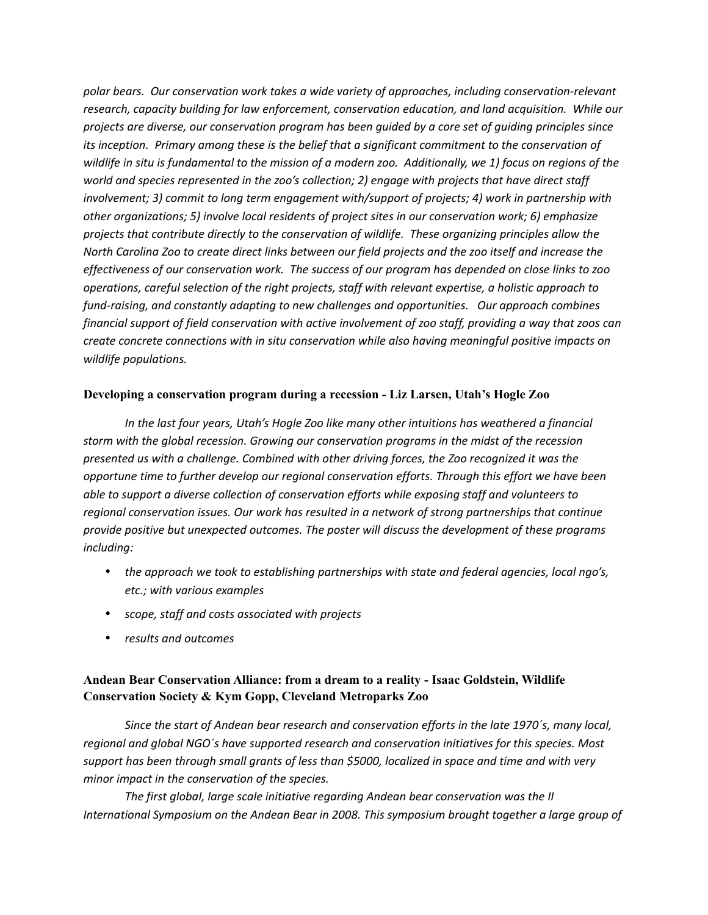*polar bears. Our conservation work takes a wide variety of approaches, including conservation-relevant research, capacity building for law enforcement, conservation education, and land acquisition. While our projects are diverse, our conservation program has been guided by a core set of guiding principles since its inception. Primary among these is the belief that a significant commitment to the conservation of wildlife in situ is fundamental to the mission of a modern zoo. Additionally, we 1) focus on regions of the world and species represented in the zoo's collection; 2) engage with projects that have direct staff involvement; 3) commit to long term engagement with/support of projects; 4) work in partnership with other organizations; 5) involve local residents of project sites in our conservation work; 6) emphasize projects that contribute directly to the conservation of wildlife. These organizing principles allow the North Carolina Zoo to create direct links between our field projects and the zoo itself and increase the effectiveness of our conservation work. The success of our program has depended on close links to zoo operations, careful selection of the right projects, staff with relevant expertise, a holistic approach to fund-raising, and constantly adapting to new challenges and opportunities. Our approach combines financial support of field conservation with active involvement of zoo staff, providing a way that zoos can create concrete connections with in situ conservation while also having meaningful positive impacts on wildlife populations.*

**Developing a conservation program during a recession - Liz Larsen, Utah's Hogle Zoo**

*In the last four years, Utah's Hogle Zoo like many other intuitions has weathered a financial storm with the global recession. Growing our conservation programs in the midst of the recession presented us with a challenge. Combined with other driving forces, the Zoo recognized it was the opportune time to further develop our regional conservation efforts. Through this effort we have been able to support a diverse collection of conservation efforts while exposing staff and volunteers to regional conservation issues. Our work has resulted in a network of strong partnerships that continue provide positive but unexpected outcomes. The poster will discuss the development of these programs including:*

- *the approach we took to establishing partnerships with state and federal agencies, local ngo's, etc.; with various examples*
- *scope, staff and costs associated with projects*
- *results and outcomes*

**Andean Bear Conservation Alliance: from a dream to a reality - Isaac Goldstein, Wildlife Conservation Society & Kym Gopp, Cleveland Metroparks Zoo**

*Since the start of Andean bear research and conservation efforts in the late 1970´s, many local, regional and global NGO´s have supported research and conservation initiatives for this species. Most support has been through small grants of less than $5000, localized in space and time and with very minor impact in the conservation of the species.*

*The first global, large scale initiative regarding Andean bear conservation was the II International Symposium on the Andean Bear in 2008. This symposium brought together a large group of*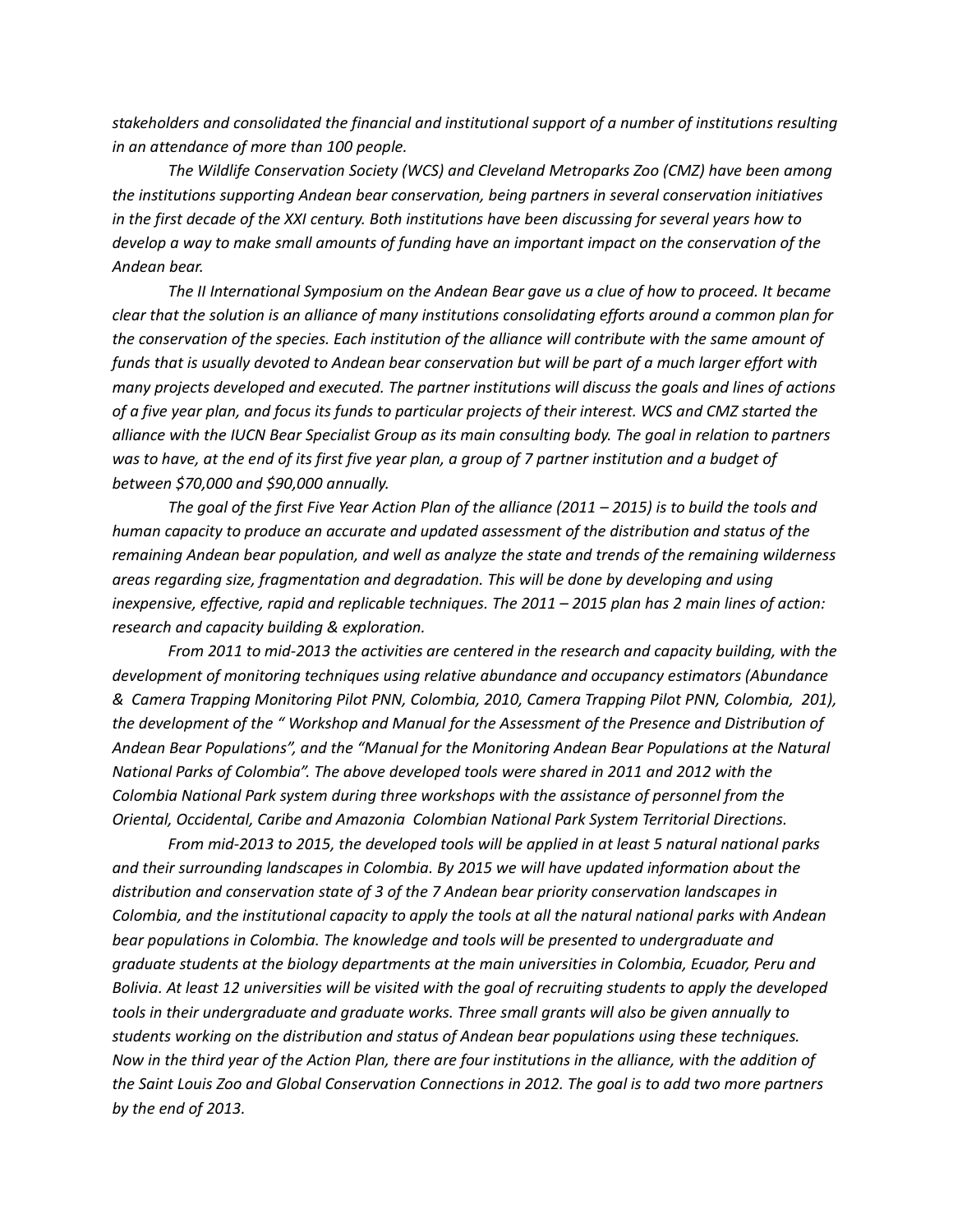*stakeholders and consolidated the financial and institutional support of a number of institutions resulting in an attendance of more than 100 people.*

*The Wildlife Conservation Society (WCS) and Cleveland Metroparks Zoo (CMZ) have been among the institutions supporting Andean bear conservation, being partners in several conservation initiatives in the first decade of the XXI century. Both institutions have been discussing for several years how to develop a way to make small amounts of funding have an important impact on the conservation of the Andean bear.*

*The II International Symposium on the Andean Bear gave us a clue of how to proceed. It became clear that the solution is an alliance of many institutions consolidating efforts around a common plan for the conservation of the species. Each institution of the alliance will contribute with the same amount of funds that is usually devoted to Andean bear conservation but will be part of a much larger effort with many projects developed and executed. The partner institutions will discuss the goals and lines of actions of a five year plan, and focus its funds to particular projects of their interest. WCS and CMZ started the alliance with the IUCN Bear Specialist Group as its main consulting body. The goal in relation to partners was to have, at the end of its first five year plan, a group of 7 partner institution and a budget of between $70,000 and $90,000 annually.*

*The goal of the first Five Year Action Plan of the alliance (2011 – 2015) is to build the tools and human capacity to produce an accurate and updated assessment of the distribution and status of the remaining Andean bear population, and well as analyze the state and trends of the remaining wilderness areas regarding size, fragmentation and degradation. This will be done by developing and using inexpensive, effective, rapid and replicable techniques. The 2011 – 2015 plan has 2 main lines of action: research and capacity building & exploration.*

*From 2011 to mid-2013 the activities are centered in the research and capacity building, with the development of monitoring techniques using relative abundance and occupancy estimators (Abundance & Camera Trapping Monitoring Pilot PNN, Colombia, 2010, Camera Trapping Pilot PNN, Colombia, 201), the development of the " Workshop and Manual for the Assessment of the Presence and Distribution of Andean Bear Populations", and the "Manual for the Monitoring Andean Bear Populations at the Natural National Parks of Colombia". The above developed tools were shared in 2011 and 2012 with the Colombia National Park system during three workshops with the assistance of personnel from the Oriental, Occidental, Caribe and Amazonia Colombian National Park System Territorial Directions.*

*From mid-2013 to 2015, the developed tools will be applied in at least 5 natural national parks and their surrounding landscapes in Colombia. By 2015 we will have updated information about the distribution and conservation state of 3 of the 7 Andean bear priority conservation landscapes in Colombia, and the institutional capacity to apply the tools at all the natural national parks with Andean bear populations in Colombia. The knowledge and tools will be presented to undergraduate and graduate students at the biology departments at the main universities in Colombia, Ecuador, Peru and Bolivia. At least 12 universities will be visited with the goal of recruiting students to apply the developed tools in their undergraduate and graduate works. Three small grants will also be given annually to students working on the distribution and status of Andean bear populations using these techniques. Now in the third year of the Action Plan, there are four institutions in the alliance, with the addition of the Saint Louis Zoo and Global Conservation Connections in 2012. The goal is to add two more partners by the end of 2013.*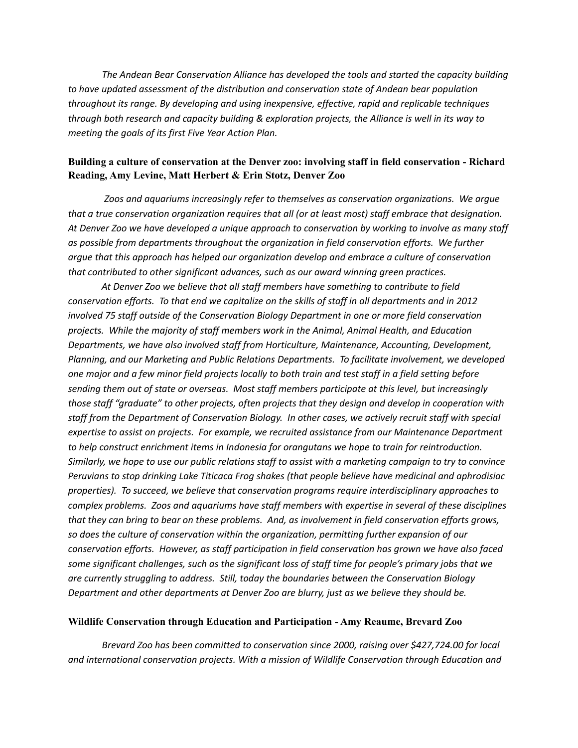*The Andean Bear Conservation Alliance has developed the tools and started the capacity building to have updated assessment of the distribution and conservation state of Andean bear population throughout its range. By developing and using inexpensive, effective, rapid and replicable techniques through both research and capacity building & exploration projects, the Alliance is well in its way to meeting the goals of its first Five Year Action Plan.*

### Building a culture of conservation at the Denver zoo: involving staff in field conservation - Richard Reading, Amy Levine, Matt Herbert & Erin Stotz, Denver Zoo

*Zoos and aquariums increasingly refer to themselves as conservation organizations. We argue that a true conservation organization requires that all (or at least most) staff embrace that designation. At Denver Zoo we have developed a unique approach to conservation by working to involve as many staff as possible from departments throughout the organization in field conservation efforts. We further argue that this approach has helped our organization develop and embrace a culture of conservation that contributed to other significant advances, such as our award winning green practices.*

*At Denver Zoo we believe that all staff members have something to contribute to field conservation efforts. To that end we capitalize on the skills of staff in all departments and in 2012 involved 75 staff outside of the Conservation Biology Department in one or more field conservation projects. While the majority of staff members work in the Animal, Animal Health, and Education Departments, we have also involved staff from Horticulture, Maintenance, Accounting, Development, Planning, and our Marketing and Public Relations Departments. To facilitate involvement, we developed one major and a few minor field projects locally to both train and test staff in a field setting before sending them out of state or overseas. Most staff members participate at this level, but increasingly those staff "graduate" to other projects, often projects that they design and develop in cooperation with staff from the Department of Conservation Biology. In other cases, we actively recruit staff with special expertise to assist on projects. For example, we recruited assistance from our Maintenance Department to help construct enrichment items in Indonesia for orangutans we hope to train for reintroduction. Similarly, we hope to use our public relations staff to assist with a marketing campaign to try to convince Peruvians to stop drinking Lake Titicaca Frog shakes (that people believe have medicinal and aphrodisiac properties). To succeed, we believe that conservation programs require interdisciplinary approaches to complex problems. Zoos and aquariums have staff members with expertise in several of these disciplines that they can bring to bear on these problems. And, as involvement in field conservation efforts grows, so does the culture of conservation within the organization, permitting further expansion of our conservation efforts. However, as staff participation in field conservation has grown we have also faced some significant challenges, such as the significant loss of staff time for people's primary jobs that we are currently struggling to address. Still, today the boundaries between the Conservation Biology Department and other departments at Denver Zoo are blurry, just as we believe they should be.*

### Wildlife Conservation through Education and Participation - Amy Reaume, Brevard Zoo

*Brevard Zoo has been committed to conservation since 2000, raising over $427,724.00 for local and international conservation projects. With a mission of Wildlife Conservation through Education and*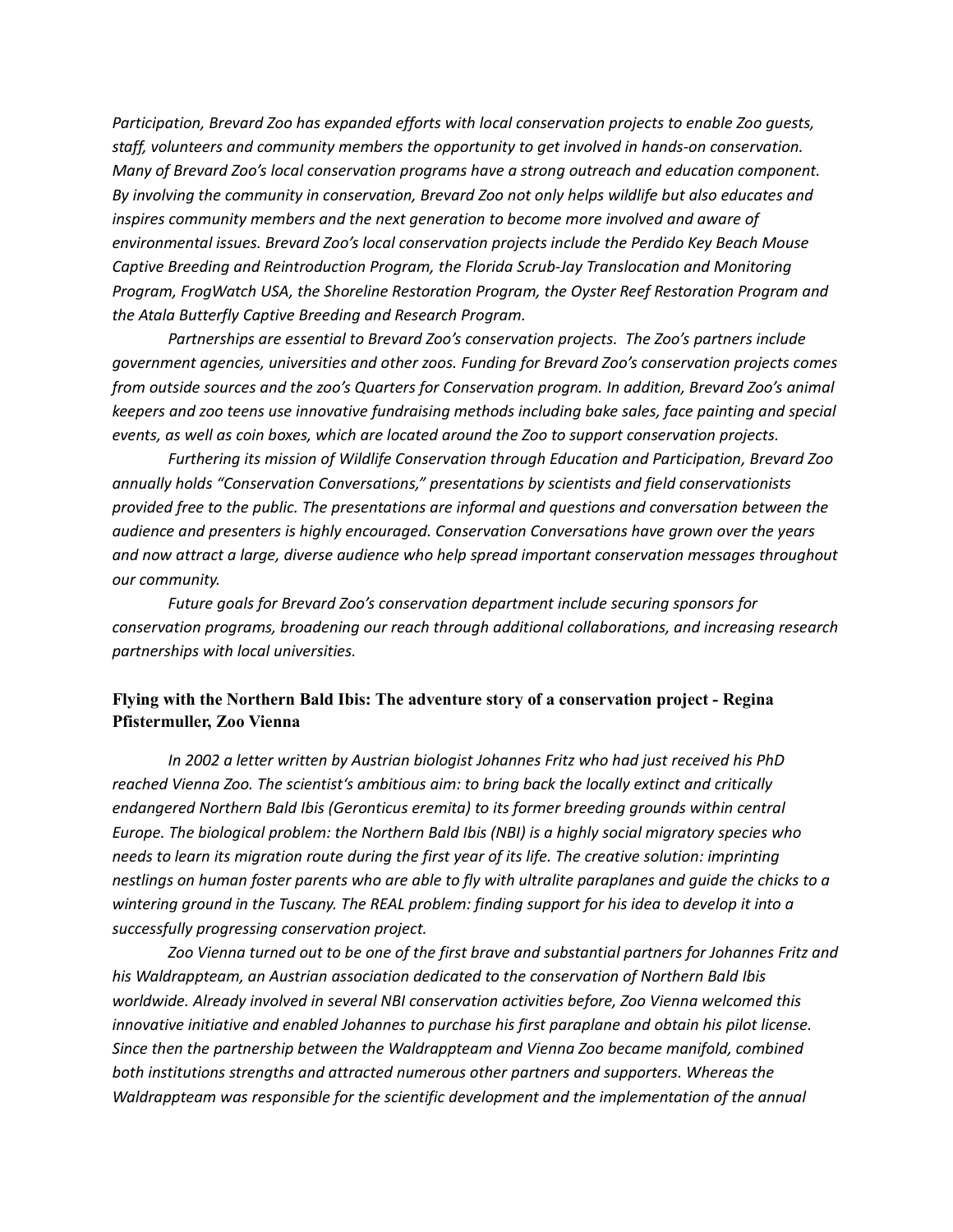*Participation, Brevard Zoo has expanded efforts with local conservation projects to enable Zoo guests, staff, volunteers and community members the opportunity to get involved in hands-on conservation. Many of Brevard Zoo's local conservation programs have a strong outreach and education component. By involving the community in conservation, Brevard Zoo not only helps wildlife but also educates and inspires community members and the next generation to become more involved and aware of environmental issues. Brevard Zoo's local conservation projects include the Perdido Key Beach Mouse Captive Breeding and Reintroduction Program, the Florida Scrub-Jay Translocation and Monitoring Program, FrogWatch USA, the Shoreline Restoration Program, the Oyster Reef Restoration Program and the Atala Butterfly Captive Breeding and Research Program.*

*Partnerships are essential to Brevard Zoo's conservation projects. The Zoo's partners include government agencies, universities and other zoos. Funding for Brevard Zoo's conservation projects comes from outside sources and the zoo's Quarters for Conservation program. In addition, Brevard Zoo's animal keepers and zoo teens use innovative fundraising methods including bake sales, face painting and special events, as well as coin boxes, which are located around the Zoo to support conservation projects.*

*Furthering its mission of Wildlife Conservation through Education and Participation, Brevard Zoo annually holds "Conservation Conversations," presentations by scientists and field conservationists provided free to the public. The presentations are informal and questions and conversation between the audience and presenters is highly encouraged. Conservation Conversations have grown over the years and now attract a large, diverse audience who help spread important conservation messages throughout our community.*

*Future goals for Brevard Zoo's conservation department include securing sponsors for conservation programs, broadening our reach through additional collaborations, and increasing research partnerships with local universities.*

### Flying with the Northern Bald Ibis: The adventure story of a conservation project - Regina Pfistermuller, Zoo Vienna

*In 2002 a letter written by Austrian biologist Johannes Fritz who had just received his PhD reached Vienna Zoo. The scientist's ambitious aim: to bring back the locally extinct and critically endangered Northern Bald Ibis (Geronticus eremita) to its former breeding grounds within central Europe. The biological problem: the Northern Bald Ibis (NBI) is a highly social migratory species who needs to learn its migration route during the first year of its life. The creative solution: imprinting nestlings on human foster parents who are able to fly with ultralite paraplanes and guide the chicks to a wintering ground in the Tuscany. The REAL problem: finding support for his idea to develop it into a successfully progressing conservation project.*

*Zoo Vienna turned out to be one of the first brave and substantial partners for Johannes Fritz and his Waldrappteam, an Austrian association dedicated to the conservation of Northern Bald Ibis worldwide. Already involved in several NBI conservation activities before, Zoo Vienna welcomed this innovative initiative and enabled Johannes to purchase his first paraplane and obtain his pilot license. Since then the partnership between the Waldrappteam and Vienna Zoo became manifold, combined both institutions strengths and attracted numerous other partners and supporters. Whereas the Waldrappteam was responsible for the scientific development and the implementation of the annual*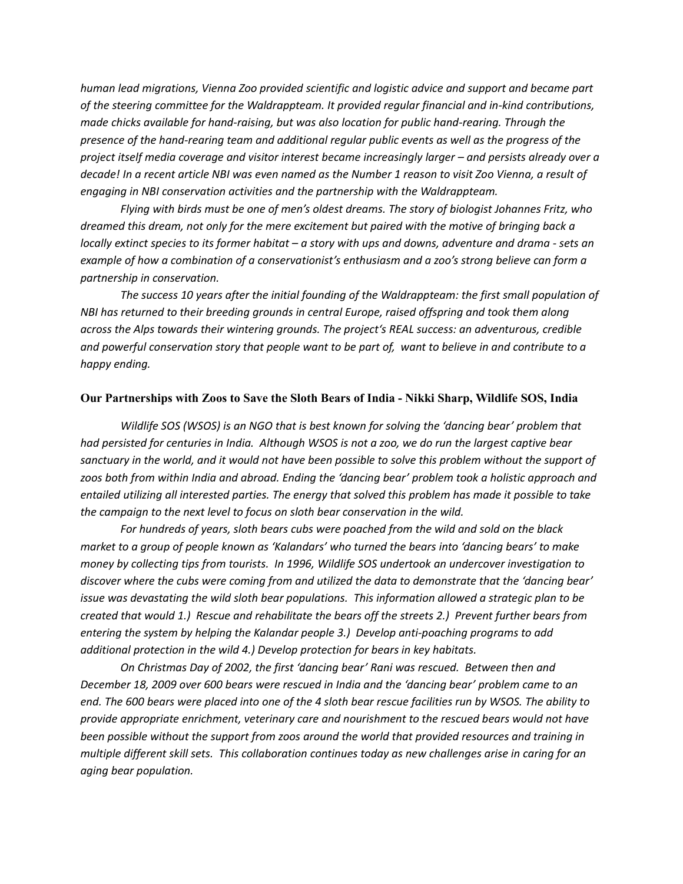*human lead migrations, Vienna Zoo provided scientific and logistic advice and support and became part of the steering committee for the Waldrappteam. It provided regular financial and in-kind contributions, made chicks available for hand-raising, but was also location for public hand-rearing. Through the presence of the hand-rearing team and additional regular public events as well as the progress of the project itself media coverage and visitor interest became increasingly larger – and persists already over a decade! In a recent article NBI was even named as the Number 1 reason to visit Zoo Vienna, a result of engaging in NBI conservation activities and the partnership with the Waldrappteam.*

*Flying with birds must be one of men's oldest dreams. The story of biologist Johannes Fritz, who dreamed this dream, not only for the mere excitement but paired with the motive of bringing back a locally extinct species to its former habitat – a story with ups and downs, adventure and drama - sets an example of how a combination of a conservationist's enthusiasm and a zoo's strong believe can form a partnership in conservation.*

*The success 10 years after the initial founding of the Waldrappteam: the first small population of NBI has returned to their breeding grounds in central Europe, raised offspring and took them along across the Alps towards their wintering grounds. The project's REAL success: an adventurous, credible and powerful conservation story that people want to be part of, want to believe in and contribute to a happy ending.*

**Our Partnerships with Zoos to Save the Sloth Bears of India - Nikki Sharp, Wildlife SOS, India**

*Wildlife SOS (WSOS) is an NGO that is best known for solving the 'dancing bear' problem that had persisted for centuries in India. Although WSOS is not a zoo, we do run the largest captive bear sanctuary in the world, and it would not have been possible to solve this problem without the support of zoos both from within India and abroad. Ending the 'dancing bear' problem took a holistic approach and entailed utilizing all interested parties. The energy that solved this problem has made it possible to take the campaign to the next level to focus on sloth bear conservation in the wild.*

*For hundreds of years, sloth bears cubs were poached from the wild and sold on the black market to a group of people known as 'Kalandars' who turned the bears into 'dancing bears' to make money by collecting tips from tourists. In 1996, Wildlife SOS undertook an undercover investigation to discover where the cubs were coming from and utilized the data to demonstrate that the 'dancing bear' issue was devastating the wild sloth bear populations. This information allowed a strategic plan to be created that would 1.) Rescue and rehabilitate the bears off the streets 2.) Prevent further bears from entering the system by helping the Kalandar people 3.) Develop anti-poaching programs to add additional protection in the wild 4.) Develop protection for bears in key habitats.*

*On Christmas Day of 2002, the first 'dancing bear' Rani was rescued. Between then and December 18, 2009 over 600 bears were rescued in India and the 'dancing bear' problem came to an end. The 600 bears were placed into one of the 4 sloth bear rescue facilities run by WSOS. The ability to provide appropriate enrichment, veterinary care and nourishment to the rescued bears would not have been possible without the support from zoos around the world that provided resources and training in multiple different skill sets. This collaboration continues today as new challenges arise in caring for an aging bear population.*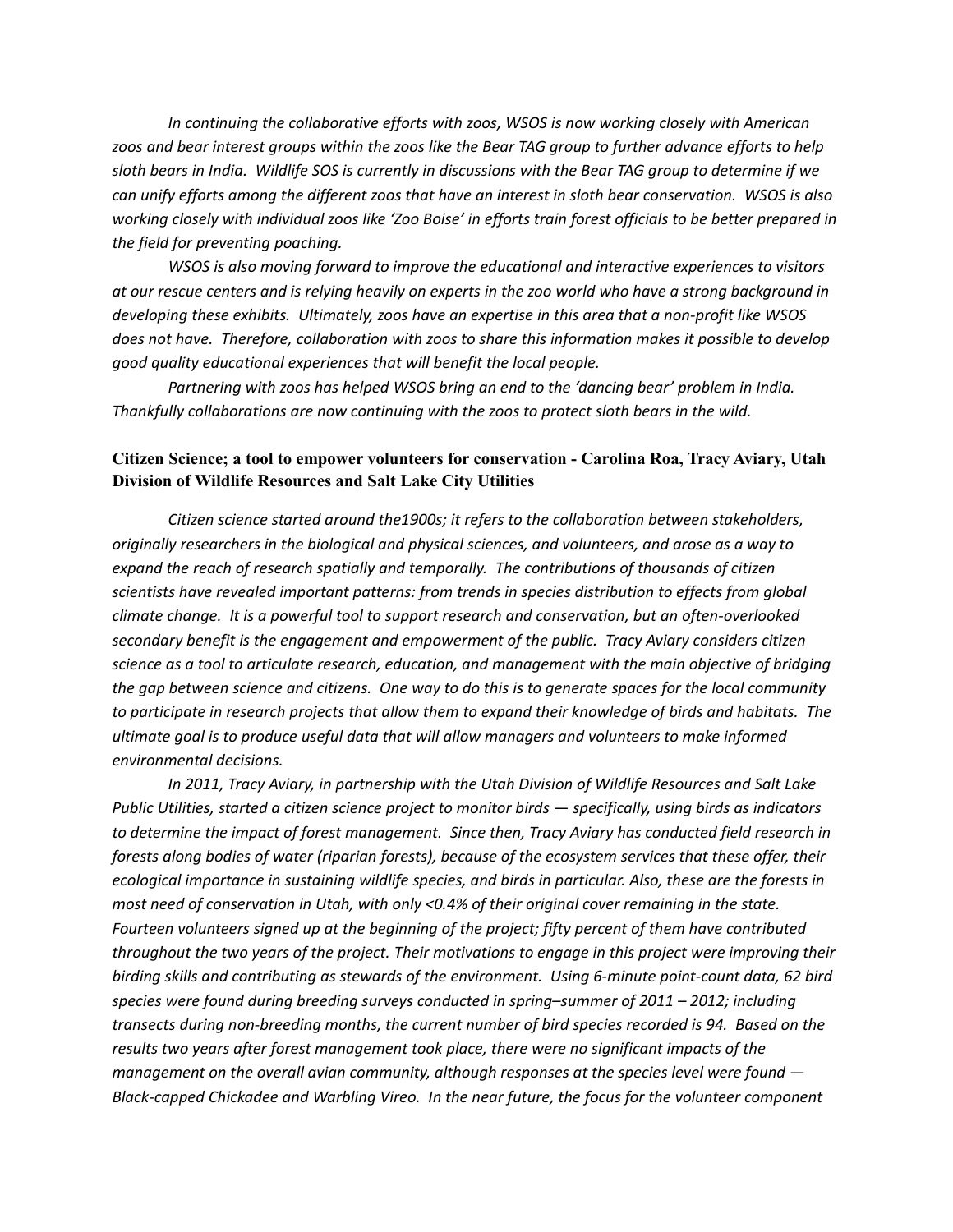*In continuing the collaborative efforts with zoos, WSOS is now working closely with American zoos and bear interest groups within the zoos like the Bear TAG group to further advance efforts to help sloth bears in India. Wildlife SOS is currently in discussions with the Bear TAG group to determine if we can unify efforts among the different zoos that have an interest in sloth bear conservation. WSOS is also working closely with individual zoos like 'Zoo Boise' in efforts train forest officials to be better prepared in the field for preventing poaching.*

*WSOS is also moving forward to improve the educational and interactive experiences to visitors at our rescue centers and is relying heavily on experts in the zoo world who have a strong background in developing these exhibits. Ultimately, zoos have an expertise in this area that a non-profit like WSOS does not have. Therefore, collaboration with zoos to share this information makes it possible to develop good quality educational experiences that will benefit the local people.*

*Partnering with zoos has helped WSOS bring an end to the 'dancing bear' problem in India. Thankfully collaborations are now continuing with the zoos to protect sloth bears in the wild.*

**Citizen Science; a tool to empower volunteers for conservation - Carolina Roa, Tracy Aviary, Utah Division of Wildlife Resources and Salt Lake City Utilities**

*Citizen science started around the1900s; it refers to the collaboration between stakeholders, originally researchers in the biological and physical sciences, and volunteers, and arose as a way to expand the reach of research spatially and temporally. The contributions of thousands of citizen scientists have revealed important patterns: from trends in species distribution to effects from global climate change. It is a powerful tool to support research and conservation, but an often-overlooked secondary benefit is the engagement and empowerment of the public. Tracy Aviary considers citizen science as a tool to articulate research, education, and management with the main objective of bridging the gap between science and citizens. One way to do this is to generate spaces for the local community to participate in research projects that allow them to expand their knowledge of birds and habitats. The ultimate goal is to produce useful data that will allow managers and volunteers to make informed environmental decisions.*

*In 2011, Tracy Aviary, in partnership with the Utah Division of Wildlife Resources and Salt Lake Public Utilities, started a citizen science project to monitor birds — specifically, using birds as indicators to determine the impact of forest management. Since then, Tracy Aviary has conducted field research in forests along bodies of water (riparian forests), because of the ecosystem services that these offer, their ecological importance in sustaining wildlife species, and birds in particular. Also, these are the forests in most need of conservation in Utah, with only <0.4% of their original cover remaining in the state. Fourteen volunteers signed up at the beginning of the project; fifty percent of them have contributed throughout the two years of the project. Their motivations to engage in this project were improving their birding skills and contributing as stewards of the environment. Using 6-minute point-count data, 62 bird species were found during breeding surveys conducted in spring–summer of 2011 – 2012; including transects during non-breeding months, the current number of bird species recorded is 94. Based on the results two years after forest management took place, there were no significant impacts of the management on the overall avian community, although responses at the species level were found — Black-capped Chickadee and Warbling Vireo. In the near future, the focus for the volunteer component*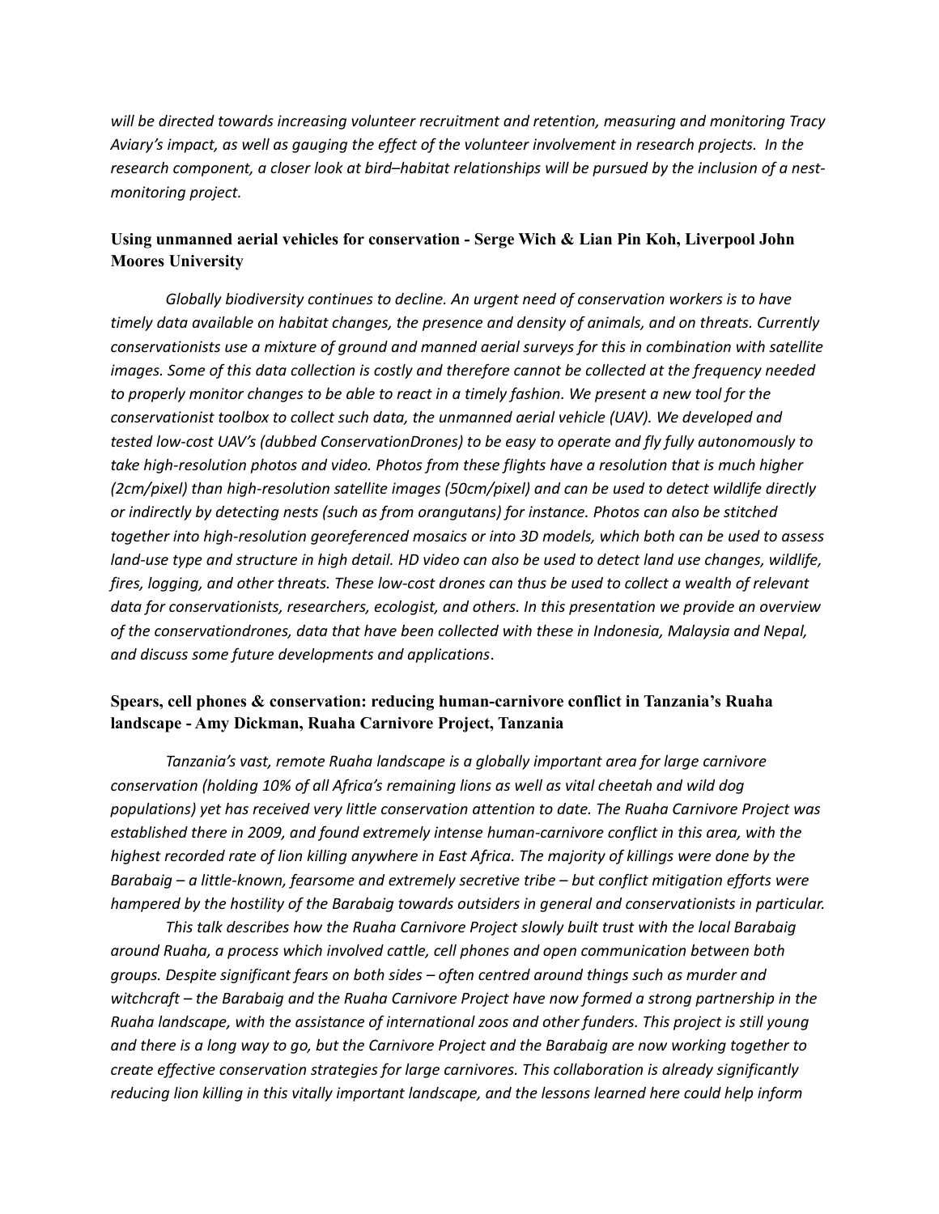*will be directed towards increasing volunteer recruitment and retention, measuring and monitoring Tracy Aviary's impact, as well as gauging the effect of the volunteer involvement in research projects. In the research component, a closer look at bird–habitat relationships will be pursued by the inclusion of a nest-monitoring project.*

### Using unmanned aerial vehicles for conservation - Serge Wich & Lian Pin Koh, Liverpool John Moores University

*Globally biodiversity continues to decline. An urgent need of conservation workers is to have timely data available on habitat changes, the presence and density of animals, and on threats. Currently conservationists use a mixture of ground and manned aerial surveys for this in combination with satellite images. Some of this data collection is costly and therefore cannot be collected at the frequency needed to properly monitor changes to be able to react in a timely fashion. We present a new tool for the conservationist toolbox to collect such data, the unmanned aerial vehicle (UAV). We developed and tested low-cost UAV's (dubbed ConservationDrones) to be easy to operate and fly fully autonomously to take high-resolution photos and video. Photos from these flights have a resolution that is much higher (2cm/pixel) than high-resolution satellite images (50cm/pixel) and can be used to detect wildlife directly or indirectly by detecting nests (such as from orangutans) for instance. Photos can also be stitched together into high-resolution georeferenced mosaics or into 3D models, which both can be used to assess land-use type and structure in high detail. HD video can also be used to detect land use changes, wildlife, fires, logging, and other threats. These low-cost drones can thus be used to collect a wealth of relevant data for conservationists, researchers, ecologist, and others. In this presentation we provide an overview of the conservationdrones, data that have been collected with these in Indonesia, Malaysia and Nepal, and discuss some future developments and applications*.

### Spears, cell phones & conservation: reducing human-carnivore conflict in Tanzania's Ruaha landscape - Amy Dickman, Ruaha Carnivore Project, Tanzania

*Tanzania's vast, remote Ruaha landscape is a globally important area for large carnivore conservation (holding 10% of all Africa's remaining lions as well as vital cheetah and wild dog populations) yet has received very little conservation attention to date. The Ruaha Carnivore Project was established there in 2009, and found extremely intense human-carnivore conflict in this area, with the highest recorded rate of lion killing anywhere in East Africa. The majority of killings were done by the Barabaig – a little-known, fearsome and extremely secretive tribe – but conflict mitigation efforts were hampered by the hostility of the Barabaig towards outsiders in general and conservationists in particular.*

*This talk describes how the Ruaha Carnivore Project slowly built trust with the local Barabaig around Ruaha, a process which involved cattle, cell phones and open communication between both groups. Despite significant fears on both sides – often centred around things such as murder and witchcraft – the Barabaig and the Ruaha Carnivore Project have now formed a strong partnership in the Ruaha landscape, with the assistance of international zoos and other funders. This project is still young and there is a long way to go, but the Carnivore Project and the Barabaig are now working together to create effective conservation strategies for large carnivores. This collaboration is already significantly reducing lion killing in this vitally important landscape, and the lessons learned here could help inform*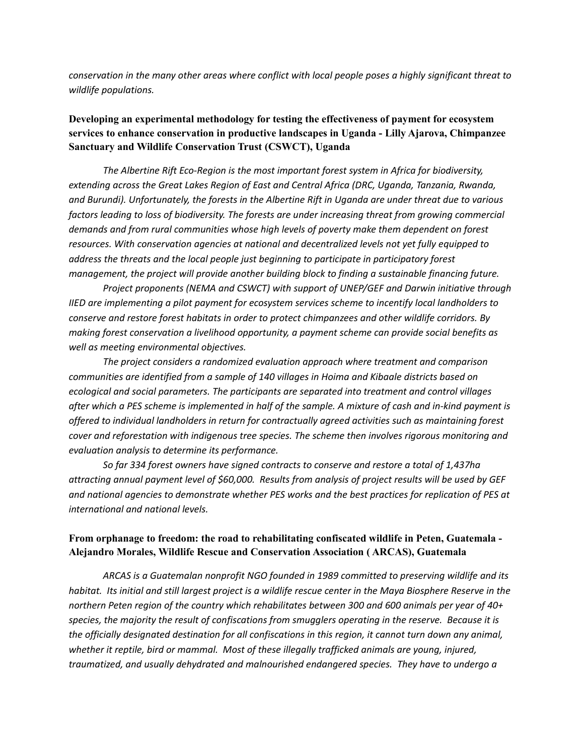*conservation in the many other areas where conflict with local people poses a highly significant threat to wildlife populations.*

### Developing an experimental methodology for testing the effectiveness of payment for ecosystem services to enhance conservation in productive landscapes in Uganda - Lilly Ajarova, Chimpanzee Sanctuary and Wildlife Conservation Trust (CSWCT), Uganda

*The Albertine Rift Eco-Region is the most important forest system in Africa for biodiversity, extending across the Great Lakes Region of East and Central Africa (DRC, Uganda, Tanzania, Rwanda, and Burundi). Unfortunately, the forests in the Albertine Rift in Uganda are under threat due to various factors leading to loss of biodiversity. The forests are under increasing threat from growing commercial demands and from rural communities whose high levels of poverty make them dependent on forest resources. With conservation agencies at national and decentralized levels not yet fully equipped to address the threats and the local people just beginning to participate in participatory forest management, the project will provide another building block to finding a sustainable financing future.*

*Project proponents (NEMA and CSWCT) with support of UNEP/GEF and Darwin initiative through IIED are implementing a pilot payment for ecosystem services scheme to incentify local landholders to conserve and restore forest habitats in order to protect chimpanzees and other wildlife corridors. By making forest conservation a livelihood opportunity, a payment scheme can provide social benefits as well as meeting environmental objectives.*

*The project considers a randomized evaluation approach where treatment and comparison communities are identified from a sample of 140 villages in Hoima and Kibaale districts based on ecological and social parameters. The participants are separated into treatment and control villages after which a PES scheme is implemented in half of the sample. A mixture of cash and in-kind payment is offered to individual landholders in return for contractually agreed activities such as maintaining forest cover and reforestation with indigenous tree species. The scheme then involves rigorous monitoring and evaluation analysis to determine its performance.*

*So far 334 forest owners have signed contracts to conserve and restore a total of 1,437ha attracting annual payment level of $60,000. Results from analysis of project results will be used by GEF and national agencies to demonstrate whether PES works and the best practices for replication of PES at international and national levels.*

### From orphanage to freedom: the road to rehabilitating confiscated wildlife in Peten, Guatemala - Alejandro Morales, Wildlife Rescue and Conservation Association ( ARCAS), Guatemala

*ARCAS is a Guatemalan nonprofit NGO founded in 1989 committed to preserving wildlife and its habitat. Its initial and still largest project is a wildlife rescue center in the Maya Biosphere Reserve in the northern Peten region of the country which rehabilitates between 300 and 600 animals per year of 40+ species, the majority the result of confiscations from smugglers operating in the reserve. Because it is the officially designated destination for all confiscations in this region, it cannot turn down any animal, whether it reptile, bird or mammal. Most of these illegally trafficked animals are young, injured, traumatized, and usually dehydrated and malnourished endangered species. They have to undergo a*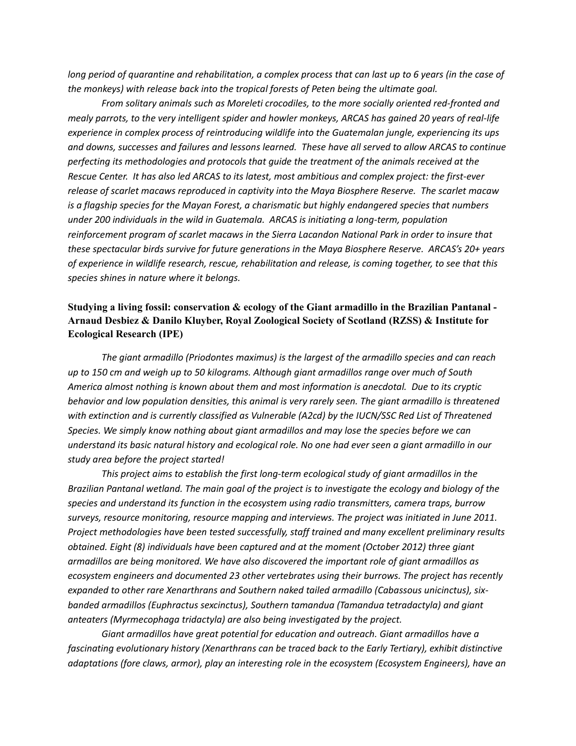*long period of quarantine and rehabilitation, a complex process that can last up to 6 years (in the case of the monkeys) with release back into the tropical forests of Peten being the ultimate goal.*

*From solitary animals such as Moreleti crocodiles, to the more socially oriented red-fronted and mealy parrots, to the very intelligent spider and howler monkeys, ARCAS has gained 20 years of real-life experience in complex process of reintroducing wildlife into the Guatemalan jungle, experiencing its ups and downs, successes and failures and lessons learned. These have all served to allow ARCAS to continue perfecting its methodologies and protocols that guide the treatment of the animals received at the Rescue Center. It has also led ARCAS to its latest, most ambitious and complex project: the first-ever release of scarlet macaws reproduced in captivity into the Maya Biosphere Reserve. The scarlet macaw is a flagship species for the Mayan Forest, a charismatic but highly endangered species that numbers under 200 individuals in the wild in Guatemala. ARCAS is initiating a long-term, population reinforcement program of scarlet macaws in the Sierra Lacandon National Park in order to insure that these spectacular birds survive for future generations in the Maya Biosphere Reserve. ARCAS's 20+ years of experience in wildlife research, rescue, rehabilitation and release, is coming together, to see that this species shines in nature where it belongs.*

**Studying a living fossil: conservation & ecology of the Giant armadillo in the Brazilian Pantanal - Arnaud Desbiez & Danilo Kluyber, Royal Zoological Society of Scotland (RZSS) & Institute for Ecological Research (IPE)**

*The giant armadillo (Priodontes maximus) is the largest of the armadillo species and can reach up to 150 cm and weigh up to 50 kilograms. Although giant armadillos range over much of South America almost nothing is known about them and most information is anecdotal. Due to its cryptic behavior and low population densities, this animal is very rarely seen. The giant armadillo is threatened with extinction and is currently classified as Vulnerable (A2cd) by the IUCN/SSC Red List of Threatened Species. We simply know nothing about giant armadillos and may lose the species before we can understand its basic natural history and ecological role. No one had ever seen a giant armadillo in our study area before the project started!*

*This project aims to establish the first long-term ecological study of giant armadillos in the Brazilian Pantanal wetland. The main goal of the project is to investigate the ecology and biology of the species and understand its function in the ecosystem using radio transmitters, camera traps, burrow surveys, resource monitoring, resource mapping and interviews. The project was initiated in June 2011. Project methodologies have been tested successfully, staff trained and many excellent preliminary results obtained. Eight (8) individuals have been captured and at the moment (October 2012) three giant armadillos are being monitored. We have also discovered the important role of giant armadillos as ecosystem engineers and documented 23 other vertebrates using their burrows. The project has recently expanded to other rare Xenarthrans and Southern naked tailed armadillo (Cabassous unicinctus), six-banded armadillos (Euphractus sexcinctus), Southern tamandua (Tamandua tetradactyla) and giant anteaters (Myrmecophaga tridactyla) are also being investigated by the project.*

*Giant armadillos have great potential for education and outreach. Giant armadillos have a fascinating evolutionary history (Xenarthrans can be traced back to the Early Tertiary), exhibit distinctive adaptations (fore claws, armor), play an interesting role in the ecosystem (Ecosystem Engineers), have an*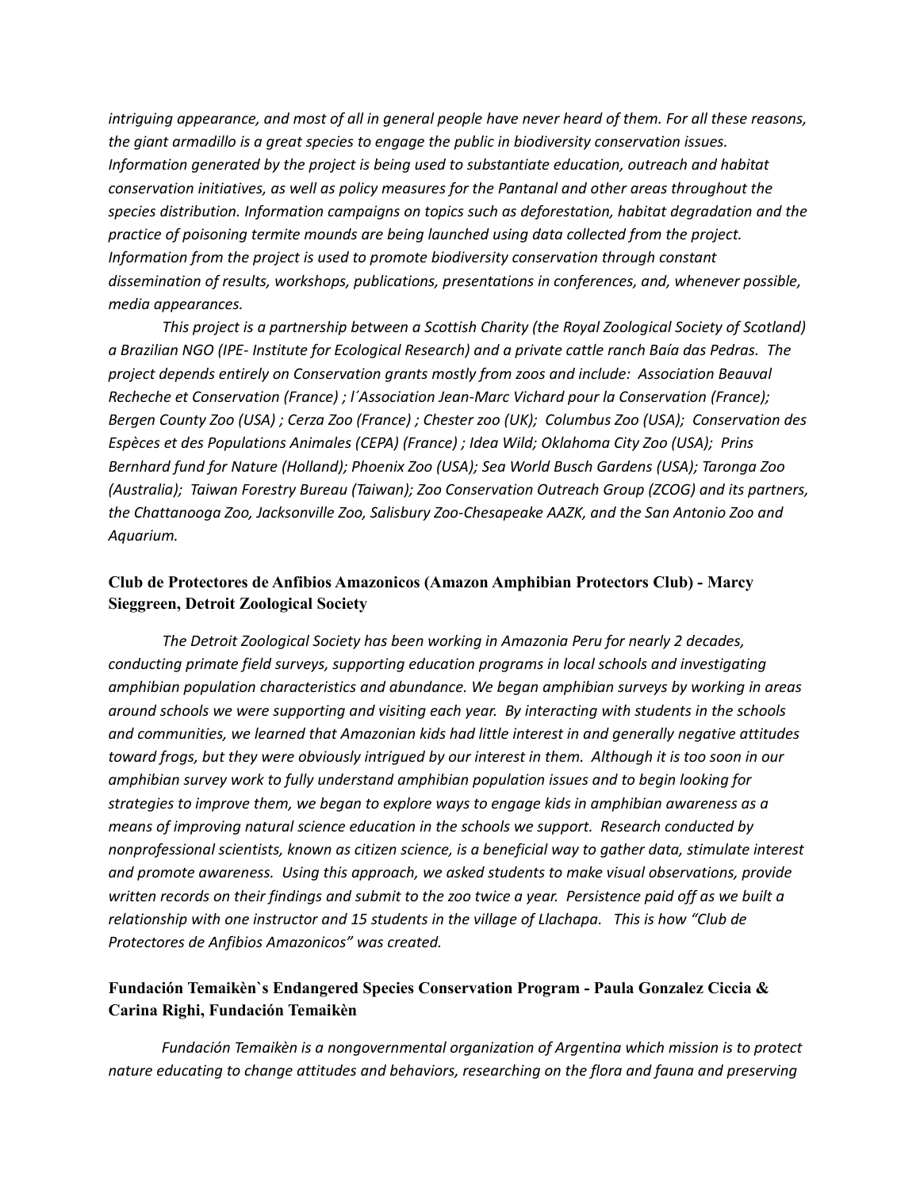*intriguing appearance, and most of all in general people have never heard of them. For all these reasons, the giant armadillo is a great species to engage the public in biodiversity conservation issues. Information generated by the project is being used to substantiate education, outreach and habitat conservation initiatives, as well as policy measures for the Pantanal and other areas throughout the species distribution. Information campaigns on topics such as deforestation, habitat degradation and the practice of poisoning termite mounds are being launched using data collected from the project. Information from the project is used to promote biodiversity conservation through constant dissemination of results, workshops, publications, presentations in conferences, and, whenever possible, media appearances.*

*This project is a partnership between a Scottish Charity (the Royal Zoological Society of Scotland) a Brazilian NGO (IPE- Institute for Ecological Research) and a private cattle ranch Baía das Pedras. The project depends entirely on Conservation grants mostly from zoos and include: Association Beauval Recheche et Conservation (France) ; l´Association Jean-Marc Vichard pour la Conservation (France); Bergen County Zoo (USA) ; Cerza Zoo (France) ; Chester zoo (UK); Columbus Zoo (USA); Conservation des Espèces et des Populations Animales (CEPA) (France) ; Idea Wild; Oklahoma City Zoo (USA); Prins Bernhard fund for Nature (Holland); Phoenix Zoo (USA); Sea World Busch Gardens (USA); Taronga Zoo (Australia); Taiwan Forestry Bureau (Taiwan); Zoo Conservation Outreach Group (ZCOG) and its partners, the Chattanooga Zoo, Jacksonville Zoo, Salisbury Zoo-Chesapeake AAZK, and the San Antonio Zoo and Aquarium.*

### Club de Protectores de Anfibios Amazonicos (Amazon Amphibian Protectors Club) - Marcy Sieggreen, Detroit Zoological Society

*The Detroit Zoological Society has been working in Amazonia Peru for nearly 2 decades, conducting primate field surveys, supporting education programs in local schools and investigating amphibian population characteristics and abundance. We began amphibian surveys by working in areas around schools we were supporting and visiting each year. By interacting with students in the schools and communities, we learned that Amazonian kids had little interest in and generally negative attitudes toward frogs, but they were obviously intrigued by our interest in them. Although it is too soon in our amphibian survey work to fully understand amphibian population issues and to begin looking for strategies to improve them, we began to explore ways to engage kids in amphibian awareness as a means of improving natural science education in the schools we support. Research conducted by nonprofessional scientists, known as citizen science, is a beneficial way to gather data, stimulate interest and promote awareness. Using this approach, we asked students to make visual observations, provide written records on their findings and submit to the zoo twice a year. Persistence paid off as we built a relationship with one instructor and 15 students in the village of Llachapa. This is how "Club de Protectores de Anfibios Amazonicos" was created.*

### Fundación Temaikèn`s Endangered Species Conservation Program - Paula Gonzalez Ciccia & Carina Righi, Fundación Temaikèn

*Fundación Temaikèn is a nongovernmental organization of Argentina which mission is to protect nature educating to change attitudes and behaviors, researching on the flora and fauna and preserving*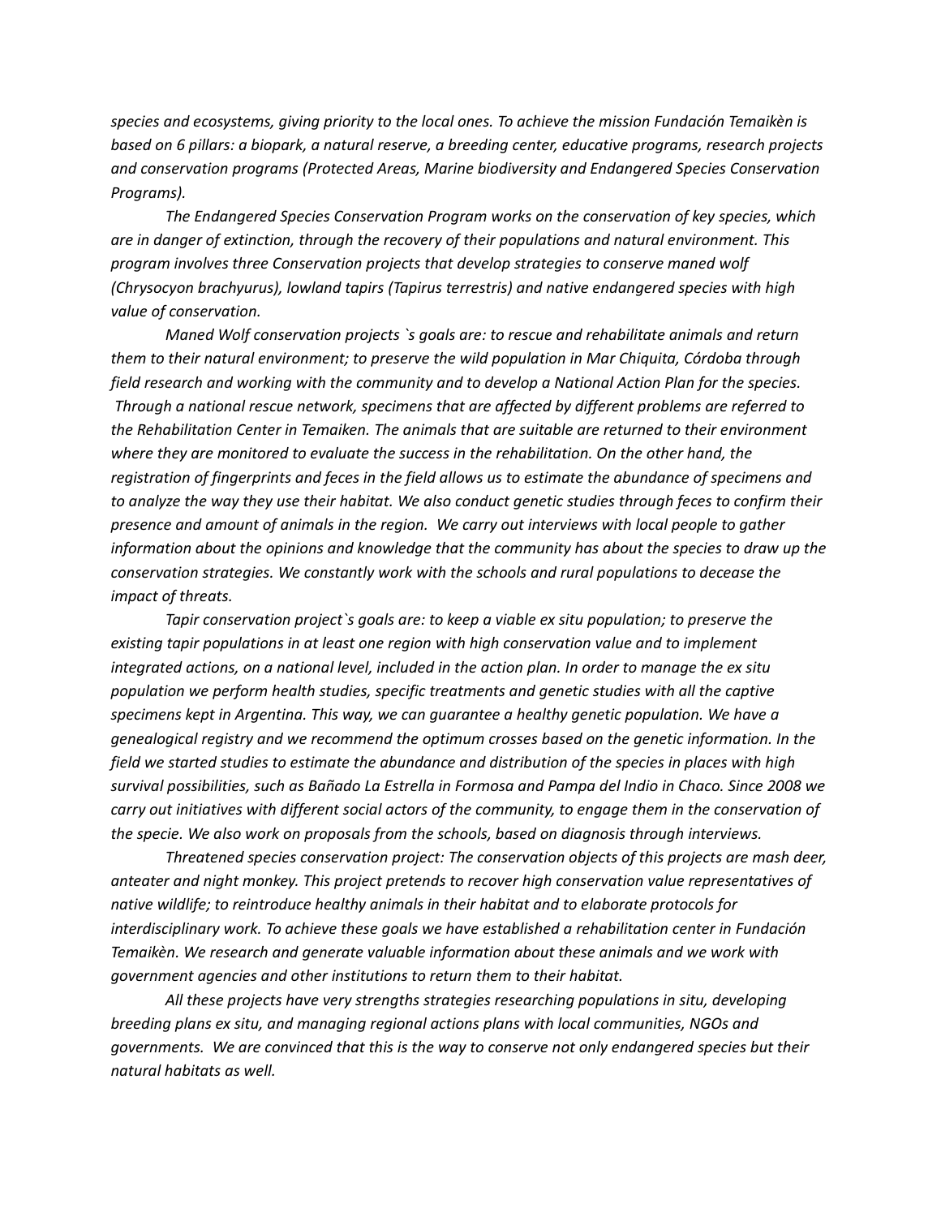*species and ecosystems, giving priority to the local ones. To achieve the mission Fundación Temaikèn is based on 6 pillars: a biopark, a natural reserve, a breeding center, educative programs, research projects and conservation programs (Protected Areas, Marine biodiversity and Endangered Species Conservation Programs).*

*The Endangered Species Conservation Program works on the conservation of key species, which are in danger of extinction, through the recovery of their populations and natural environment. This program involves three Conservation projects that develop strategies to conserve maned wolf (Chrysocyon brachyurus), lowland tapirs (Tapirus terrestris) and native endangered species with high value of conservation.*

*Maned Wolf conservation projects `s goals are: to rescue and rehabilitate animals and return them to their natural environment; to preserve the wild population in Mar Chiquita, Córdoba through field research and working with the community and to develop a National Action Plan for the species. Through a national rescue network, specimens that are affected by different problems are referred to the Rehabilitation Center in Temaiken. The animals that are suitable are returned to their environment where they are monitored to evaluate the success in the rehabilitation. On the other hand, the registration of fingerprints and feces in the field allows us to estimate the abundance of specimens and to analyze the way they use their habitat. We also conduct genetic studies through feces to confirm their presence and amount of animals in the region. We carry out interviews with local people to gather information about the opinions and knowledge that the community has about the species to draw up the conservation strategies. We constantly work with the schools and rural populations to decease the impact of threats.*

*Tapir conservation project`s goals are: to keep a viable ex situ population; to preserve the existing tapir populations in at least one region with high conservation value and to implement integrated actions, on a national level, included in the action plan. In order to manage the ex situ population we perform health studies, specific treatments and genetic studies with all the captive specimens kept in Argentina. This way, we can guarantee a healthy genetic population. We have a genealogical registry and we recommend the optimum crosses based on the genetic information. In the field we started studies to estimate the abundance and distribution of the species in places with high survival possibilities, such as Bañado La Estrella in Formosa and Pampa del Indio in Chaco. Since 2008 we carry out initiatives with different social actors of the community, to engage them in the conservation of the specie. We also work on proposals from the schools, based on diagnosis through interviews.*

*Threatened species conservation project: The conservation objects of this projects are mash deer, anteater and night monkey. This project pretends to recover high conservation value representatives of native wildlife; to reintroduce healthy animals in their habitat and to elaborate protocols for interdisciplinary work. To achieve these goals we have established a rehabilitation center in Fundación Temaikèn. We research and generate valuable information about these animals and we work with government agencies and other institutions to return them to their habitat.*

*All these projects have very strengths strategies researching populations in situ, developing breeding plans ex situ, and managing regional actions plans with local communities, NGOs and governments. We are convinced that this is the way to conserve not only endangered species but their natural habitats as well.*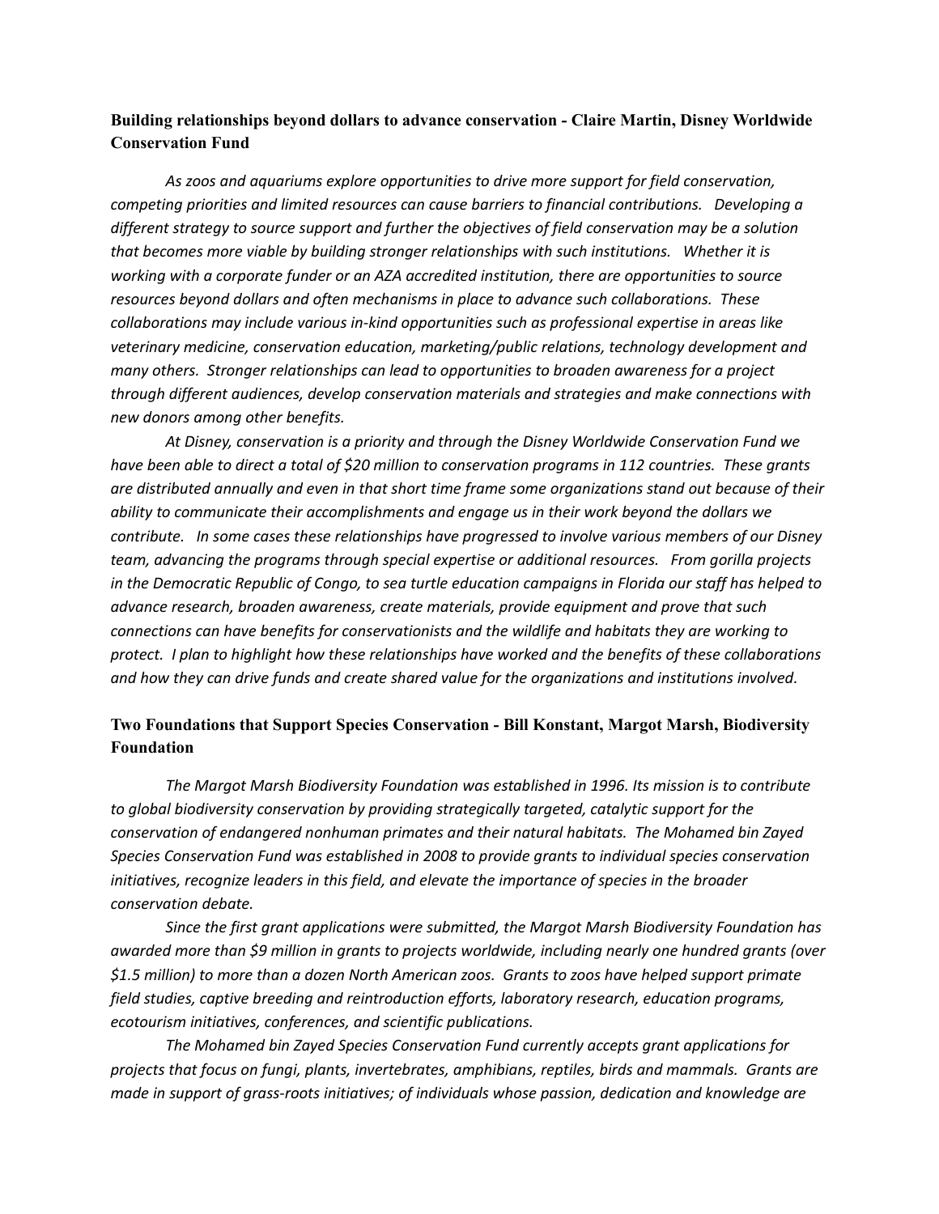**Building relationships beyond dollars to advance conservation - Claire Martin, Disney Worldwide Conservation Fund**

*As zoos and aquariums explore opportunities to drive more support for field conservation, competing priorities and limited resources can cause barriers to financial contributions. Developing a different strategy to source support and further the objectives of field conservation may be a solution that becomes more viable by building stronger relationships with such institutions. Whether it is working with a corporate funder or an AZA accredited institution, there are opportunities to source resources beyond dollars and often mechanisms in place to advance such collaborations. These collaborations may include various in-kind opportunities such as professional expertise in areas like veterinary medicine, conservation education, marketing/public relations, technology development and many others. Stronger relationships can lead to opportunities to broaden awareness for a project through different audiences, develop conservation materials and strategies and make connections with new donors among other benefits.*

*At Disney, conservation is a priority and through the Disney Worldwide Conservation Fund we have been able to direct a total of $20 million to conservation programs in 112 countries. These grants are distributed annually and even in that short time frame some organizations stand out because of their ability to communicate their accomplishments and engage us in their work beyond the dollars we contribute. In some cases these relationships have progressed to involve various members of our Disney team, advancing the programs through special expertise or additional resources. From gorilla projects in the Democratic Republic of Congo, to sea turtle education campaigns in Florida our staff has helped to advance research, broaden awareness, create materials, provide equipment and prove that such connections can have benefits for conservationists and the wildlife and habitats they are working to protect. I plan to highlight how these relationships have worked and the benefits of these collaborations and how they can drive funds and create shared value for the organizations and institutions involved.*

**Two Foundations that Support Species Conservation - Bill Konstant, Margot Marsh, Biodiversity Foundation**

*The Margot Marsh Biodiversity Foundation was established in 1996. Its mission is to contribute to global biodiversity conservation by providing strategically targeted, catalytic support for the conservation of endangered nonhuman primates and their natural habitats. The Mohamed bin Zayed Species Conservation Fund was established in 2008 to provide grants to individual species conservation initiatives, recognize leaders in this field, and elevate the importance of species in the broader conservation debate.*

*Since the first grant applications were submitted, the Margot Marsh Biodiversity Foundation has awarded more than $9 million in grants to projects worldwide, including nearly one hundred grants (over $1.5 million) to more than a dozen North American zoos. Grants to zoos have helped support primate field studies, captive breeding and reintroduction efforts, laboratory research, education programs, ecotourism initiatives, conferences, and scientific publications.*

*The Mohamed bin Zayed Species Conservation Fund currently accepts grant applications for projects that focus on fungi, plants, invertebrates, amphibians, reptiles, birds and mammals. Grants are made in support of grass-roots initiatives; of individuals whose passion, dedication and knowledge are*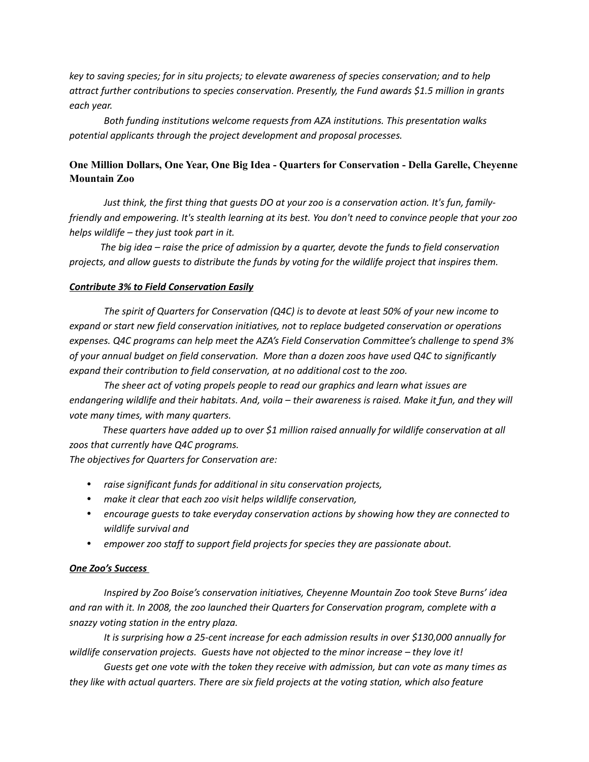*key to saving species; for in situ projects; to elevate awareness of species conservation; and to help attract further contributions to species conservation. Presently, the Fund awards $1.5 million in grants each year.*

*Both funding institutions welcome requests from AZA institutions. This presentation walks potential applicants through the project development and proposal processes.*

### One Million Dollars, One Year, One Big Idea - Quarters for Conservation - Della Garelle, Cheyenne Mountain Zoo

*Just think, the first thing that guests DO at your zoo is a conservation action. It's fun, family-friendly and empowering. It's stealth learning at its best. You don't need to convince people that your zoo helps wildlife – they just took part in it.*

*The big idea – raise the price of admission by a quarter, devote the funds to field conservation projects, and allow guests to distribute the funds by voting for the wildlife project that inspires them.*

***Contribute 3% to Field Conservation Easily***

*The spirit of Quarters for Conservation (Q4C) is to devote at least 50% of your new income to expand or start new field conservation initiatives, not to replace budgeted conservation or operations expenses. Q4C programs can help meet the AZA's Field Conservation Committee's challenge to spend 3% of your annual budget on field conservation. More than a dozen zoos have used Q4C to significantly expand their contribution to field conservation, at no additional cost to the zoo.*

*The sheer act of voting propels people to read our graphics and learn what issues are endangering wildlife and their habitats. And, voila – their awareness is raised. Make it fun, and they will vote many times, with many quarters.*

*These quarters have added up to over $1 million raised annually for wildlife conservation at all zoos that currently have Q4C programs.*

*The objectives for Quarters for Conservation are:*

- *raise significant funds for additional in situ conservation projects,*
- *make it clear that each zoo visit helps wildlife conservation,*
- *encourage guests to take everyday conservation actions by showing how they are connected to wildlife survival and*
- *empower zoo staff to support field projects for species they are passionate about.*

***One Zoo's Success***

*Inspired by Zoo Boise's conservation initiatives, Cheyenne Mountain Zoo took Steve Burns' idea and ran with it. In 2008, the zoo launched their Quarters for Conservation program, complete with a snazzy voting station in the entry plaza.*

*It is surprising how a 25-cent increase for each admission results in over $130,000 annually for wildlife conservation projects. Guests have not objected to the minor increase – they love it!*

*Guests get one vote with the token they receive with admission, but can vote as many times as they like with actual quarters. There are six field projects at the voting station, which also feature*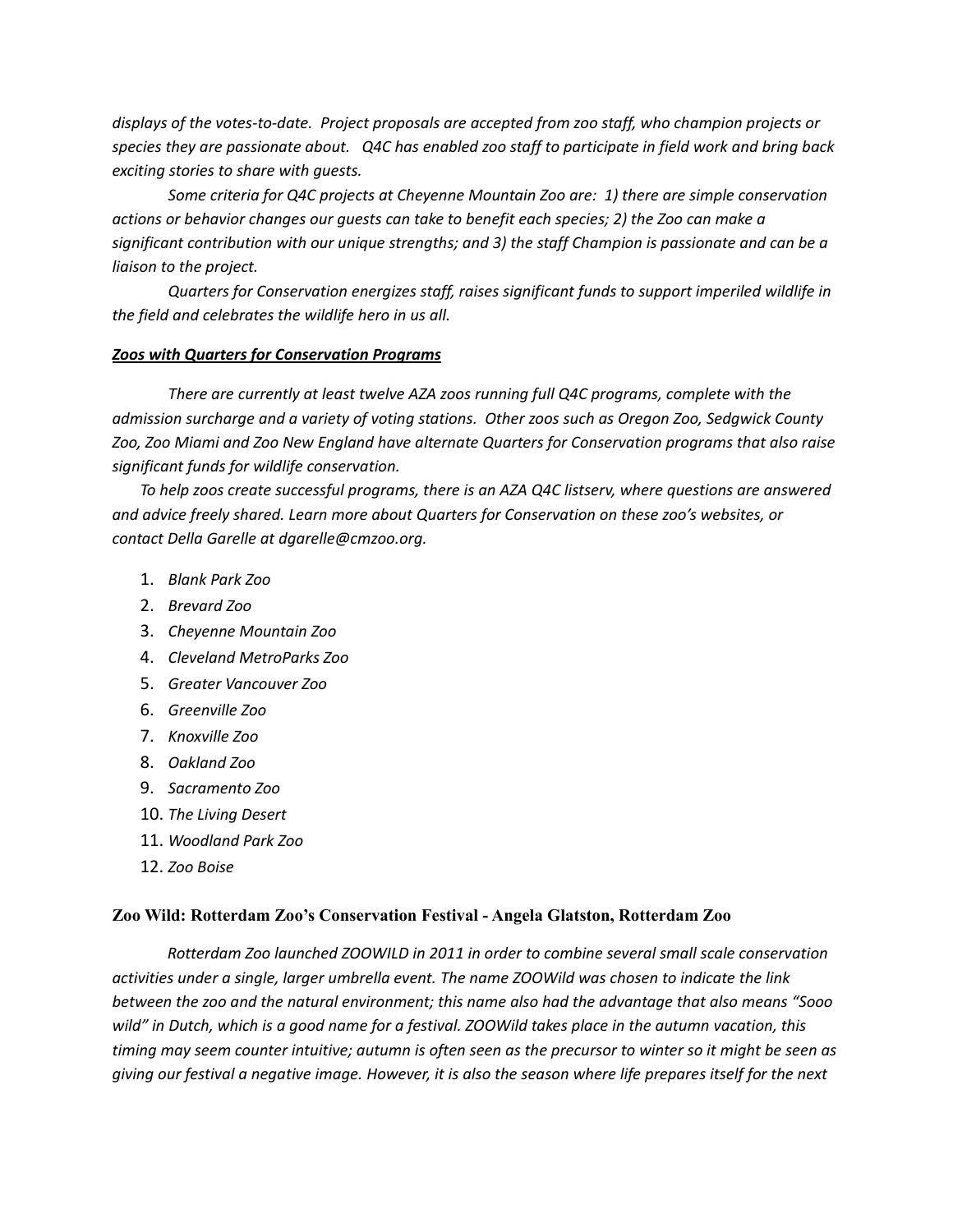*displays of the votes-to-date. Project proposals are accepted from zoo staff, who champion projects or species they are passionate about. Q4C has enabled zoo staff to participate in field work and bring back exciting stories to share with guests.*

*Some criteria for Q4C projects at Cheyenne Mountain Zoo are: 1) there are simple conservation actions or behavior changes our guests can take to benefit each species; 2) the Zoo can make a significant contribution with our unique strengths; and 3) the staff Champion is passionate and can be a liaison to the project.*

*Quarters for Conservation energizes staff, raises significant funds to support imperiled wildlife in the field and celebrates the wildlife hero in us all.*

***Zoos with Quarters for Conservation Programs***

*There are currently at least twelve AZA zoos running full Q4C programs, complete with the admission surcharge and a variety of voting stations. Other zoos such as Oregon Zoo, Sedgwick County Zoo, Zoo Miami and Zoo New England have alternate Quarters for Conservation programs that also raise significant funds for wildlife conservation.*

*To help zoos create successful programs, there is an AZA Q4C listserv, where questions are answered and advice freely shared. Learn more about Quarters for Conservation on these zoo's websites, or contact Della Garelle at dgarelle@cmzoo.org.*

1. *Blank Park Zoo*
2. *Brevard Zoo*
3. *Cheyenne Mountain Zoo*
4. *Cleveland MetroParks Zoo*
5. *Greater Vancouver Zoo*
6. *Greenville Zoo*
7. *Knoxville Zoo*
8. *Oakland Zoo*
9. *Sacramento Zoo*
10. *The Living Desert*
11. *Woodland Park Zoo*
12. *Zoo Boise*

### Zoo Wild: Rotterdam Zoo's Conservation Festival - Angela Glatston, Rotterdam Zoo

*Rotterdam Zoo launched ZOOWILD in 2011 in order to combine several small scale conservation activities under a single, larger umbrella event. The name ZOOWild was chosen to indicate the link between the zoo and the natural environment; this name also had the advantage that also means "Sooo wild" in Dutch, which is a good name for a festival. ZOOWild takes place in the autumn vacation, this timing may seem counter intuitive; autumn is often seen as the precursor to winter so it might be seen as giving our festival a negative image. However, it is also the season where life prepares itself for the next*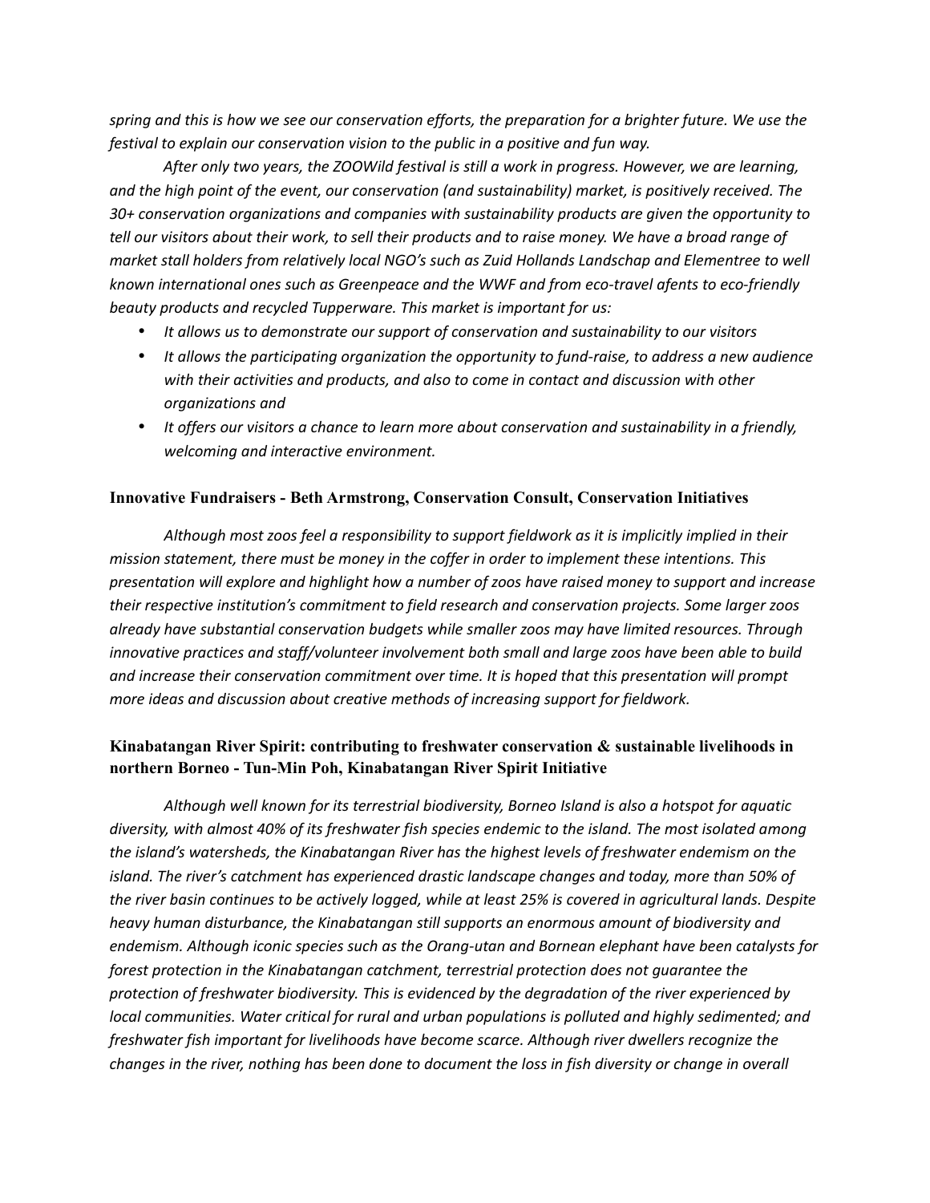*spring and this is how we see our conservation efforts, the preparation for a brighter future. We use the festival to explain our conservation vision to the public in a positive and fun way.*

*After only two years, the ZOOWild festival is still a work in progress. However, we are learning, and the high point of the event, our conservation (and sustainability) market, is positively received. The 30+ conservation organizations and companies with sustainability products are given the opportunity to tell our visitors about their work, to sell their products and to raise money. We have a broad range of market stall holders from relatively local NGO's such as Zuid Hollands Landschap and Elementree to well known international ones such as Greenpeace and the WWF and from eco-travel afents to eco-friendly beauty products and recycled Tupperware. This market is important for us:*

- *It allows us to demonstrate our support of conservation and sustainability to our visitors*
- *It allows the participating organization the opportunity to fund-raise, to address a new audience with their activities and products, and also to come in contact and discussion with other organizations and*
- *It offers our visitors a chance to learn more about conservation and sustainability in a friendly, welcoming and interactive environment.*

### Innovative Fundraisers - Beth Armstrong, Conservation Consult, Conservation Initiatives

*Although most zoos feel a responsibility to support fieldwork as it is implicitly implied in their mission statement, there must be money in the coffer in order to implement these intentions. This presentation will explore and highlight how a number of zoos have raised money to support and increase their respective institution's commitment to field research and conservation projects. Some larger zoos already have substantial conservation budgets while smaller zoos may have limited resources. Through innovative practices and staff/volunteer involvement both small and large zoos have been able to build and increase their conservation commitment over time. It is hoped that this presentation will prompt more ideas and discussion about creative methods of increasing support for fieldwork.*

### Kinabatangan River Spirit: contributing to freshwater conservation & sustainable livelihoods in northern Borneo - Tun-Min Poh, Kinabatangan River Spirit Initiative

*Although well known for its terrestrial biodiversity, Borneo Island is also a hotspot for aquatic diversity, with almost 40% of its freshwater fish species endemic to the island. The most isolated among the island's watersheds, the Kinabatangan River has the highest levels of freshwater endemism on the island. The river's catchment has experienced drastic landscape changes and today, more than 50% of the river basin continues to be actively logged, while at least 25% is covered in agricultural lands. Despite heavy human disturbance, the Kinabatangan still supports an enormous amount of biodiversity and endemism. Although iconic species such as the Orang-utan and Bornean elephant have been catalysts for forest protection in the Kinabatangan catchment, terrestrial protection does not guarantee the protection of freshwater biodiversity. This is evidenced by the degradation of the river experienced by local communities. Water critical for rural and urban populations is polluted and highly sedimented; and freshwater fish important for livelihoods have become scarce. Although river dwellers recognize the changes in the river, nothing has been done to document the loss in fish diversity or change in overall*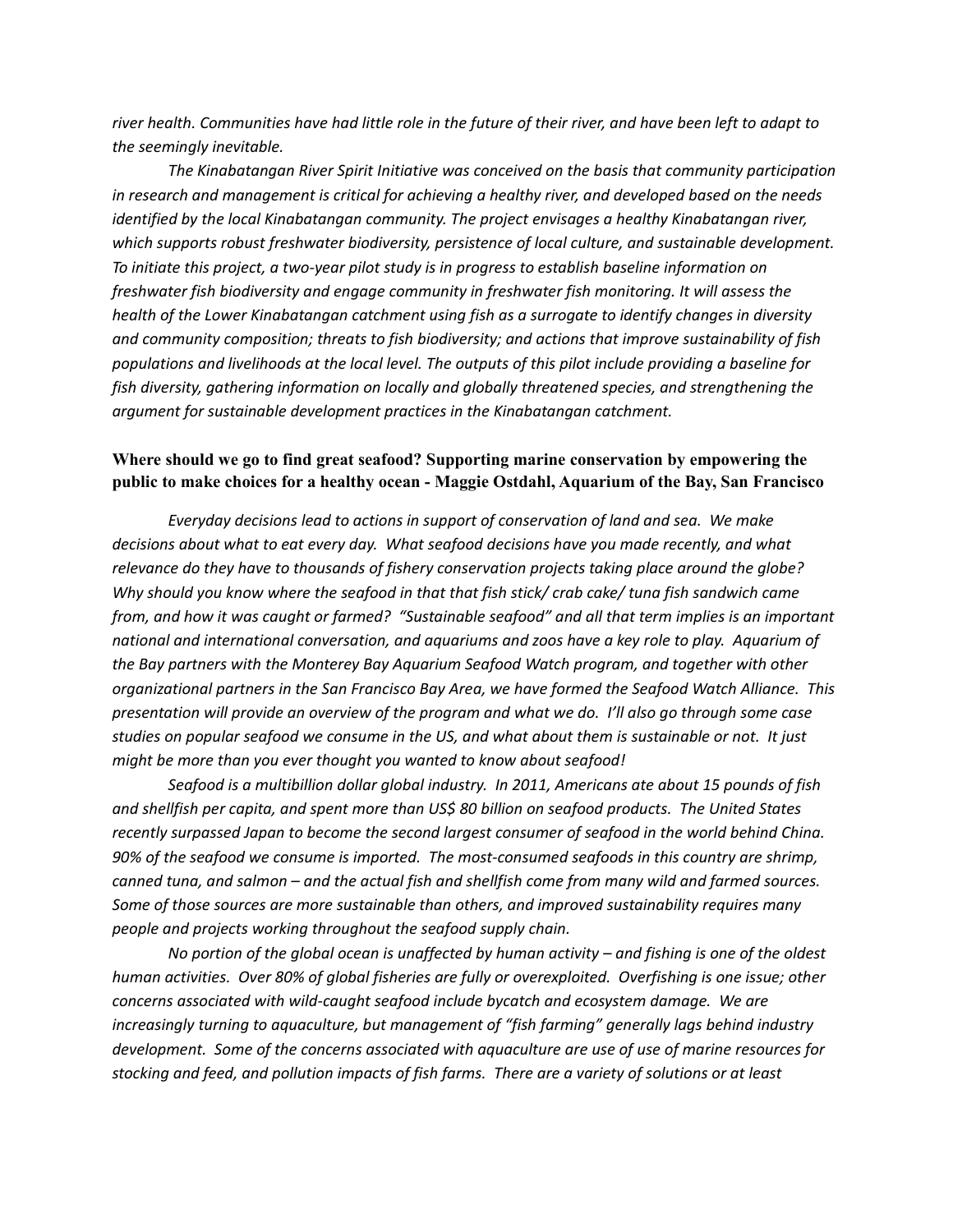*river health. Communities have had little role in the future of their river, and have been left to adapt to the seemingly inevitable.*

*The Kinabatangan River Spirit Initiative was conceived on the basis that community participation in research and management is critical for achieving a healthy river, and developed based on the needs identified by the local Kinabatangan community. The project envisages a healthy Kinabatangan river, which supports robust freshwater biodiversity, persistence of local culture, and sustainable development. To initiate this project, a two-year pilot study is in progress to establish baseline information on freshwater fish biodiversity and engage community in freshwater fish monitoring. It will assess the health of the Lower Kinabatangan catchment using fish as a surrogate to identify changes in diversity and community composition; threats to fish biodiversity; and actions that improve sustainability of fish populations and livelihoods at the local level. The outputs of this pilot include providing a baseline for fish diversity, gathering information on locally and globally threatened species, and strengthening the argument for sustainable development practices in the Kinabatangan catchment.*

**Where should we go to find great seafood? Supporting marine conservation by empowering the public to make choices for a healthy ocean - Maggie Ostdahl, Aquarium of the Bay, San Francisco**

*Everyday decisions lead to actions in support of conservation of land and sea. We make decisions about what to eat every day. What seafood decisions have you made recently, and what relevance do they have to thousands of fishery conservation projects taking place around the globe? Why should you know where the seafood in that that fish stick/ crab cake/ tuna fish sandwich came from, and how it was caught or farmed? "Sustainable seafood" and all that term implies is an important national and international conversation, and aquariums and zoos have a key role to play. Aquarium of the Bay partners with the Monterey Bay Aquarium Seafood Watch program, and together with other organizational partners in the San Francisco Bay Area, we have formed the Seafood Watch Alliance. This presentation will provide an overview of the program and what we do. I'll also go through some case studies on popular seafood we consume in the US, and what about them is sustainable or not. It just might be more than you ever thought you wanted to know about seafood!*

*Seafood is a multibillion dollar global industry. In 2011, Americans ate about 15 pounds of fish and shellfish per capita, and spent more than US$ 80 billion on seafood products. The United States recently surpassed Japan to become the second largest consumer of seafood in the world behind China. 90% of the seafood we consume is imported. The most-consumed seafoods in this country are shrimp, canned tuna, and salmon – and the actual fish and shellfish come from many wild and farmed sources. Some of those sources are more sustainable than others, and improved sustainability requires many people and projects working throughout the seafood supply chain.*

*No portion of the global ocean is unaffected by human activity – and fishing is one of the oldest human activities. Over 80% of global fisheries are fully or overexploited. Overfishing is one issue; other concerns associated with wild-caught seafood include bycatch and ecosystem damage. We are increasingly turning to aquaculture, but management of "fish farming" generally lags behind industry development. Some of the concerns associated with aquaculture are use of use of marine resources for stocking and feed, and pollution impacts of fish farms. There are a variety of solutions or at least*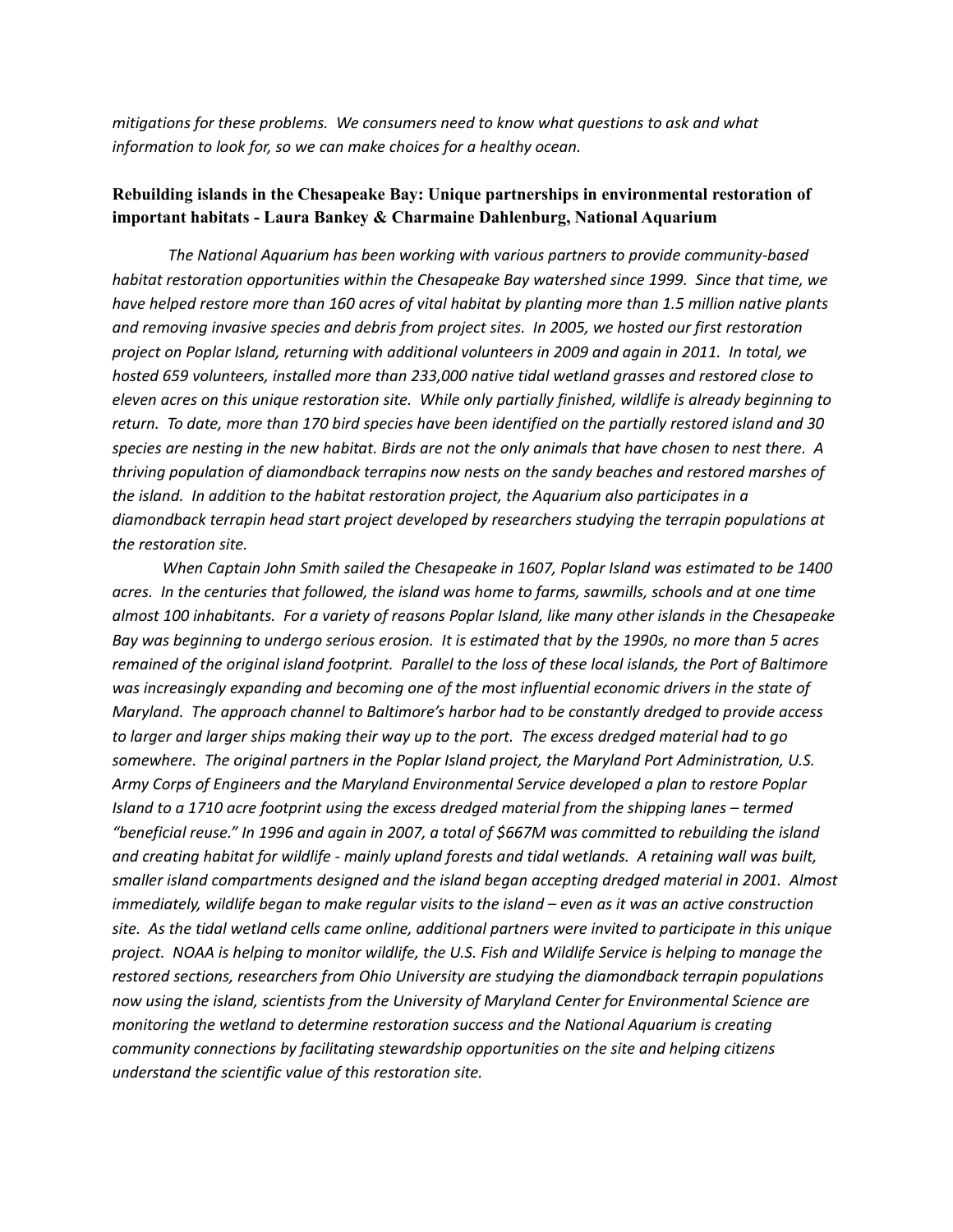*mitigations for these problems. We consumers need to know what questions to ask and what information to look for, so we can make choices for a healthy ocean.*

### Rebuilding islands in the Chesapeake Bay: Unique partnerships in environmental restoration of important habitats - Laura Bankey & Charmaine Dahlenburg, National Aquarium

*The National Aquarium has been working with various partners to provide community-based habitat restoration opportunities within the Chesapeake Bay watershed since 1999. Since that time, we have helped restore more than 160 acres of vital habitat by planting more than 1.5 million native plants and removing invasive species and debris from project sites. In 2005, we hosted our first restoration project on Poplar Island, returning with additional volunteers in 2009 and again in 2011. In total, we hosted 659 volunteers, installed more than 233,000 native tidal wetland grasses and restored close to eleven acres on this unique restoration site. While only partially finished, wildlife is already beginning to return. To date, more than 170 bird species have been identified on the partially restored island and 30 species are nesting in the new habitat. Birds are not the only animals that have chosen to nest there. A thriving population of diamondback terrapins now nests on the sandy beaches and restored marshes of the island. In addition to the habitat restoration project, the Aquarium also participates in a diamondback terrapin head start project developed by researchers studying the terrapin populations at the restoration site.*

*When Captain John Smith sailed the Chesapeake in 1607, Poplar Island was estimated to be 1400 acres. In the centuries that followed, the island was home to farms, sawmills, schools and at one time almost 100 inhabitants. For a variety of reasons Poplar Island, like many other islands in the Chesapeake Bay was beginning to undergo serious erosion. It is estimated that by the 1990s, no more than 5 acres remained of the original island footprint. Parallel to the loss of these local islands, the Port of Baltimore was increasingly expanding and becoming one of the most influential economic drivers in the state of Maryland. The approach channel to Baltimore's harbor had to be constantly dredged to provide access to larger and larger ships making their way up to the port. The excess dredged material had to go somewhere. The original partners in the Poplar Island project, the Maryland Port Administration, U.S. Army Corps of Engineers and the Maryland Environmental Service developed a plan to restore Poplar Island to a 1710 acre footprint using the excess dredged material from the shipping lanes – termed "beneficial reuse." In 1996 and again in 2007, a total of $667M was committed to rebuilding the island and creating habitat for wildlife - mainly upland forests and tidal wetlands. A retaining wall was built, smaller island compartments designed and the island began accepting dredged material in 2001. Almost immediately, wildlife began to make regular visits to the island – even as it was an active construction site. As the tidal wetland cells came online, additional partners were invited to participate in this unique project. NOAA is helping to monitor wildlife, the U.S. Fish and Wildlife Service is helping to manage the restored sections, researchers from Ohio University are studying the diamondback terrapin populations now using the island, scientists from the University of Maryland Center for Environmental Science are monitoring the wetland to determine restoration success and the National Aquarium is creating community connections by facilitating stewardship opportunities on the site and helping citizens understand the scientific value of this restoration site.*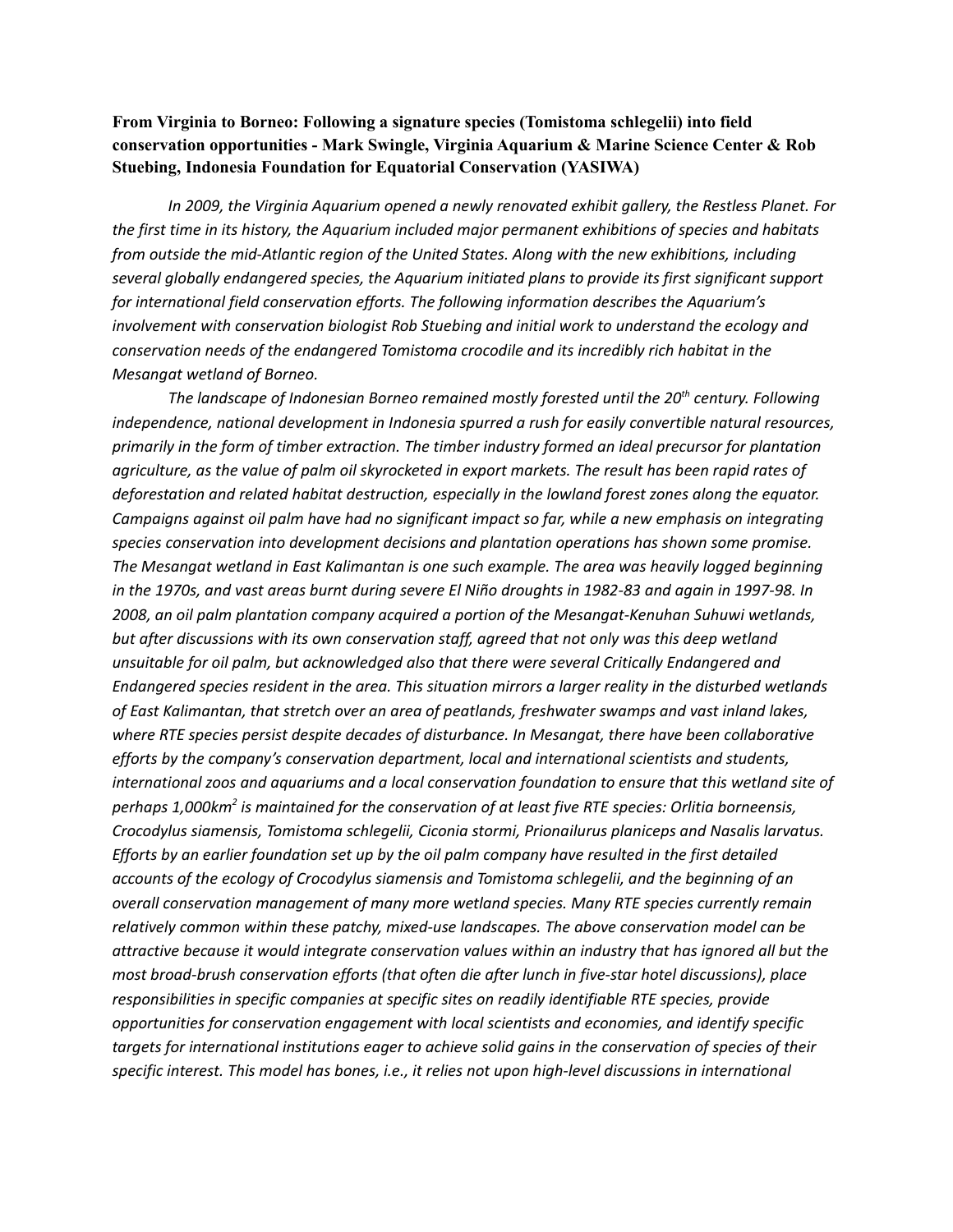**From Virginia to Borneo: Following a signature species (Tomistoma schlegelii) into field conservation opportunities - Mark Swingle, Virginia Aquarium & Marine Science Center & Rob Stuebing, Indonesia Foundation for Equatorial Conservation (YASIWA)**

*In 2009, the Virginia Aquarium opened a newly renovated exhibit gallery, the Restless Planet. For the first time in its history, the Aquarium included major permanent exhibitions of species and habitats from outside the mid-Atlantic region of the United States. Along with the new exhibitions, including several globally endangered species, the Aquarium initiated plans to provide its first significant support for international field conservation efforts. The following information describes the Aquarium's involvement with conservation biologist Rob Stuebing and initial work to understand the ecology and conservation needs of the endangered Tomistoma crocodile and its incredibly rich habitat in the Mesangat wetland of Borneo.*

*The landscape of Indonesian Borneo remained mostly forested until the 20th century. Following independence, national development in Indonesia spurred a rush for easily convertible natural resources, primarily in the form of timber extraction. The timber industry formed an ideal precursor for plantation agriculture, as the value of palm oil skyrocketed in export markets. The result has been rapid rates of deforestation and related habitat destruction, especially in the lowland forest zones along the equator. Campaigns against oil palm have had no significant impact so far, while a new emphasis on integrating species conservation into development decisions and plantation operations has shown some promise. The Mesangat wetland in East Kalimantan is one such example. The area was heavily logged beginning in the 1970s, and vast areas burnt during severe El Niño droughts in 1982-83 and again in 1997-98. In 2008, an oil palm plantation company acquired a portion of the Mesangat-Kenuhan Suhuwi wetlands, but after discussions with its own conservation staff, agreed that not only was this deep wetland unsuitable for oil palm, but acknowledged also that there were several Critically Endangered and Endangered species resident in the area. This situation mirrors a larger reality in the disturbed wetlands of East Kalimantan, that stretch over an area of peatlands, freshwater swamps and vast inland lakes, where RTE species persist despite decades of disturbance. In Mesangat, there have been collaborative efforts by the company's conservation department, local and international scientists and students, international zoos and aquariums and a local conservation foundation to ensure that this wetland site of perhaps 1,000km$^2$ is maintained for the conservation of at least five RTE species: Orlitia borneensis, Crocodylus siamensis, Tomistoma schlegelii, Ciconia stormi, Prionailurus planiceps and Nasalis larvatus. Efforts by an earlier foundation set up by the oil palm company have resulted in the first detailed accounts of the ecology of Crocodylus siamensis and Tomistoma schlegelii, and the beginning of an overall conservation management of many more wetland species. Many RTE species currently remain relatively common within these patchy, mixed-use landscapes. The above conservation model can be attractive because it would integrate conservation values within an industry that has ignored all but the most broad-brush conservation efforts (that often die after lunch in five-star hotel discussions), place responsibilities in specific companies at specific sites on readily identifiable RTE species, provide opportunities for conservation engagement with local scientists and economies, and identify specific targets for international institutions eager to achieve solid gains in the conservation of species of their specific interest. This model has bones, i.e., it relies not upon high-level discussions in international*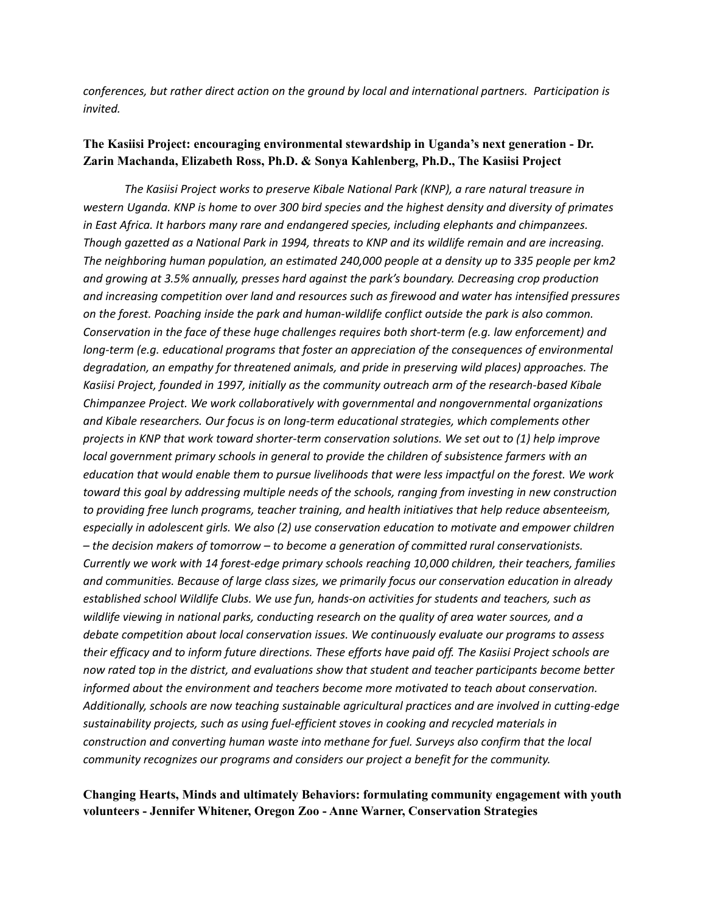*conferences, but rather direct action on the ground by local and international partners. Participation is invited.*

**The Kasiisi Project: encouraging environmental stewardship in Uganda's next generation - Dr. Zarin Machanda, Elizabeth Ross, Ph.D. & Sonya Kahlenberg, Ph.D., The Kasiisi Project**

*The Kasiisi Project works to preserve Kibale National Park (KNP), a rare natural treasure in western Uganda. KNP is home to over 300 bird species and the highest density and diversity of primates in East Africa. It harbors many rare and endangered species, including elephants and chimpanzees. Though gazetted as a National Park in 1994, threats to KNP and its wildlife remain and are increasing. The neighboring human population, an estimated 240,000 people at a density up to 335 people per km2 and growing at 3.5% annually, presses hard against the park's boundary. Decreasing crop production and increasing competition over land and resources such as firewood and water has intensified pressures on the forest. Poaching inside the park and human-wildlife conflict outside the park is also common. Conservation in the face of these huge challenges requires both short-term (e.g. law enforcement) and long-term (e.g. educational programs that foster an appreciation of the consequences of environmental degradation, an empathy for threatened animals, and pride in preserving wild places) approaches. The Kasiisi Project, founded in 1997, initially as the community outreach arm of the research-based Kibale Chimpanzee Project. We work collaboratively with governmental and nongovernmental organizations and Kibale researchers. Our focus is on long-term educational strategies, which complements other projects in KNP that work toward shorter-term conservation solutions. We set out to (1) help improve local government primary schools in general to provide the children of subsistence farmers with an education that would enable them to pursue livelihoods that were less impactful on the forest. We work toward this goal by addressing multiple needs of the schools, ranging from investing in new construction to providing free lunch programs, teacher training, and health initiatives that help reduce absenteeism, especially in adolescent girls. We also (2) use conservation education to motivate and empower children – the decision makers of tomorrow – to become a generation of committed rural conservationists. Currently we work with 14 forest-edge primary schools reaching 10,000 children, their teachers, families and communities. Because of large class sizes, we primarily focus our conservation education in already established school Wildlife Clubs. We use fun, hands-on activities for students and teachers, such as wildlife viewing in national parks, conducting research on the quality of area water sources, and a debate competition about local conservation issues. We continuously evaluate our programs to assess their efficacy and to inform future directions. These efforts have paid off. The Kasiisi Project schools are now rated top in the district, and evaluations show that student and teacher participants become better informed about the environment and teachers become more motivated to teach about conservation. Additionally, schools are now teaching sustainable agricultural practices and are involved in cutting-edge sustainability projects, such as using fuel-efficient stoves in cooking and recycled materials in construction and converting human waste into methane for fuel. Surveys also confirm that the local community recognizes our programs and considers our project a benefit for the community.*

**Changing Hearts, Minds and ultimately Behaviors: formulating community engagement with youth volunteers - Jennifer Whitener, Oregon Zoo - Anne Warner, Conservation Strategies**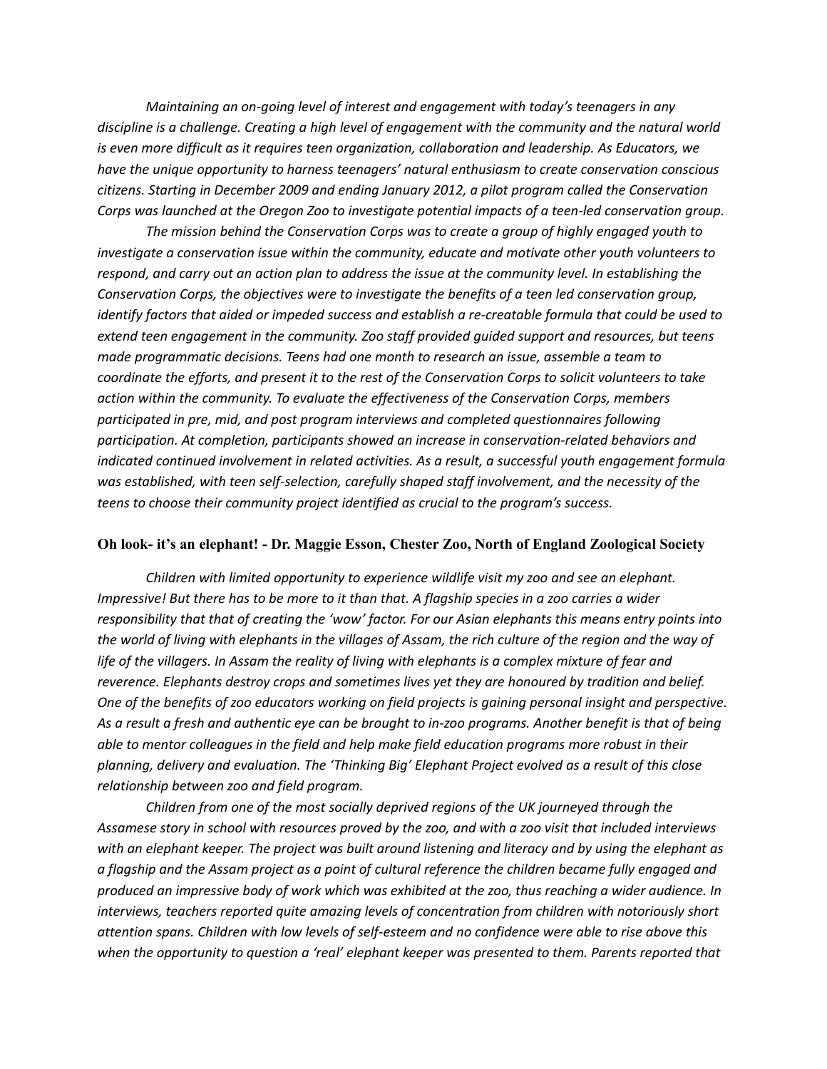*Maintaining an on-going level of interest and engagement with today's teenagers in any discipline is a challenge. Creating a high level of engagement with the community and the natural world is even more difficult as it requires teen organization, collaboration and leadership. As Educators, we have the unique opportunity to harness teenagers' natural enthusiasm to create conservation conscious citizens. Starting in December 2009 and ending January 2012, a pilot program called the Conservation Corps was launched at the Oregon Zoo to investigate potential impacts of a teen-led conservation group.*

*The mission behind the Conservation Corps was to create a group of highly engaged youth to investigate a conservation issue within the community, educate and motivate other youth volunteers to respond, and carry out an action plan to address the issue at the community level. In establishing the Conservation Corps, the objectives were to investigate the benefits of a teen led conservation group, identify factors that aided or impeded success and establish a re-creatable formula that could be used to extend teen engagement in the community. Zoo staff provided guided support and resources, but teens made programmatic decisions. Teens had one month to research an issue, assemble a team to coordinate the efforts, and present it to the rest of the Conservation Corps to solicit volunteers to take action within the community. To evaluate the effectiveness of the Conservation Corps, members participated in pre, mid, and post program interviews and completed questionnaires following participation. At completion, participants showed an increase in conservation-related behaviors and indicated continued involvement in related activities. As a result, a successful youth engagement formula was established, with teen self-selection, carefully shaped staff involvement, and the necessity of the teens to choose their community project identified as crucial to the program's success.*

### Oh look- it's an elephant! - Dr. Maggie Esson, Chester Zoo, North of England Zoological Society

*Children with limited opportunity to experience wildlife visit my zoo and see an elephant. Impressive! But there has to be more to it than that. A flagship species in a zoo carries a wider responsibility that that of creating the 'wow' factor. For our Asian elephants this means entry points into the world of living with elephants in the villages of Assam, the rich culture of the region and the way of life of the villagers. In Assam the reality of living with elephants is a complex mixture of fear and reverence. Elephants destroy crops and sometimes lives yet they are honoured by tradition and belief. One of the benefits of zoo educators working on field projects is gaining personal insight and perspective. As a result a fresh and authentic eye can be brought to in-zoo programs. Another benefit is that of being able to mentor colleagues in the field and help make field education programs more robust in their planning, delivery and evaluation. The 'Thinking Big' Elephant Project evolved as a result of this close relationship between zoo and field program.*

*Children from one of the most socially deprived regions of the UK journeyed through the Assamese story in school with resources proved by the zoo, and with a zoo visit that included interviews with an elephant keeper. The project was built around listening and literacy and by using the elephant as a flagship and the Assam project as a point of cultural reference the children became fully engaged and produced an impressive body of work which was exhibited at the zoo, thus reaching a wider audience. In interviews, teachers reported quite amazing levels of concentration from children with notoriously short attention spans. Children with low levels of self-esteem and no confidence were able to rise above this when the opportunity to question a 'real' elephant keeper was presented to them. Parents reported that*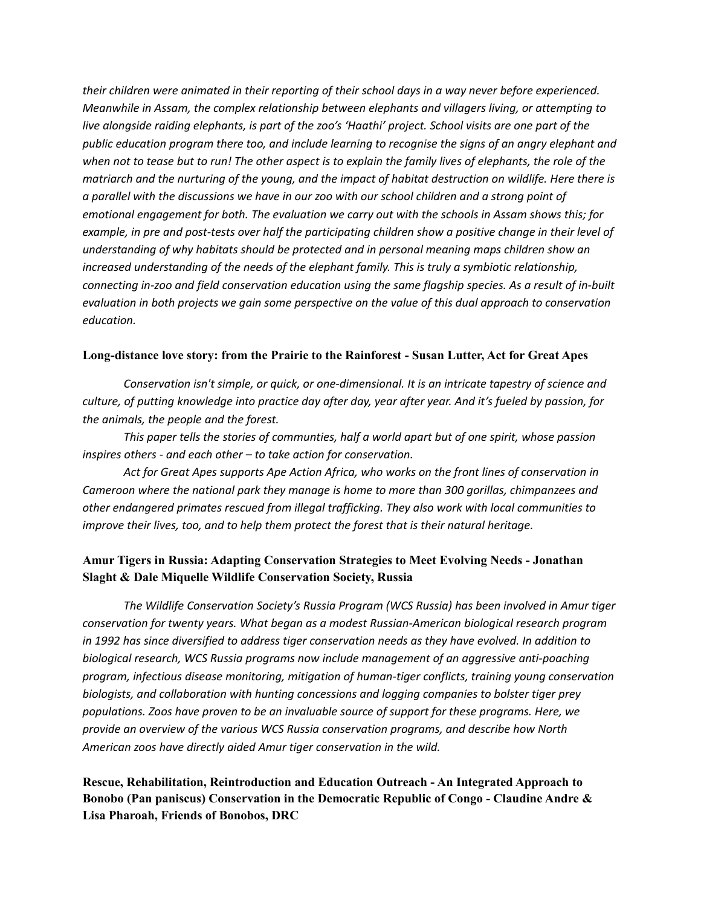*their children were animated in their reporting of their school days in a way never before experienced. Meanwhile in Assam, the complex relationship between elephants and villagers living, or attempting to live alongside raiding elephants, is part of the zoo's 'Haathi' project. School visits are one part of the public education program there too, and include learning to recognise the signs of an angry elephant and when not to tease but to run! The other aspect is to explain the family lives of elephants, the role of the matriarch and the nurturing of the young, and the impact of habitat destruction on wildlife. Here there is a parallel with the discussions we have in our zoo with our school children and a strong point of emotional engagement for both. The evaluation we carry out with the schools in Assam shows this; for example, in pre and post-tests over half the participating children show a positive change in their level of understanding of why habitats should be protected and in personal meaning maps children show an increased understanding of the needs of the elephant family. This is truly a symbiotic relationship, connecting in-zoo and field conservation education using the same flagship species. As a result of in-built evaluation in both projects we gain some perspective on the value of this dual approach to conservation education.*

**Long-distance love story: from the Prairie to the Rainforest - Susan Lutter, Act for Great Apes**

*Conservation isn't simple, or quick, or one-dimensional. It is an intricate tapestry of science and culture, of putting knowledge into practice day after day, year after year. And it's fueled by passion, for the animals, the people and the forest.*

*This paper tells the stories of communties, half a world apart but of one spirit, whose passion inspires others - and each other – to take action for conservation.*

*Act for Great Apes supports Ape Action Africa, who works on the front lines of conservation in Cameroon where the national park they manage is home to more than 300 gorillas, chimpanzees and other endangered primates rescued from illegal trafficking. They also work with local communities to improve their lives, too, and to help them protect the forest that is their natural heritage.*

**Amur Tigers in Russia: Adapting Conservation Strategies to Meet Evolving Needs - Jonathan Slaght & Dale Miquelle Wildlife Conservation Society, Russia**

*The Wildlife Conservation Society's Russia Program (WCS Russia) has been involved in Amur tiger conservation for twenty years. What began as a modest Russian-American biological research program in 1992 has since diversified to address tiger conservation needs as they have evolved. In addition to biological research, WCS Russia programs now include management of an aggressive anti-poaching program, infectious disease monitoring, mitigation of human-tiger conflicts, training young conservation biologists, and collaboration with hunting concessions and logging companies to bolster tiger prey populations. Zoos have proven to be an invaluable source of support for these programs. Here, we provide an overview of the various WCS Russia conservation programs, and describe how North American zoos have directly aided Amur tiger conservation in the wild.*

**Rescue, Rehabilitation, Reintroduction and Education Outreach - An Integrated Approach to Bonobo (Pan paniscus) Conservation in the Democratic Republic of Congo - Claudine Andre & Lisa Pharoah, Friends of Bonobos, DRC**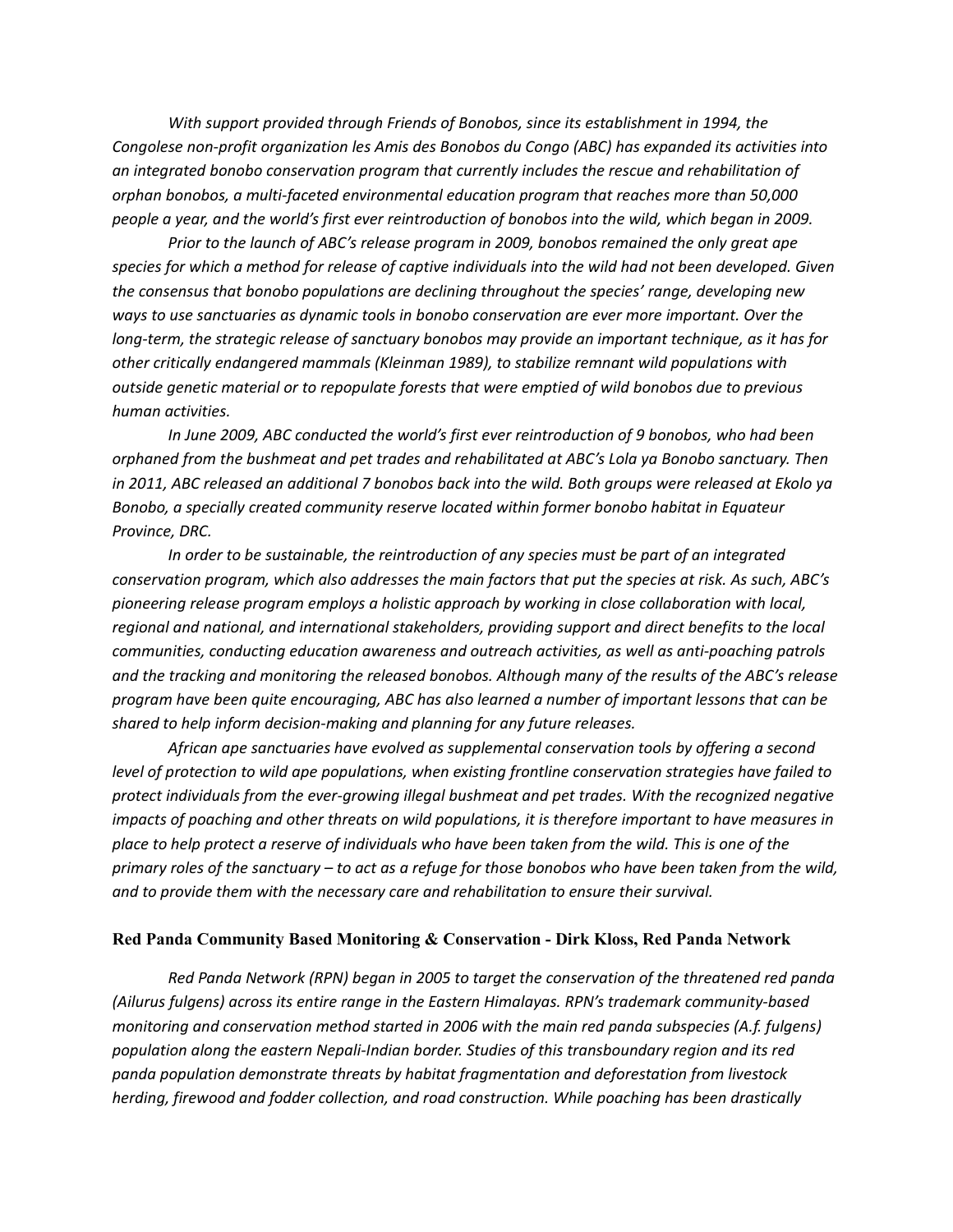*With support provided through Friends of Bonobos, since its establishment in 1994, the Congolese non-profit organization les Amis des Bonobos du Congo (ABC) has expanded its activities into an integrated bonobo conservation program that currently includes the rescue and rehabilitation of orphan bonobos, a multi-faceted environmental education program that reaches more than 50,000 people a year, and the world's first ever reintroduction of bonobos into the wild, which began in 2009.*

*Prior to the launch of ABC's release program in 2009, bonobos remained the only great ape species for which a method for release of captive individuals into the wild had not been developed. Given the consensus that bonobo populations are declining throughout the species' range, developing new ways to use sanctuaries as dynamic tools in bonobo conservation are ever more important. Over the long-term, the strategic release of sanctuary bonobos may provide an important technique, as it has for other critically endangered mammals (Kleinman 1989), to stabilize remnant wild populations with outside genetic material or to repopulate forests that were emptied of wild bonobos due to previous human activities.*

*In June 2009, ABC conducted the world's first ever reintroduction of 9 bonobos, who had been orphaned from the bushmeat and pet trades and rehabilitated at ABC's Lola ya Bonobo sanctuary. Then in 2011, ABC released an additional 7 bonobos back into the wild. Both groups were released at Ekolo ya Bonobo, a specially created community reserve located within former bonobo habitat in Equateur Province, DRC.*

*In order to be sustainable, the reintroduction of any species must be part of an integrated conservation program, which also addresses the main factors that put the species at risk. As such, ABC's pioneering release program employs a holistic approach by working in close collaboration with local, regional and national, and international stakeholders, providing support and direct benefits to the local communities, conducting education awareness and outreach activities, as well as anti-poaching patrols and the tracking and monitoring the released bonobos. Although many of the results of the ABC's release program have been quite encouraging, ABC has also learned a number of important lessons that can be shared to help inform decision-making and planning for any future releases.*

*African ape sanctuaries have evolved as supplemental conservation tools by offering a second level of protection to wild ape populations, when existing frontline conservation strategies have failed to protect individuals from the ever-growing illegal bushmeat and pet trades. With the recognized negative impacts of poaching and other threats on wild populations, it is therefore important to have measures in place to help protect a reserve of individuals who have been taken from the wild. This is one of the primary roles of the sanctuary – to act as a refuge for those bonobos who have been taken from the wild, and to provide them with the necessary care and rehabilitation to ensure their survival.*

### Red Panda Community Based Monitoring & Conservation - Dirk Kloss, Red Panda Network

*Red Panda Network (RPN) began in 2005 to target the conservation of the threatened red panda (Ailurus fulgens) across its entire range in the Eastern Himalayas. RPN's trademark community-based monitoring and conservation method started in 2006 with the main red panda subspecies (A.f. fulgens) population along the eastern Nepali-Indian border. Studies of this transboundary region and its red panda population demonstrate threats by habitat fragmentation and deforestation from livestock herding, firewood and fodder collection, and road construction. While poaching has been drastically*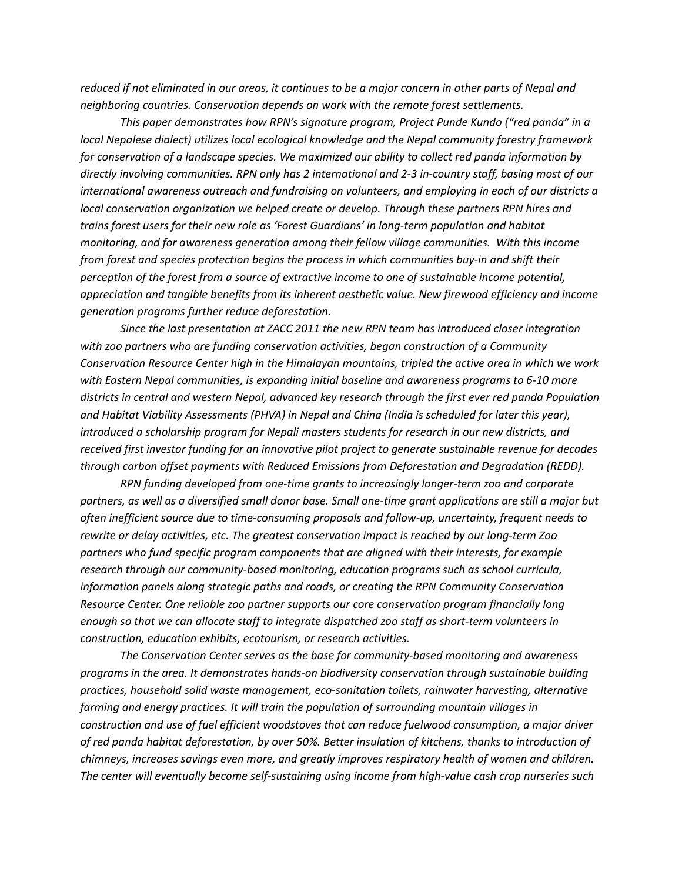*reduced if not eliminated in our areas, it continues to be a major concern in other parts of Nepal and neighboring countries. Conservation depends on work with the remote forest settlements.*

*This paper demonstrates how RPN's signature program, Project Punde Kundo ("red panda" in a local Nepalese dialect) utilizes local ecological knowledge and the Nepal community forestry framework for conservation of a landscape species. We maximized our ability to collect red panda information by directly involving communities. RPN only has 2 international and 2-3 in-country staff, basing most of our international awareness outreach and fundraising on volunteers, and employing in each of our districts a local conservation organization we helped create or develop. Through these partners RPN hires and trains forest users for their new role as 'Forest Guardians' in long-term population and habitat monitoring, and for awareness generation among their fellow village communities. With this income from forest and species protection begins the process in which communities buy-in and shift their perception of the forest from a source of extractive income to one of sustainable income potential, appreciation and tangible benefits from its inherent aesthetic value. New firewood efficiency and income generation programs further reduce deforestation.*

*Since the last presentation at ZACC 2011 the new RPN team has introduced closer integration with zoo partners who are funding conservation activities, began construction of a Community Conservation Resource Center high in the Himalayan mountains, tripled the active area in which we work with Eastern Nepal communities, is expanding initial baseline and awareness programs to 6-10 more districts in central and western Nepal, advanced key research through the first ever red panda Population and Habitat Viability Assessments (PHVA) in Nepal and China (India is scheduled for later this year), introduced a scholarship program for Nepali masters students for research in our new districts, and received first investor funding for an innovative pilot project to generate sustainable revenue for decades through carbon offset payments with Reduced Emissions from Deforestation and Degradation (REDD).*

*RPN funding developed from one-time grants to increasingly longer-term zoo and corporate partners, as well as a diversified small donor base. Small one-time grant applications are still a major but often inefficient source due to time-consuming proposals and follow-up, uncertainty, frequent needs to rewrite or delay activities, etc. The greatest conservation impact is reached by our long-term Zoo partners who fund specific program components that are aligned with their interests, for example research through our community-based monitoring, education programs such as school curricula, information panels along strategic paths and roads, or creating the RPN Community Conservation Resource Center. One reliable zoo partner supports our core conservation program financially long enough so that we can allocate staff to integrate dispatched zoo staff as short-term volunteers in construction, education exhibits, ecotourism, or research activities.*

*The Conservation Center serves as the base for community-based monitoring and awareness programs in the area. It demonstrates hands-on biodiversity conservation through sustainable building practices, household solid waste management, eco-sanitation toilets, rainwater harvesting, alternative farming and energy practices. It will train the population of surrounding mountain villages in construction and use of fuel efficient woodstoves that can reduce fuelwood consumption, a major driver of red panda habitat deforestation, by over 50%. Better insulation of kitchens, thanks to introduction of chimneys, increases savings even more, and greatly improves respiratory health of women and children. The center will eventually become self-sustaining using income from high-value cash crop nurseries such*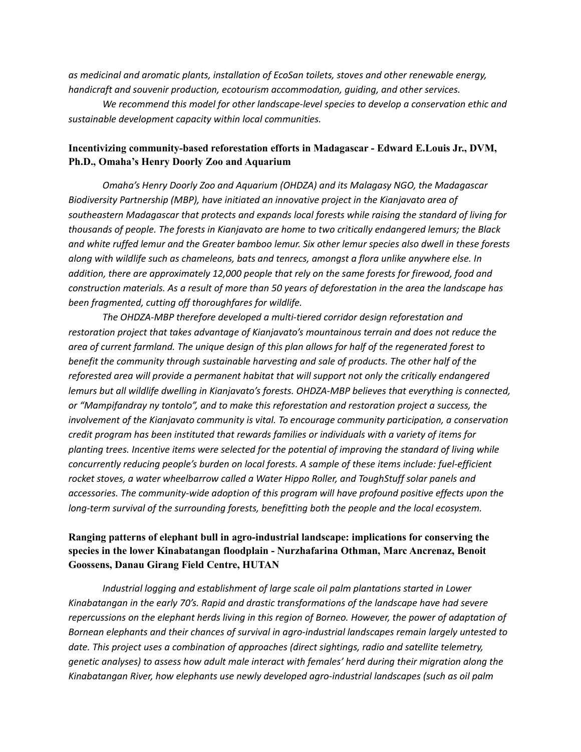*as medicinal and aromatic plants, installation of EcoSan toilets, stoves and other renewable energy, handicraft and souvenir production, ecotourism accommodation, guiding, and other services.*

*We recommend this model for other landscape-level species to develop a conservation ethic and sustainable development capacity within local communities.*

**Incentivizing community-based reforestation efforts in Madagascar - Edward E.Louis Jr., DVM, Ph.D., Omaha's Henry Doorly Zoo and Aquarium**

*Omaha's Henry Doorly Zoo and Aquarium (OHDZA) and its Malagasy NGO, the Madagascar Biodiversity Partnership (MBP), have initiated an innovative project in the Kianjavato area of southeastern Madagascar that protects and expands local forests while raising the standard of living for thousands of people. The forests in Kianjavato are home to two critically endangered lemurs; the Black and white ruffed lemur and the Greater bamboo lemur. Six other lemur species also dwell in these forests along with wildlife such as chameleons, bats and tenrecs, amongst a flora unlike anywhere else. In addition, there are approximately 12,000 people that rely on the same forests for firewood, food and construction materials. As a result of more than 50 years of deforestation in the area the landscape has been fragmented, cutting off thoroughfares for wildlife.*

*The OHDZA-MBP therefore developed a multi-tiered corridor design reforestation and restoration project that takes advantage of Kianjavato's mountainous terrain and does not reduce the area of current farmland. The unique design of this plan allows for half of the regenerated forest to benefit the community through sustainable harvesting and sale of products. The other half of the reforested area will provide a permanent habitat that will support not only the critically endangered lemurs but all wildlife dwelling in Kianjavato's forests. OHDZA-MBP believes that everything is connected, or "Mampifandray ny tontolo", and to make this reforestation and restoration project a success, the involvement of the Kianjavato community is vital. To encourage community participation, a conservation credit program has been instituted that rewards families or individuals with a variety of items for planting trees. Incentive items were selected for the potential of improving the standard of living while concurrently reducing people's burden on local forests. A sample of these items include: fuel-efficient rocket stoves, a water wheelbarrow called a Water Hippo Roller, and ToughStuff solar panels and accessories. The community-wide adoption of this program will have profound positive effects upon the long-term survival of the surrounding forests, benefitting both the people and the local ecosystem.*

**Ranging patterns of elephant bull in agro-industrial landscape: implications for conserving the species in the lower Kinabatangan floodplain - Nurzhafarina Othman, Marc Ancrenaz, Benoit Goossens, Danau Girang Field Centre, HUTAN**

*Industrial logging and establishment of large scale oil palm plantations started in Lower Kinabatangan in the early 70's. Rapid and drastic transformations of the landscape have had severe repercussions on the elephant herds living in this region of Borneo. However, the power of adaptation of Bornean elephants and their chances of survival in agro-industrial landscapes remain largely untested to date. This project uses a combination of approaches (direct sightings, radio and satellite telemetry, genetic analyses) to assess how adult male interact with females' herd during their migration along the Kinabatangan River, how elephants use newly developed agro-industrial landscapes (such as oil palm*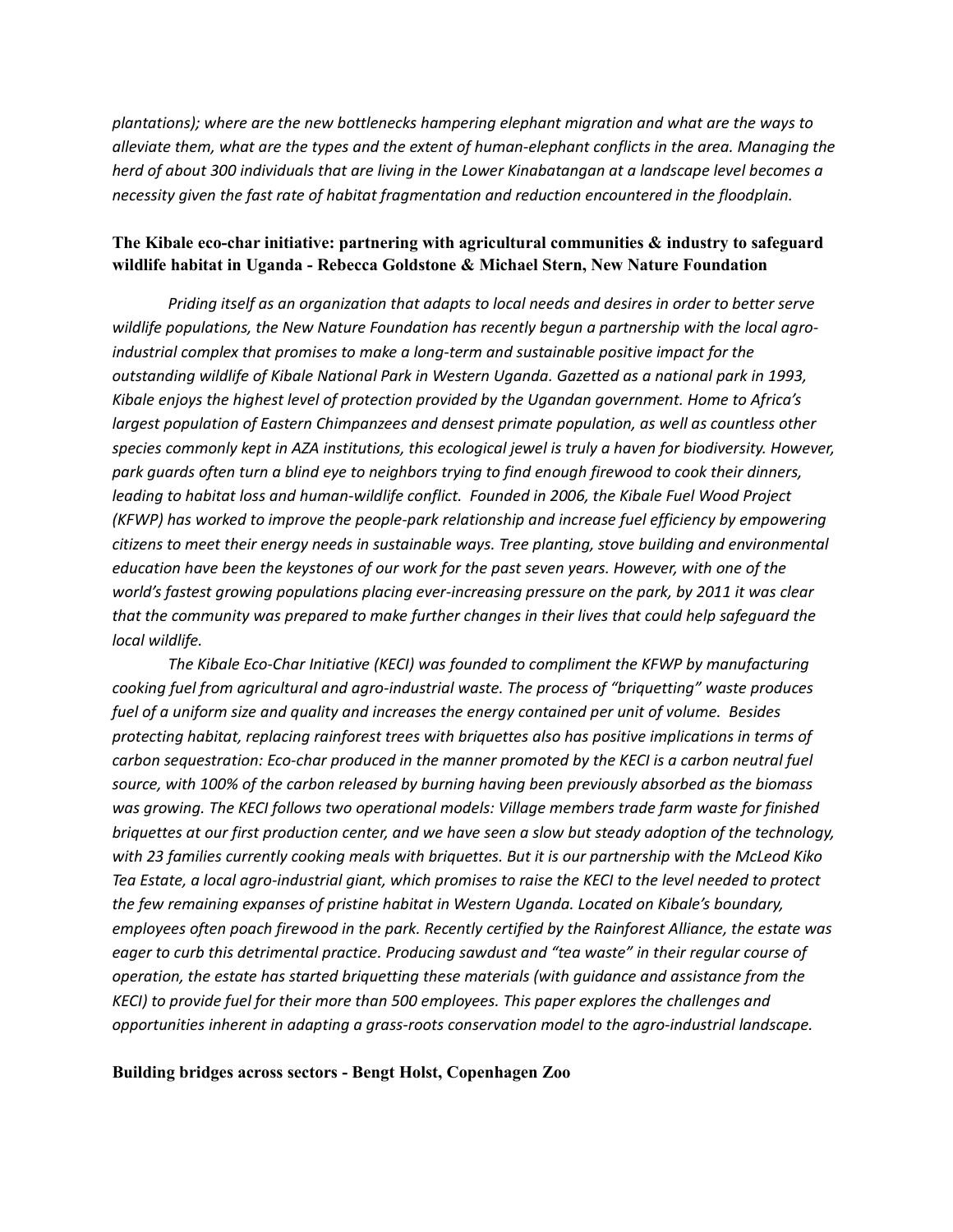*plantations); where are the new bottlenecks hampering elephant migration and what are the ways to alleviate them, what are the types and the extent of human-elephant conflicts in the area. Managing the herd of about 300 individuals that are living in the Lower Kinabatangan at a landscape level becomes a necessity given the fast rate of habitat fragmentation and reduction encountered in the floodplain.*

### The Kibale eco-char initiative: partnering with agricultural communities & industry to safeguard wildlife habitat in Uganda - Rebecca Goldstone & Michael Stern, New Nature Foundation

*Priding itself as an organization that adapts to local needs and desires in order to better serve wildlife populations, the New Nature Foundation has recently begun a partnership with the local agro-industrial complex that promises to make a long-term and sustainable positive impact for the outstanding wildlife of Kibale National Park in Western Uganda. Gazetted as a national park in 1993, Kibale enjoys the highest level of protection provided by the Ugandan government. Home to Africa's largest population of Eastern Chimpanzees and densest primate population, as well as countless other species commonly kept in AZA institutions, this ecological jewel is truly a haven for biodiversity. However, park guards often turn a blind eye to neighbors trying to find enough firewood to cook their dinners, leading to habitat loss and human-wildlife conflict. Founded in 2006, the Kibale Fuel Wood Project (KFWP) has worked to improve the people-park relationship and increase fuel efficiency by empowering citizens to meet their energy needs in sustainable ways. Tree planting, stove building and environmental education have been the keystones of our work for the past seven years. However, with one of the world's fastest growing populations placing ever-increasing pressure on the park, by 2011 it was clear that the community was prepared to make further changes in their lives that could help safeguard the local wildlife.*

*The Kibale Eco-Char Initiative (KECI) was founded to compliment the KFWP by manufacturing cooking fuel from agricultural and agro-industrial waste. The process of "briquetting" waste produces fuel of a uniform size and quality and increases the energy contained per unit of volume. Besides protecting habitat, replacing rainforest trees with briquettes also has positive implications in terms of carbon sequestration: Eco-char produced in the manner promoted by the KECI is a carbon neutral fuel source, with 100% of the carbon released by burning having been previously absorbed as the biomass was growing. The KECI follows two operational models: Village members trade farm waste for finished briquettes at our first production center, and we have seen a slow but steady adoption of the technology, with 23 families currently cooking meals with briquettes. But it is our partnership with the McLeod Kiko Tea Estate, a local agro-industrial giant, which promises to raise the KECI to the level needed to protect the few remaining expanses of pristine habitat in Western Uganda. Located on Kibale's boundary, employees often poach firewood in the park. Recently certified by the Rainforest Alliance, the estate was eager to curb this detrimental practice. Producing sawdust and "tea waste" in their regular course of operation, the estate has started briquetting these materials (with guidance and assistance from the KECI) to provide fuel for their more than 500 employees. This paper explores the challenges and opportunities inherent in adapting a grass-roots conservation model to the agro-industrial landscape.*

### Building bridges across sectors - Bengt Holst, Copenhagen Zoo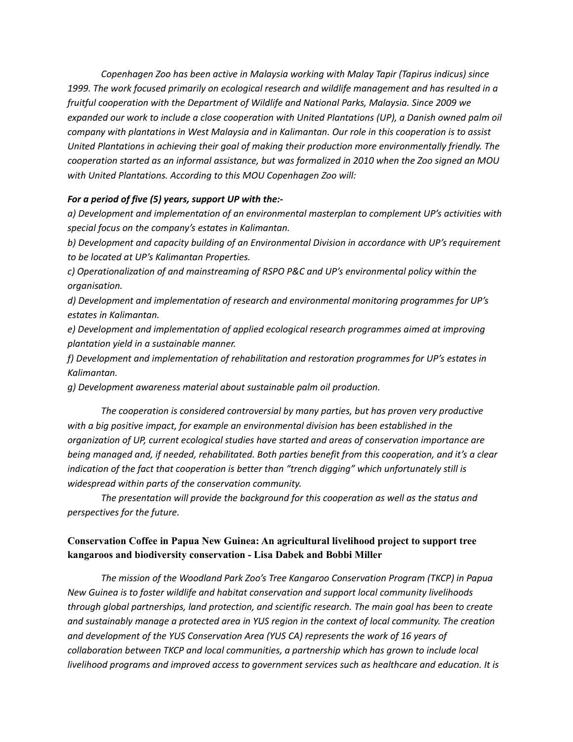*Copenhagen Zoo has been active in Malaysia working with Malay Tapir (Tapirus indicus) since 1999. The work focused primarily on ecological research and wildlife management and has resulted in a fruitful cooperation with the Department of Wildlife and National Parks, Malaysia. Since 2009 we expanded our work to include a close cooperation with United Plantations (UP), a Danish owned palm oil company with plantations in West Malaysia and in Kalimantan. Our role in this cooperation is to assist United Plantations in achieving their goal of making their production more environmentally friendly. The cooperation started as an informal assistance, but was formalized in 2010 when the Zoo signed an MOU with United Plantations. According to this MOU Copenhagen Zoo will:*

***For a period of five (5) years, support UP with the:-***

*a) Development and implementation of an environmental masterplan to complement UP's activities with special focus on the company's estates in Kalimantan.*

*b) Development and capacity building of an Environmental Division in accordance with UP's requirement to be located at UP's Kalimantan Properties.*

*c) Operationalization of and mainstreaming of RSPO P&C and UP's environmental policy within the organisation.*

*d) Development and implementation of research and environmental monitoring programmes for UP's estates in Kalimantan.*

*e) Development and implementation of applied ecological research programmes aimed at improving plantation yield in a sustainable manner.*

*f) Development and implementation of rehabilitation and restoration programmes for UP's estates in Kalimantan.*

*g) Development awareness material about sustainable palm oil production.*

*The cooperation is considered controversial by many parties, but has proven very productive with a big positive impact, for example an environmental division has been established in the organization of UP, current ecological studies have started and areas of conservation importance are being managed and, if needed, rehabilitated. Both parties benefit from this cooperation, and it's a clear indication of the fact that cooperation is better than "trench digging" which unfortunately still is widespread within parts of the conservation community.*

*The presentation will provide the background for this cooperation as well as the status and perspectives for the future.*

### Conservation Coffee in Papua New Guinea: An agricultural livelihood project to support tree kangaroos and biodiversity conservation - Lisa Dabek and Bobbi Miller

*The mission of the Woodland Park Zoo's Tree Kangaroo Conservation Program (TKCP) in Papua New Guinea is to foster wildlife and habitat conservation and support local community livelihoods through global partnerships, land protection, and scientific research. The main goal has been to create and sustainably manage a protected area in YUS region in the context of local community. The creation and development of the YUS Conservation Area (YUS CA) represents the work of 16 years of collaboration between TKCP and local communities, a partnership which has grown to include local livelihood programs and improved access to government services such as healthcare and education. It is*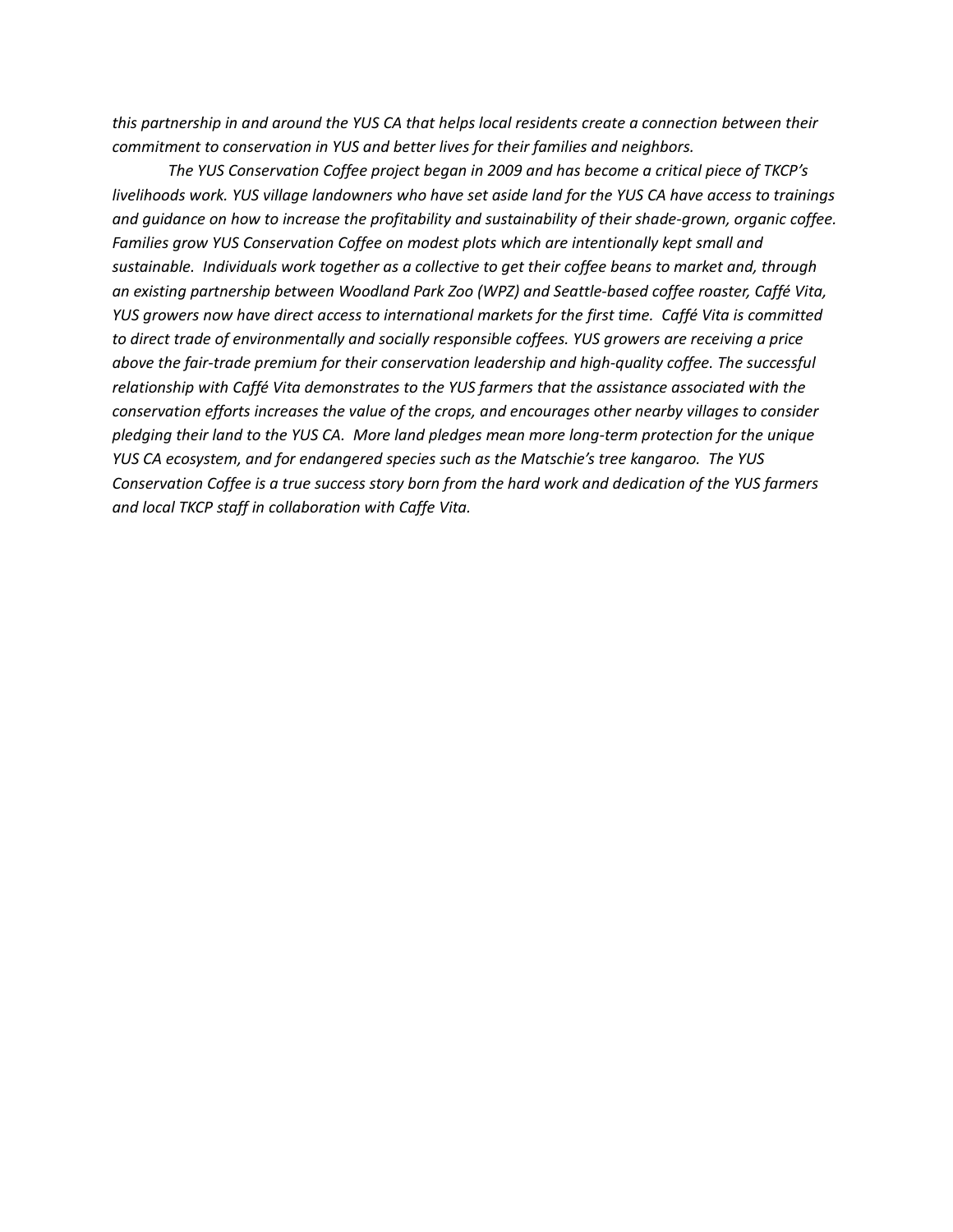*this partnership in and around the YUS CA that helps local residents create a connection between their commitment to conservation in YUS and better lives for their families and neighbors.*

*The YUS Conservation Coffee project began in 2009 and has become a critical piece of TKCP's livelihoods work. YUS village landowners who have set aside land for the YUS CA have access to trainings and guidance on how to increase the profitability and sustainability of their shade-grown, organic coffee. Families grow YUS Conservation Coffee on modest plots which are intentionally kept small and sustainable. Individuals work together as a collective to get their coffee beans to market and, through an existing partnership between Woodland Park Zoo (WPZ) and Seattle-based coffee roaster, Caffé Vita, YUS growers now have direct access to international markets for the first time. Caffé Vita is committed to direct trade of environmentally and socially responsible coffees. YUS growers are receiving a price above the fair-trade premium for their conservation leadership and high-quality coffee. The successful relationship with Caffé Vita demonstrates to the YUS farmers that the assistance associated with the conservation efforts increases the value of the crops, and encourages other nearby villages to consider pledging their land to the YUS CA. More land pledges mean more long-term protection for the unique YUS CA ecosystem, and for endangered species such as the Matschie's tree kangaroo. The YUS Conservation Coffee is a true success story born from the hard work and dedication of the YUS farmers and local TKCP staff in collaboration with Caffe Vita.*